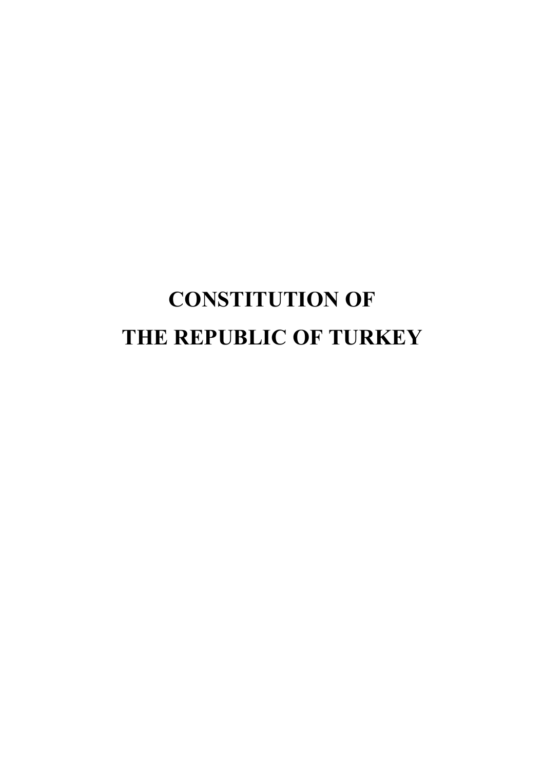# CONSTITUTION OF THE REPUBLIC OF TURKEY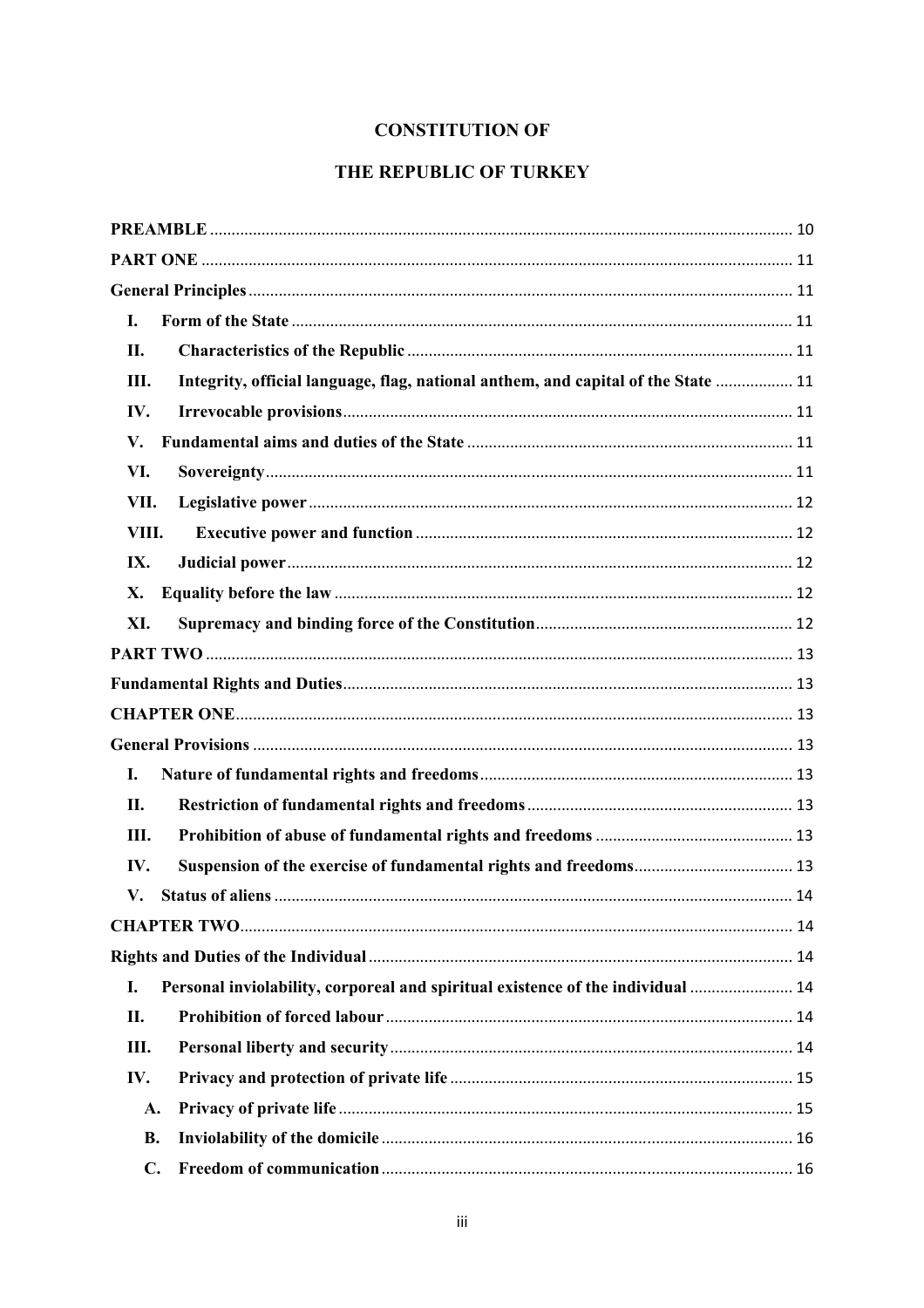# CONSTITUTION OF

# THE REPUBLIC OF TURKEY

**PREAMBLE** .......... 10

**PART ONE** .......... 11

**General Principles** .......... 11

- **I. Form of the State** .......... 11
- **II. Characteristics of the Republic** .......... 11
- **III. Integrity, official language, flag, national anthem, and capital of the State** .......... 11
- **IV. Irrevocable provisions** .......... 11
- **V. Fundamental aims and duties of the State** .......... 11
- **VI. Sovereignty** .......... 11
- **VII. Legislative power** .......... 12
- **VIII. Executive power and function** .......... 12
- **IX. Judicial power** .......... 12
- **X. Equality before the law** .......... 12
- **XI. Supremacy and binding force of the Constitution** .......... 12

**PART TWO** .......... 13

**Fundamental Rights and Duties** .......... 13

**CHAPTER ONE** .......... 13

**General Provisions** .......... 13

- **I. Nature of fundamental rights and freedoms** .......... 13
- **II. Restriction of fundamental rights and freedoms** .......... 13
- **III. Prohibition of abuse of fundamental rights and freedoms** .......... 13
- **IV. Suspension of the exercise of fundamental rights and freedoms** .......... 13
- **V. Status of aliens** .......... 14

**CHAPTER TWO** .......... 14

**Rights and Duties of the Individual** .......... 14

- **I. Personal inviolability, corporeal and spiritual existence of the individual** .......... 14
- **II. Prohibition of forced labour** .......... 14
- **III. Personal liberty and security** .......... 14
- **IV. Privacy and protection of private life** .......... 15
  - **A. Privacy of private life** .......... 15
  - **B. Inviolability of the domicile** .......... 16
  - **C. Freedom of communication** .......... 16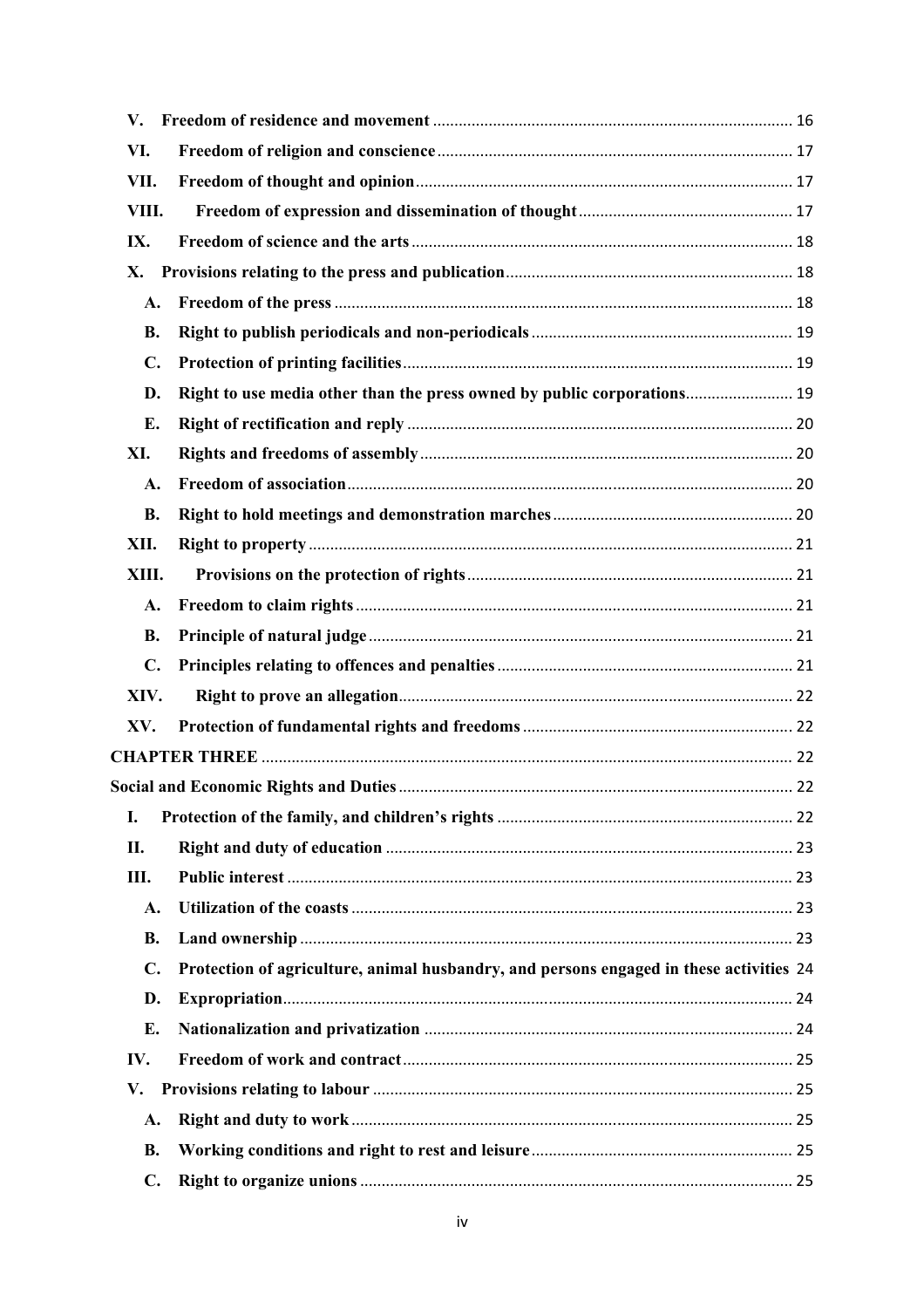V. **Freedom of residence and movement** ... 16

VI. **Freedom of religion and conscience** ... 17

VII. **Freedom of thought and opinion** ... 17

VIII. **Freedom of expression and dissemination of thought** ... 17

IX. **Freedom of science and the arts** ... 18

X. **Provisions relating to the press and publication** ... 18

- A. **Freedom of the press** ... 18
- B. **Right to publish periodicals and non-periodicals** ... 19
- C. **Protection of printing facilities** ... 19
- D. **Right to use media other than the press owned by public corporations** ... 19
- E. **Right of rectification and reply** ... 20

XI. **Rights and freedoms of assembly** ... 20

- A. **Freedom of association** ... 20
- B. **Right to hold meetings and demonstration marches** ... 20

XII. **Right to property** ... 21

XIII. **Provisions on the protection of rights** ... 21

- A. **Freedom to claim rights** ... 21
- B. **Principle of natural judge** ... 21
- C. **Principles relating to offences and penalties** ... 21

XIV. **Right to prove an allegation** ... 22

XV. **Protection of fundamental rights and freedoms** ... 22

**CHAPTER THREE** ... 22

**Social and Economic Rights and Duties** ... 22

I. **Protection of the family, and children's rights** ... 22

II. **Right and duty of education** ... 23

III. **Public interest** ... 23

- A. **Utilization of the coasts** ... 23
- B. **Land ownership** ... 23
- C. **Protection of agriculture, animal husbandry, and persons engaged in these activities** 24
- D. **Expropriation** ... 24
- E. **Nationalization and privatization** ... 24

IV. **Freedom of work and contract** ... 25

V. **Provisions relating to labour** ... 25

- A. **Right and duty to work** ... 25
- B. **Working conditions and right to rest and leisure** ... 25
- C. **Right to organize unions** ... 25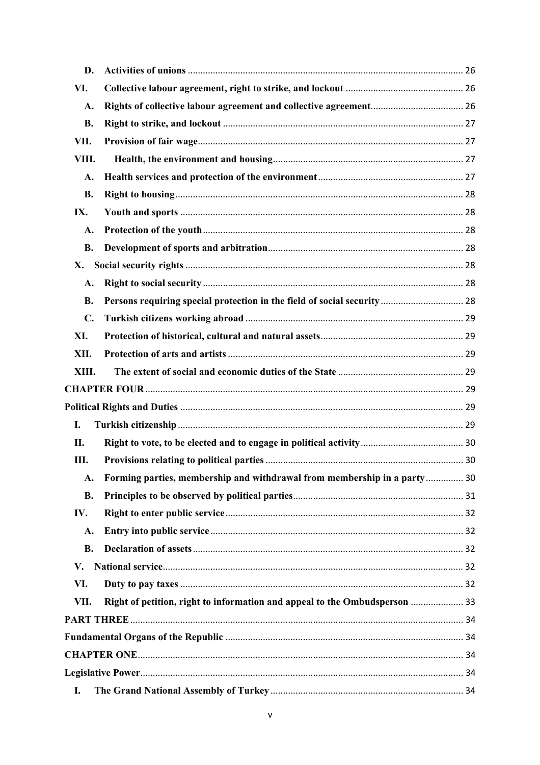D. Activities of unions ............................................................................................................ 26

VI. Collective labour agreement, right to strike, and lockout ............................................... 26

A. Rights of collective labour agreement and collective agreement.................................... 26

B. Right to strike, and lockout ............................................................................................... 27

VII. Provision of fair wage......................................................................................................... 27

VIII. Health, the environment and housing........................................................................... 27

A. Health services and protection of the environment......................................................... 27

B. Right to housing.................................................................................................................. 28

IX. Youth and sports ................................................................................................................ 28

A. Protection of the youth....................................................................................................... 28

B. Development of sports and arbitration............................................................................. 28

X. Social security rights .............................................................................................................. 28

A. Right to social security ....................................................................................................... 28

B. Persons requiring special protection in the field of social security................................ 28

C. Turkish citizens working abroad ...................................................................................... 29

XI. Protection of historical, cultural and natural assets......................................................... 29

XII. Protection of arts and artists ............................................................................................. 29

XIII. The extent of social and economic duties of the State ................................................. 29

CHAPTER FOUR ............................................................................................................................. 29

Political Rights and Duties ............................................................................................................... 29

I. Turkish citizenship ................................................................................................................. 29

II. Right to vote, to be elected and to engage in political activity......................................... 30

III. Provisions relating to political parties .............................................................................. 30

A. Forming parties, membership and withdrawal from membership in a party ............... 30

B. Principles to be observed by political parties................................................................... 31

IV. Right to enter public service............................................................................................. 32

A. Entry into public service.................................................................................................... 32

B. Declaration of assets........................................................................................................... 32

V. National service....................................................................................................................... 32

VI. Duty to pay taxes ............................................................................................................... 32

VII. Right of petition, right to information and appeal to the Ombudsperson ..................... 33

PART THREE................................................................................................................................... 34

Fundamental Organs of the Republic ............................................................................................. 34

CHAPTER ONE................................................................................................................................ 34

Legislative Power.............................................................................................................................. 34

I. The Grand National Assembly of Turkey ............................................................................ 34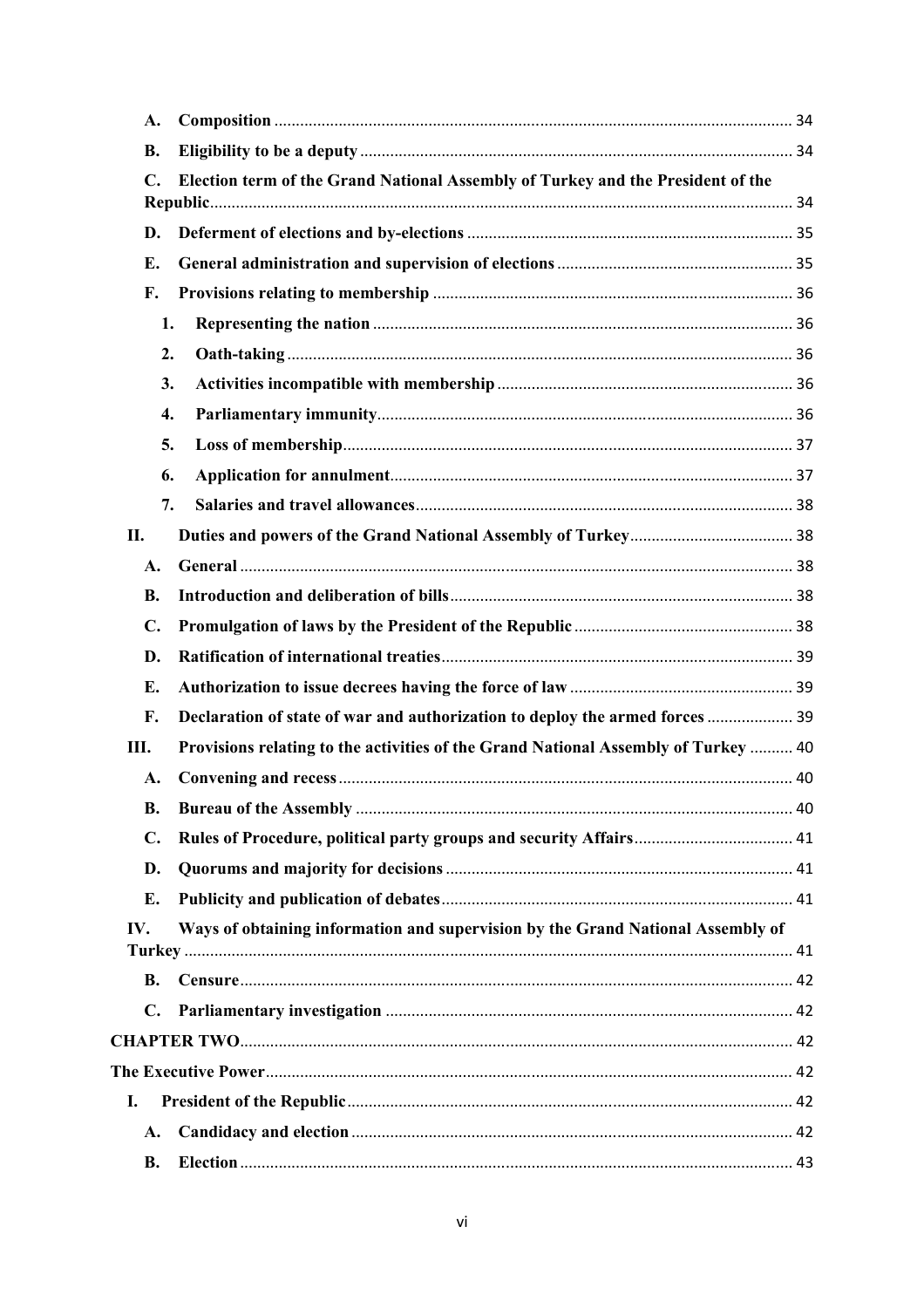A. **Composition** ........................................................................................................ 34

B. **Eligibility to be a deputy** ..................................................................................... 34

C. **Election term of the Grand National Assembly of Turkey and the President of the Republic** ........................................................................................................................ 34

D. **Deferment of elections and by-elections** ............................................................ 35

E. **General administration and supervision of elections** ....................................... 35

F. **Provisions relating to membership** .................................................................... 36

1. **Representing the nation** ................................................................................. 36
2. **Oath-taking** ..................................................................................................... 36
3. **Activities incompatible with membership** ..................................................... 36
4. **Parliamentary immunity** ................................................................................. 36
5. **Loss of membership** ........................................................................................ 37
6. **Application for annulment** ............................................................................. 37
7. **Salaries and travel allowances** ....................................................................... 38

II. **Duties and powers of the Grand National Assembly of Turkey** ...................... 38

A. **General** ................................................................................................................ 38

B. **Introduction and deliberation of bills** ............................................................... 38

C. **Promulgation of laws by the President of the Republic** ................................... 38

D. **Ratification of international treaties** ................................................................. 39

E. **Authorization to issue decrees having the force of law** .................................... 39

F. **Declaration of state of war and authorization to deploy the armed forces** .................... 39

III. **Provisions relating to the activities of the Grand National Assembly of Turkey** .......... 40

A. **Convening and recess** ......................................................................................... 40

B. **Bureau of the Assembly** ..................................................................................... 40

C. **Rules of Procedure, political party groups and security Affairs** ..................... 41

D. **Quorums and majority for decisions** ................................................................ 41

E. **Publicity and publication of debates** ................................................................. 41

IV. **Ways of obtaining information and supervision by the Grand National Assembly of Turkey** ........................................................................................................................... 41

B. **Censure** ................................................................................................................ 42

C. **Parliamentary investigation** .............................................................................. 42

**CHAPTER TWO** ........................................................................................................... 42

**The Executive Power** .................................................................................................... 42

I. **President of the Republic** ....................................................................................... 42

A. **Candidacy and election** ...................................................................................... 42

B. **Election** ................................................................................................................ 43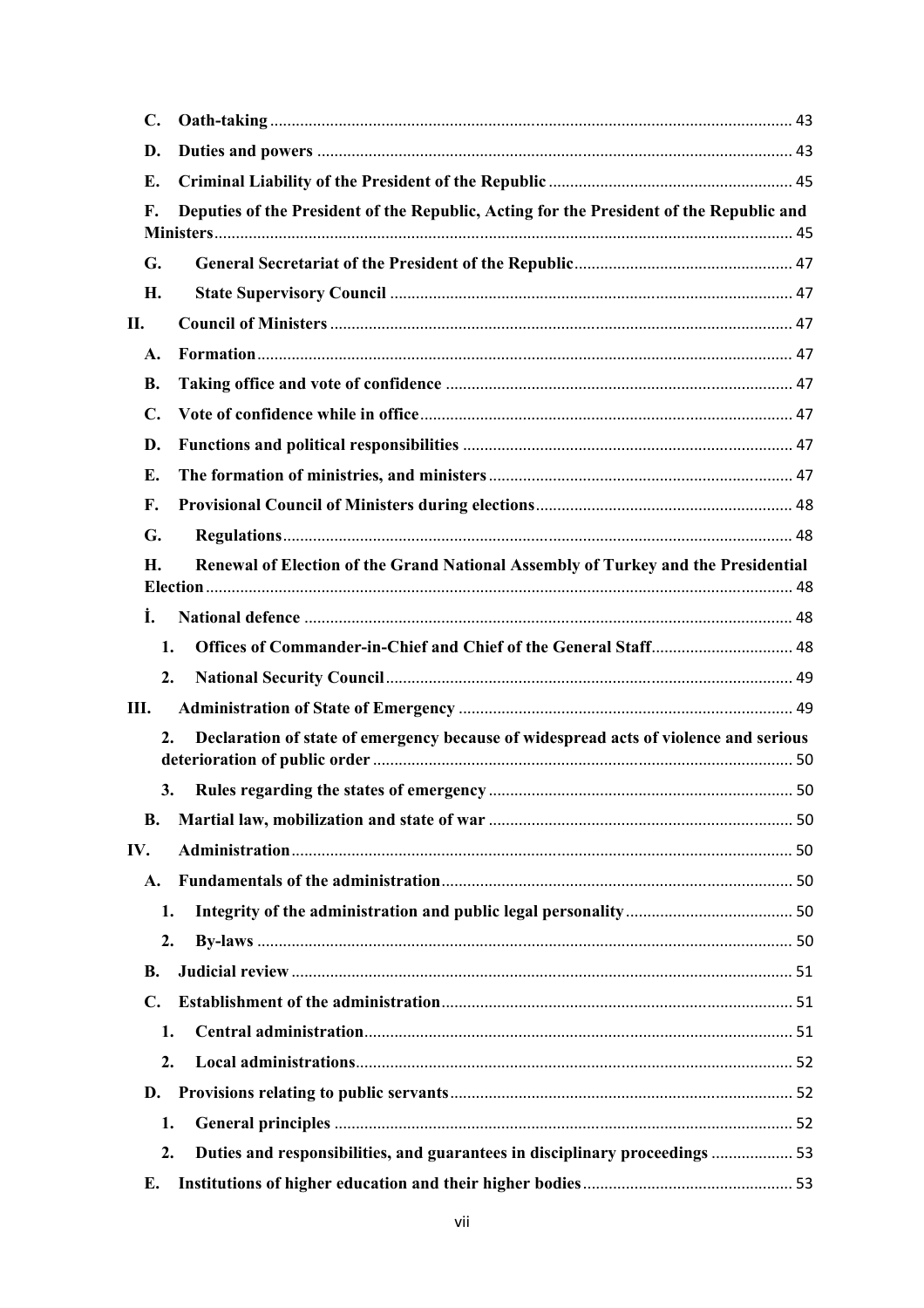- **C. Oath-taking** ........ 43
- **D. Duties and powers** ........ 43
- **E. Criminal Liability of the President of the Republic** ........ 45
- **F. Deputies of the President of the Republic, Acting for the President of the Republic and Ministers** ........ 45
- **G. General Secretariat of the President of the Republic** ........ 47
- **H. State Supervisory Council** ........ 47

**II. Council of Ministers** ........ 47

- **A. Formation** ........ 47
- **B. Taking office and vote of confidence** ........ 47
- **C. Vote of confidence while in office** ........ 47
- **D. Functions and political responsibilities** ........ 47
- **E. The formation of ministries, and ministers** ........ 47
- **F. Provisional Council of Ministers during elections** ........ 48
- **G. Regulations** ........ 48
- **H. Renewal of Election of the Grand National Assembly of Turkey and the Presidential Election** ........ 48
- **İ. National defence** ........ 48
  - **1. Offices of Commander-in-Chief and Chief of the General Staff** ........ 48
  - **2. National Security Council** ........ 49

**III. Administration of State of Emergency** ........ 49

- **2. Declaration of state of emergency because of widespread acts of violence and serious deterioration of public order** ........ 50
- **3. Rules regarding the states of emergency** ........ 50
- **B. Martial law, mobilization and state of war** ........ 50

**IV. Administration** ........ 50

- **A. Fundamentals of the administration** ........ 50
  - **1. Integrity of the administration and public legal personality** ........ 50
  - **2. By-laws** ........ 50
- **B. Judicial review** ........ 51
- **C. Establishment of the administration** ........ 51
  - **1. Central administration** ........ 51
  - **2. Local administrations** ........ 52
- **D. Provisions relating to public servants** ........ 52
  - **1. General principles** ........ 52
  - **2. Duties and responsibilities, and guarantees in disciplinary proceedings** ........ 53
- **E. Institutions of higher education and their higher bodies** ........ 53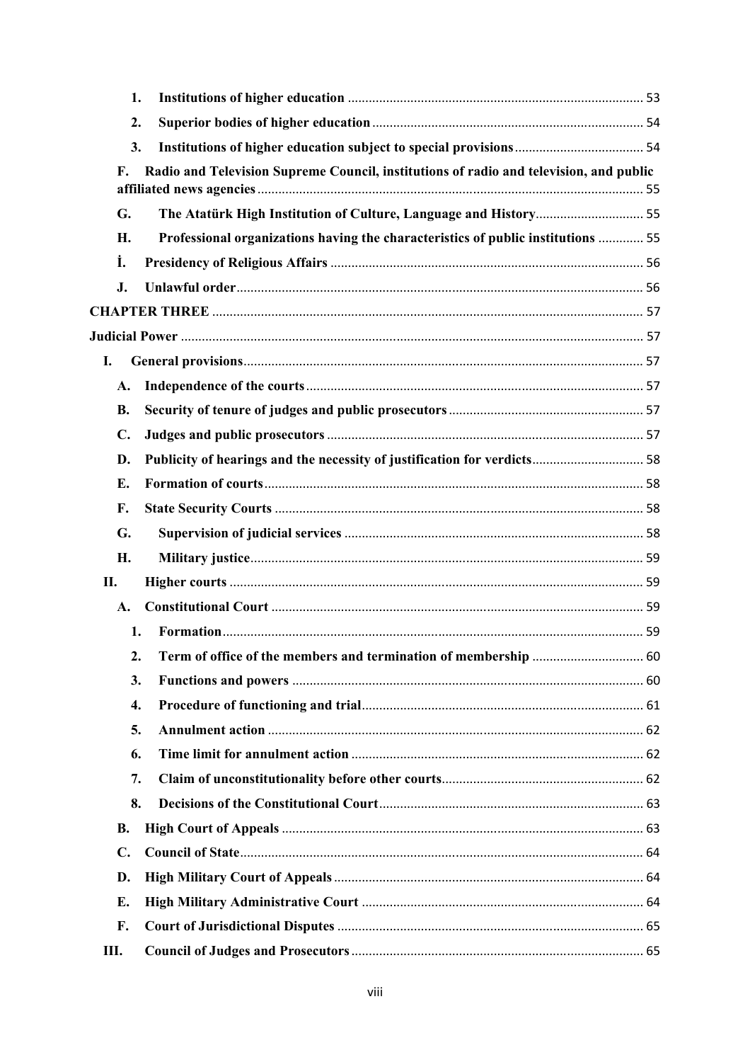1. **Institutions of higher education** .................................................................................... 53
2. **Superior bodies of higher education** ............................................................................. 54
3. **Institutions of higher education subject to special provisions** ..................................... 54

F. **Radio and Television Supreme Council, institutions of radio and television, and public affiliated news agencies** ............................................................................................................. 55

G. **The Atatürk High Institution of Culture, Language and History** ............................... 55

H. **Professional organizations having the characteristics of public institutions** ............. 55

İ. **Presidency of Religious Affairs** ......................................................................................... 56

J. **Unlawful order** ................................................................................................................... 56

**CHAPTER THREE** ........................................................................................................... 57

**Judicial Power** ................................................................................................................... 57

I. **General provisions** .................................................................................................. 57

A. **Independence of the courts** ................................................................................................ 57

B. **Security of tenure of judges and public prosecutors** ........................................................ 57

C. **Judges and public prosecutors** .......................................................................................... 57

D. **Publicity of hearings and the necessity of justification for verdicts** ................................ 58

E. **Formation of courts** ............................................................................................................ 58

F. **State Security Courts** ......................................................................................................... 58

G. **Supervision of judicial services** ..................................................................................... 58

H. **Military justice** ................................................................................................................ 59

II. **Higher courts** ...................................................................................................... 59

A. **Constitutional Court** .......................................................................................................... 59

1. **Formation** ......................................................................................................................... 59
2. **Term of office of the members and termination of membership** ................................ 60
3. **Functions and powers** ..................................................................................................... 60
4. **Procedure of functioning and trial** ................................................................................. 61
5. **Annulment action** ........................................................................................................... 62
6. **Time limit for annulment action** .................................................................................... 62
7. **Claim of unconstitutionality before other courts** .......................................................... 62
8. **Decisions of the Constitutional Court** ............................................................................ 63

B. **High Court of Appeals** ....................................................................................................... 63

C. **Council of State** .................................................................................................................. 64

D. **High Military Court of Appeals** ......................................................................................... 64

E. **High Military Administrative Court** ................................................................................. 64

F. **Court of Jurisdictional Disputes** ....................................................................................... 65

III. **Council of Judges and Prosecutors** ......................................................................... 65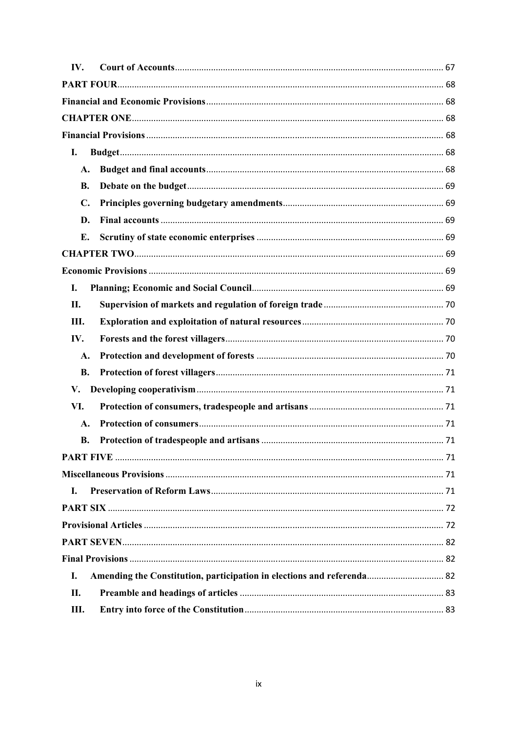IV. **Court of Accounts** ..... 67

**PART FOUR** ..... 68

**Financial and Economic Provisions** ..... 68

**CHAPTER ONE** ..... 68

**Financial Provisions** ..... 68

I. **Budget** ..... 68

A. **Budget and final accounts** ..... 68

B. **Debate on the budget** ..... 69

C. **Principles governing budgetary amendments** ..... 69

D. **Final accounts** ..... 69

E. **Scrutiny of state economic enterprises** ..... 69

**CHAPTER TWO** ..... 69

**Economic Provisions** ..... 69

I. **Planning; Economic and Social Council** ..... 69

II. **Supervision of markets and regulation of foreign trade** ..... 70

III. **Exploration and exploitation of natural resources** ..... 70

IV. **Forests and the forest villagers** ..... 70

A. **Protection and development of forests** ..... 70

B. **Protection of forest villagers** ..... 71

V. **Developing cooperativism** ..... 71

VI. **Protection of consumers, tradespeople and artisans** ..... 71

A. **Protection of consumers** ..... 71

B. **Protection of tradespeople and artisans** ..... 71

**PART FIVE** ..... 71

**Miscellaneous Provisions** ..... 71

I. **Preservation of Reform Laws** ..... 71

**PART SIX** ..... 72

**Provisional Articles** ..... 72

**PART SEVEN** ..... 82

**Final Provisions** ..... 82

I. **Amending the Constitution, participation in elections and referenda** ..... 82

II. **Preamble and headings of articles** ..... 83

III. **Entry into force of the Constitution** ..... 83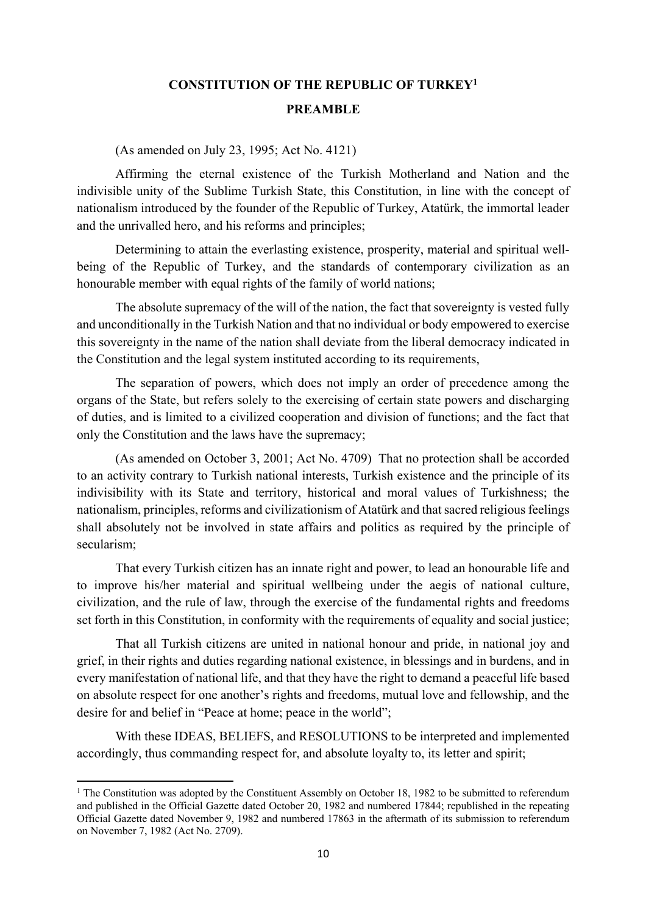# CONSTITUTION OF THE REPUBLIC OF TURKEY[1]

## PREAMBLE

(As amended on July 23, 1995; Act No. 4121)

Affirming the eternal existence of the Turkish Motherland and Nation and the indivisible unity of the Sublime Turkish State, this Constitution, in line with the concept of nationalism introduced by the founder of the Republic of Turkey, Atatürk, the immortal leader and the unrivalled hero, and his reforms and principles;

Determining to attain the everlasting existence, prosperity, material and spiritual well-being of the Republic of Turkey, and the standards of contemporary civilization as an honourable member with equal rights of the family of world nations;

The absolute supremacy of the will of the nation, the fact that sovereignty is vested fully and unconditionally in the Turkish Nation and that no individual or body empowered to exercise this sovereignty in the name of the nation shall deviate from the liberal democracy indicated in the Constitution and the legal system instituted according to its requirements,

The separation of powers, which does not imply an order of precedence among the organs of the State, but refers solely to the exercising of certain state powers and discharging of duties, and is limited to a civilized cooperation and division of functions; and the fact that only the Constitution and the laws have the supremacy;

(As amended on October 3, 2001; Act No. 4709) That no protection shall be accorded to an activity contrary to Turkish national interests, Turkish existence and the principle of its indivisibility with its State and territory, historical and moral values of Turkishness; the nationalism, principles, reforms and civilizationism of Atatürk and that sacred religious feelings shall absolutely not be involved in state affairs and politics as required by the principle of secularism;

That every Turkish citizen has an innate right and power, to lead an honourable life and to improve his/her material and spiritual wellbeing under the aegis of national culture, civilization, and the rule of law, through the exercise of the fundamental rights and freedoms set forth in this Constitution, in conformity with the requirements of equality and social justice;

That all Turkish citizens are united in national honour and pride, in national joy and grief, in their rights and duties regarding national existence, in blessings and in burdens, and in every manifestation of national life, and that they have the right to demand a peaceful life based on absolute respect for one another's rights and freedoms, mutual love and fellowship, and the desire for and belief in "Peace at home; peace in the world";

With these IDEAS, BELIEFS, and RESOLUTIONS to be interpreted and implemented accordingly, thus commanding respect for, and absolute loyalty to, its letter and spirit;

---

[1] The Constitution was adopted by the Constituent Assembly on October 18, 1982 to be submitted to referendum and published in the Official Gazette dated October 20, 1982 and numbered 17844; republished in the repeating Official Gazette dated November 9, 1982 and numbered 17863 in the aftermath of its submission to referendum on November 7, 1982 (Act No. 2709).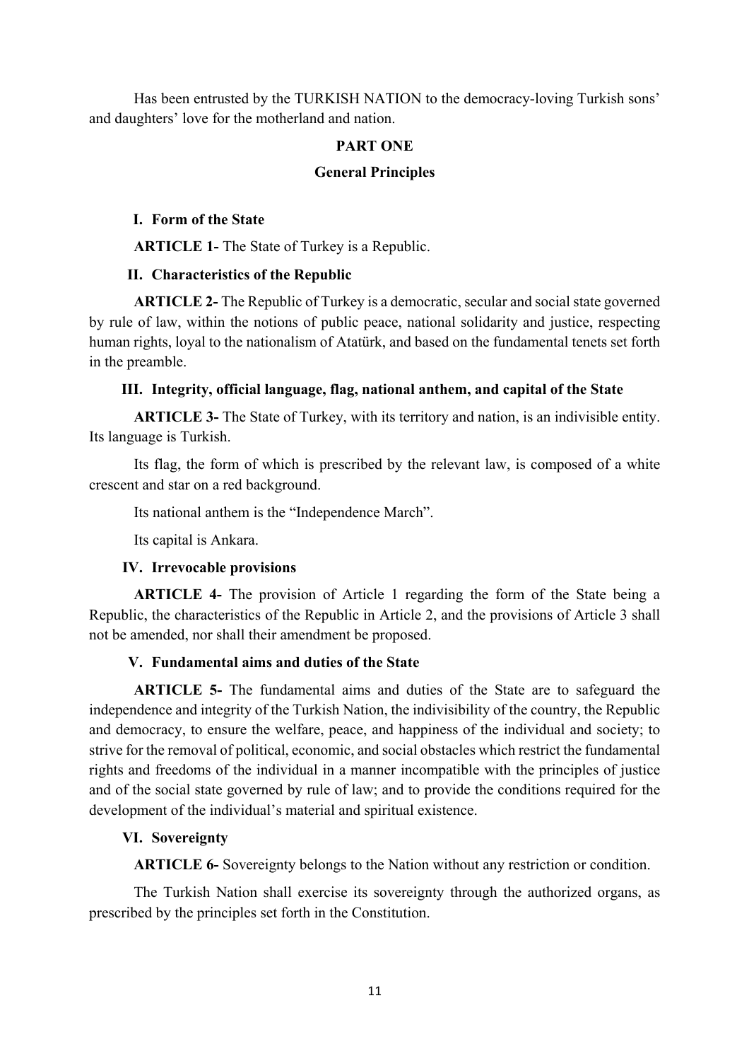Has been entrusted by the TURKISH NATION to the democracy-loving Turkish sons' and daughters' love for the motherland and nation.

## PART ONE

## General Principles

### I. Form of the State

**ARTICLE 1-** The State of Turkey is a Republic.

### II. Characteristics of the Republic

**ARTICLE 2-** The Republic of Turkey is a democratic, secular and social state governed by rule of law, within the notions of public peace, national solidarity and justice, respecting human rights, loyal to the nationalism of Atatürk, and based on the fundamental tenets set forth in the preamble.

### III. Integrity, official language, flag, national anthem, and capital of the State

**ARTICLE 3-** The State of Turkey, with its territory and nation, is an indivisible entity. Its language is Turkish.

Its flag, the form of which is prescribed by the relevant law, is composed of a white crescent and star on a red background.

Its national anthem is the "Independence March".

Its capital is Ankara.

### IV. Irrevocable provisions

**ARTICLE 4-** The provision of Article 1 regarding the form of the State being a Republic, the characteristics of the Republic in Article 2, and the provisions of Article 3 shall not be amended, nor shall their amendment be proposed.

### V. Fundamental aims and duties of the State

**ARTICLE 5-** The fundamental aims and duties of the State are to safeguard the independence and integrity of the Turkish Nation, the indivisibility of the country, the Republic and democracy, to ensure the welfare, peace, and happiness of the individual and society; to strive for the removal of political, economic, and social obstacles which restrict the fundamental rights and freedoms of the individual in a manner incompatible with the principles of justice and of the social state governed by rule of law; and to provide the conditions required for the development of the individual's material and spiritual existence.

### VI. Sovereignty

**ARTICLE 6-** Sovereignty belongs to the Nation without any restriction or condition.

The Turkish Nation shall exercise its sovereignty through the authorized organs, as prescribed by the principles set forth in the Constitution.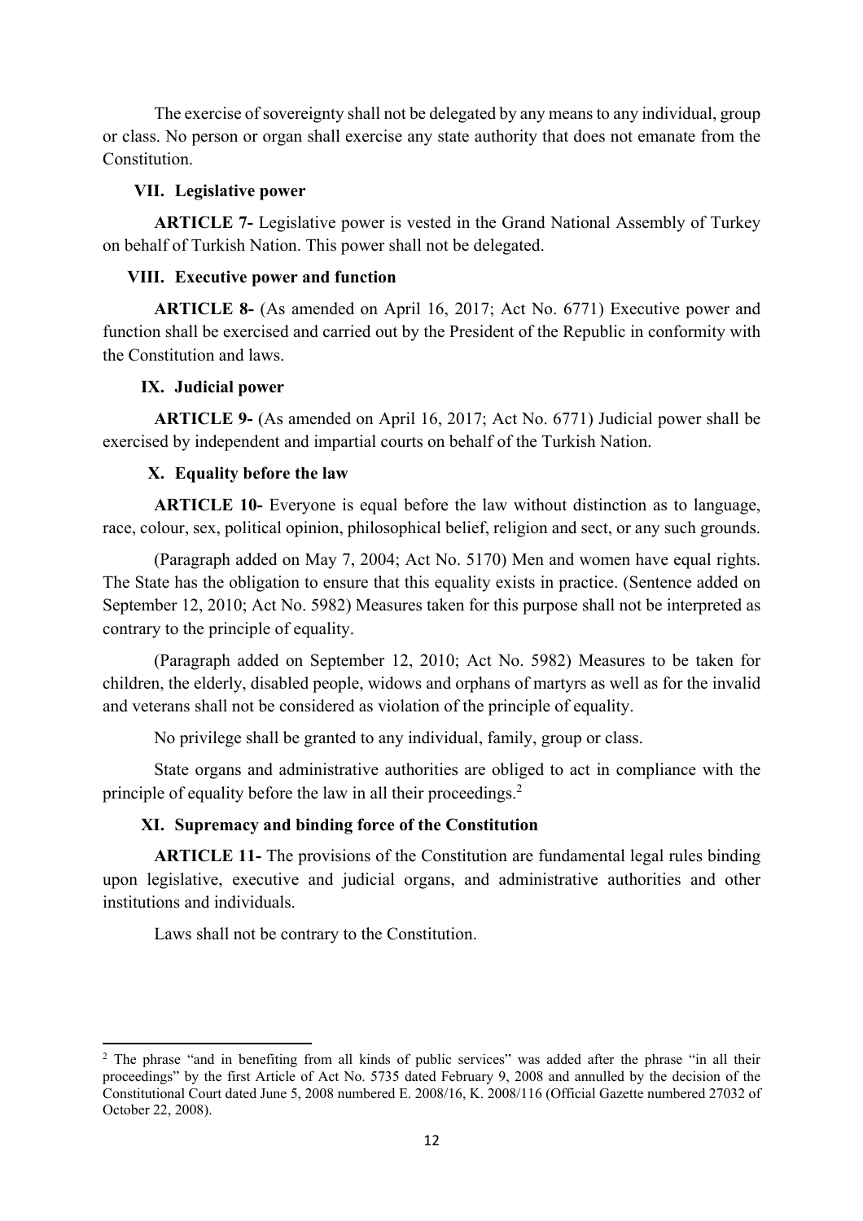The exercise of sovereignty shall not be delegated by any means to any individual, group or class. No person or organ shall exercise any state authority that does not emanate from the Constitution.

### VII. Legislative power

**ARTICLE 7-** Legislative power is vested in the Grand National Assembly of Turkey on behalf of Turkish Nation. This power shall not be delegated.

### VIII. Executive power and function

**ARTICLE 8-** (As amended on April 16, 2017; Act No. 6771) Executive power and function shall be exercised and carried out by the President of the Republic in conformity with the Constitution and laws.

### IX. Judicial power

**ARTICLE 9-** (As amended on April 16, 2017; Act No. 6771) Judicial power shall be exercised by independent and impartial courts on behalf of the Turkish Nation.

### X. Equality before the law

**ARTICLE 10-** Everyone is equal before the law without distinction as to language, race, colour, sex, political opinion, philosophical belief, religion and sect, or any such grounds.

(Paragraph added on May 7, 2004; Act No. 5170) Men and women have equal rights. The State has the obligation to ensure that this equality exists in practice. (Sentence added on September 12, 2010; Act No. 5982) Measures taken for this purpose shall not be interpreted as contrary to the principle of equality.

(Paragraph added on September 12, 2010; Act No. 5982) Measures to be taken for children, the elderly, disabled people, widows and orphans of martyrs as well as for the invalid and veterans shall not be considered as violation of the principle of equality.

No privilege shall be granted to any individual, family, group or class.

State organs and administrative authorities are obliged to act in compliance with the principle of equality before the law in all their proceedings.[2]

### XI. Supremacy and binding force of the Constitution

**ARTICLE 11-** The provisions of the Constitution are fundamental legal rules binding upon legislative, executive and judicial organs, and administrative authorities and other institutions and individuals.

Laws shall not be contrary to the Constitution.

---

[2] The phrase "and in benefiting from all kinds of public services" was added after the phrase "in all their proceedings" by the first Article of Act No. 5735 dated February 9, 2008 and annulled by the decision of the Constitutional Court dated June 5, 2008 numbered E. 2008/16, K. 2008/116 (Official Gazette numbered 27032 of October 22, 2008).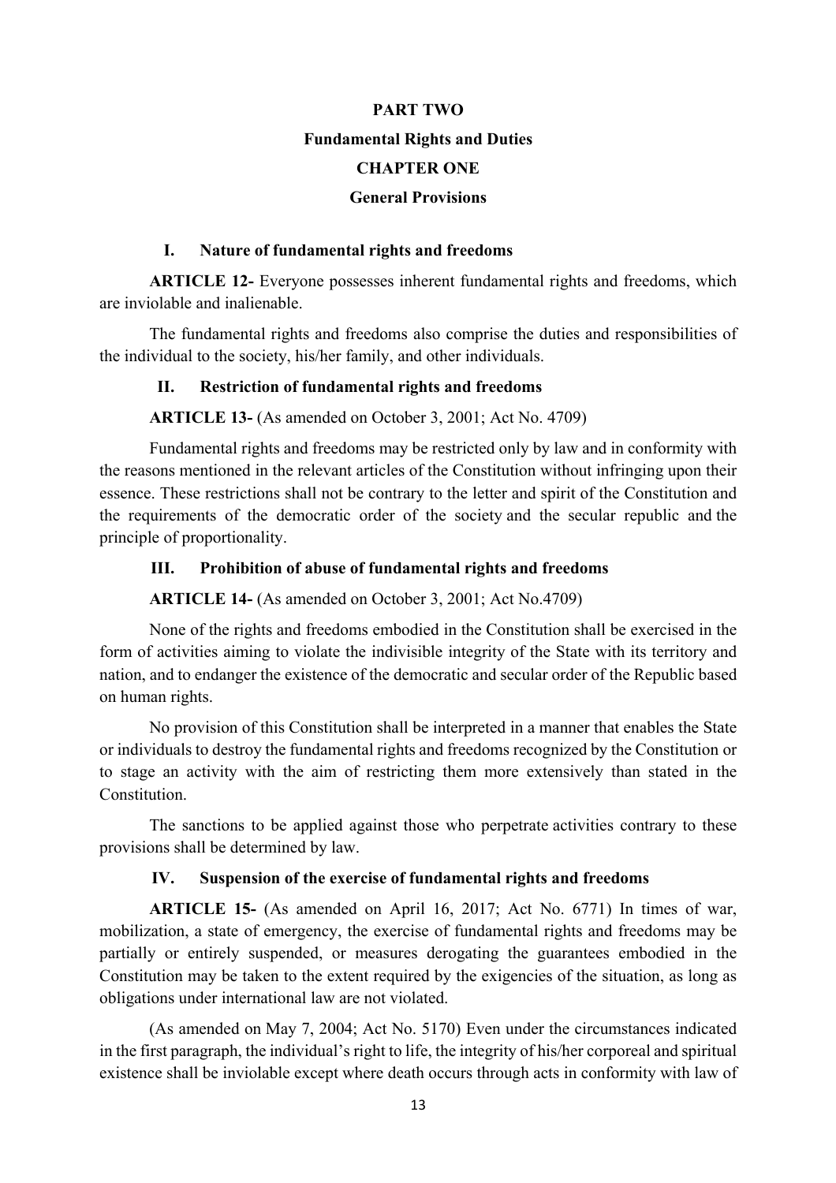# PART TWO

# Fundamental Rights and Duties

## CHAPTER ONE

## General Provisions

### I. Nature of fundamental rights and freedoms

**ARTICLE 12-** Everyone possesses inherent fundamental rights and freedoms, which are inviolable and inalienable.

The fundamental rights and freedoms also comprise the duties and responsibilities of the individual to the society, his/her family, and other individuals.

### II. Restriction of fundamental rights and freedoms

**ARTICLE 13-** (As amended on October 3, 2001; Act No. 4709)

Fundamental rights and freedoms may be restricted only by law and in conformity with the reasons mentioned in the relevant articles of the Constitution without infringing upon their essence. These restrictions shall not be contrary to the letter and spirit of the Constitution and the requirements of the democratic order of the society and the secular republic and the principle of proportionality.

### III. Prohibition of abuse of fundamental rights and freedoms

**ARTICLE 14-** (As amended on October 3, 2001; Act No.4709)

None of the rights and freedoms embodied in the Constitution shall be exercised in the form of activities aiming to violate the indivisible integrity of the State with its territory and nation, and to endanger the existence of the democratic and secular order of the Republic based on human rights.

No provision of this Constitution shall be interpreted in a manner that enables the State or individuals to destroy the fundamental rights and freedoms recognized by the Constitution or to stage an activity with the aim of restricting them more extensively than stated in the Constitution.

The sanctions to be applied against those who perpetrate activities contrary to these provisions shall be determined by law.

### IV. Suspension of the exercise of fundamental rights and freedoms

**ARTICLE 15-** (As amended on April 16, 2017; Act No. 6771) In times of war, mobilization, a state of emergency, the exercise of fundamental rights and freedoms may be partially or entirely suspended, or measures derogating the guarantees embodied in the Constitution may be taken to the extent required by the exigencies of the situation, as long as obligations under international law are not violated.

(As amended on May 7, 2004; Act No. 5170) Even under the circumstances indicated in the first paragraph, the individual's right to life, the integrity of his/her corporeal and spiritual existence shall be inviolable except where death occurs through acts in conformity with law of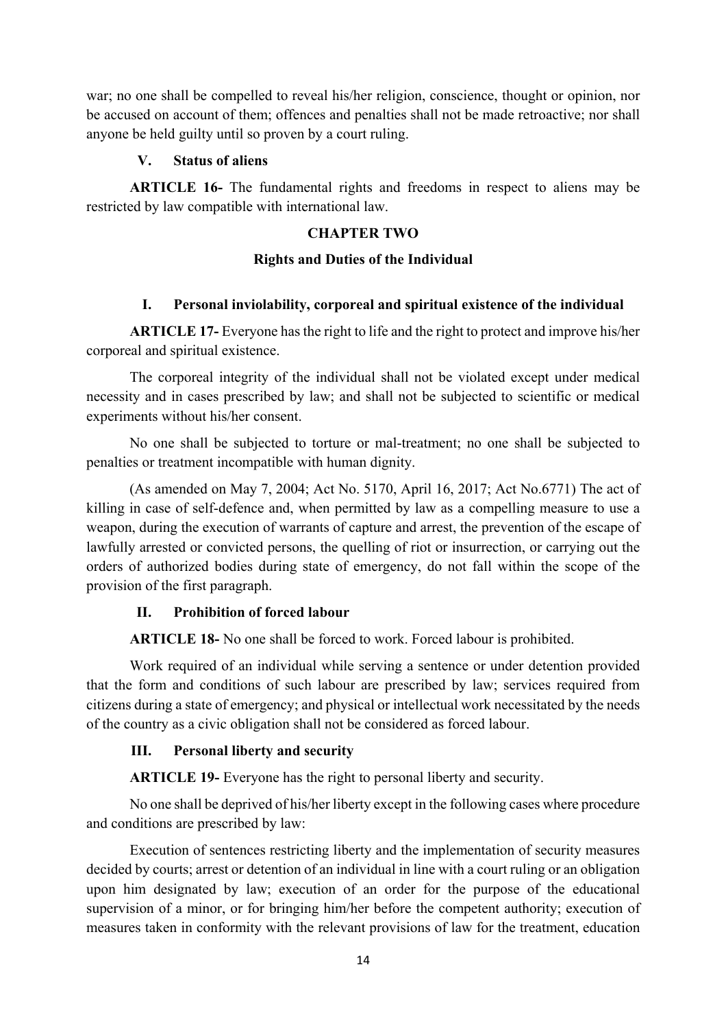war; no one shall be compelled to reveal his/her religion, conscience, thought or opinion, nor be accused on account of them; offences and penalties shall not be made retroactive; nor shall anyone be held guilty until so proven by a court ruling.

### V. Status of aliens

**ARTICLE 16-** The fundamental rights and freedoms in respect to aliens may be restricted by law compatible with international law.

## CHAPTER TWO

## Rights and Duties of the Individual

### I. Personal inviolability, corporeal and spiritual existence of the individual

**ARTICLE 17-** Everyone has the right to life and the right to protect and improve his/her corporeal and spiritual existence.

The corporeal integrity of the individual shall not be violated except under medical necessity and in cases prescribed by law; and shall not be subjected to scientific or medical experiments without his/her consent.

No one shall be subjected to torture or mal-treatment; no one shall be subjected to penalties or treatment incompatible with human dignity.

(As amended on May 7, 2004; Act No. 5170, April 16, 2017; Act No.6771) The act of killing in case of self-defence and, when permitted by law as a compelling measure to use a weapon, during the execution of warrants of capture and arrest, the prevention of the escape of lawfully arrested or convicted persons, the quelling of riot or insurrection, or carrying out the orders of authorized bodies during state of emergency, do not fall within the scope of the provision of the first paragraph.

### II. Prohibition of forced labour

**ARTICLE 18-** No one shall be forced to work. Forced labour is prohibited.

Work required of an individual while serving a sentence or under detention provided that the form and conditions of such labour are prescribed by law; services required from citizens during a state of emergency; and physical or intellectual work necessitated by the needs of the country as a civic obligation shall not be considered as forced labour.

### III. Personal liberty and security

**ARTICLE 19-** Everyone has the right to personal liberty and security.

No one shall be deprived of his/her liberty except in the following cases where procedure and conditions are prescribed by law:

Execution of sentences restricting liberty and the implementation of security measures decided by courts; arrest or detention of an individual in line with a court ruling or an obligation upon him designated by law; execution of an order for the purpose of the educational supervision of a minor, or for bringing him/her before the competent authority; execution of measures taken in conformity with the relevant provisions of law for the treatment, education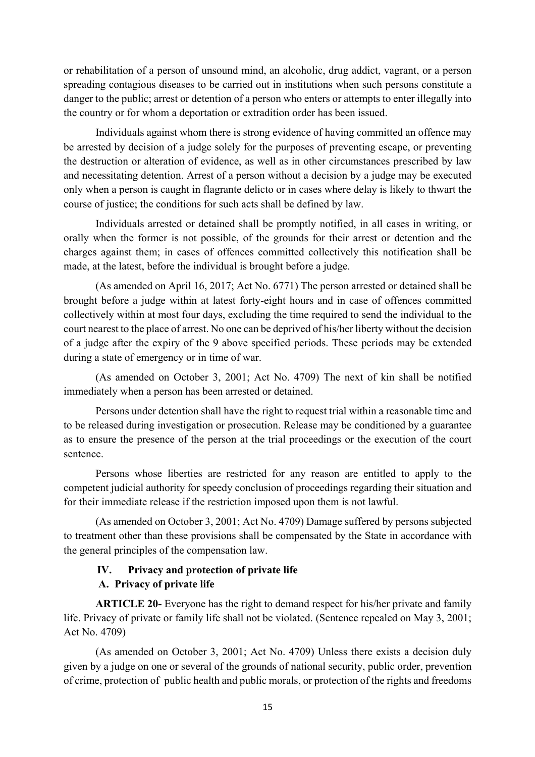or rehabilitation of a person of unsound mind, an alcoholic, drug addict, vagrant, or a person spreading contagious diseases to be carried out in institutions when such persons constitute a danger to the public; arrest or detention of a person who enters or attempts to enter illegally into the country or for whom a deportation or extradition order has been issued.

Individuals against whom there is strong evidence of having committed an offence may be arrested by decision of a judge solely for the purposes of preventing escape, or preventing the destruction or alteration of evidence, as well as in other circumstances prescribed by law and necessitating detention. Arrest of a person without a decision by a judge may be executed only when a person is caught in flagrante delicto or in cases where delay is likely to thwart the course of justice; the conditions for such acts shall be defined by law.

Individuals arrested or detained shall be promptly notified, in all cases in writing, or orally when the former is not possible, of the grounds for their arrest or detention and the charges against them; in cases of offences committed collectively this notification shall be made, at the latest, before the individual is brought before a judge.

(As amended on April 16, 2017; Act No. 6771) The person arrested or detained shall be brought before a judge within at latest forty-eight hours and in case of offences committed collectively within at most four days, excluding the time required to send the individual to the court nearest to the place of arrest. No one can be deprived of his/her liberty without the decision of a judge after the expiry of the 9 above specified periods. These periods may be extended during a state of emergency or in time of war.

(As amended on October 3, 2001; Act No. 4709) The next of kin shall be notified immediately when a person has been arrested or detained.

Persons under detention shall have the right to request trial within a reasonable time and to be released during investigation or prosecution. Release may be conditioned by a guarantee as to ensure the presence of the person at the trial proceedings or the execution of the court sentence.

Persons whose liberties are restricted for any reason are entitled to apply to the competent judicial authority for speedy conclusion of proceedings regarding their situation and for their immediate release if the restriction imposed upon them is not lawful.

(As amended on October 3, 2001; Act No. 4709) Damage suffered by persons subjected to treatment other than these provisions shall be compensated by the State in accordance with the general principles of the compensation law.

## IV. Privacy and protection of private life

### A. Privacy of private life

**ARTICLE 20-** Everyone has the right to demand respect for his/her private and family life. Privacy of private or family life shall not be violated. (Sentence repealed on May 3, 2001; Act No. 4709)

(As amended on October 3, 2001; Act No. 4709) Unless there exists a decision duly given by a judge on one or several of the grounds of national security, public order, prevention of crime, protection of public health and public morals, or protection of the rights and freedoms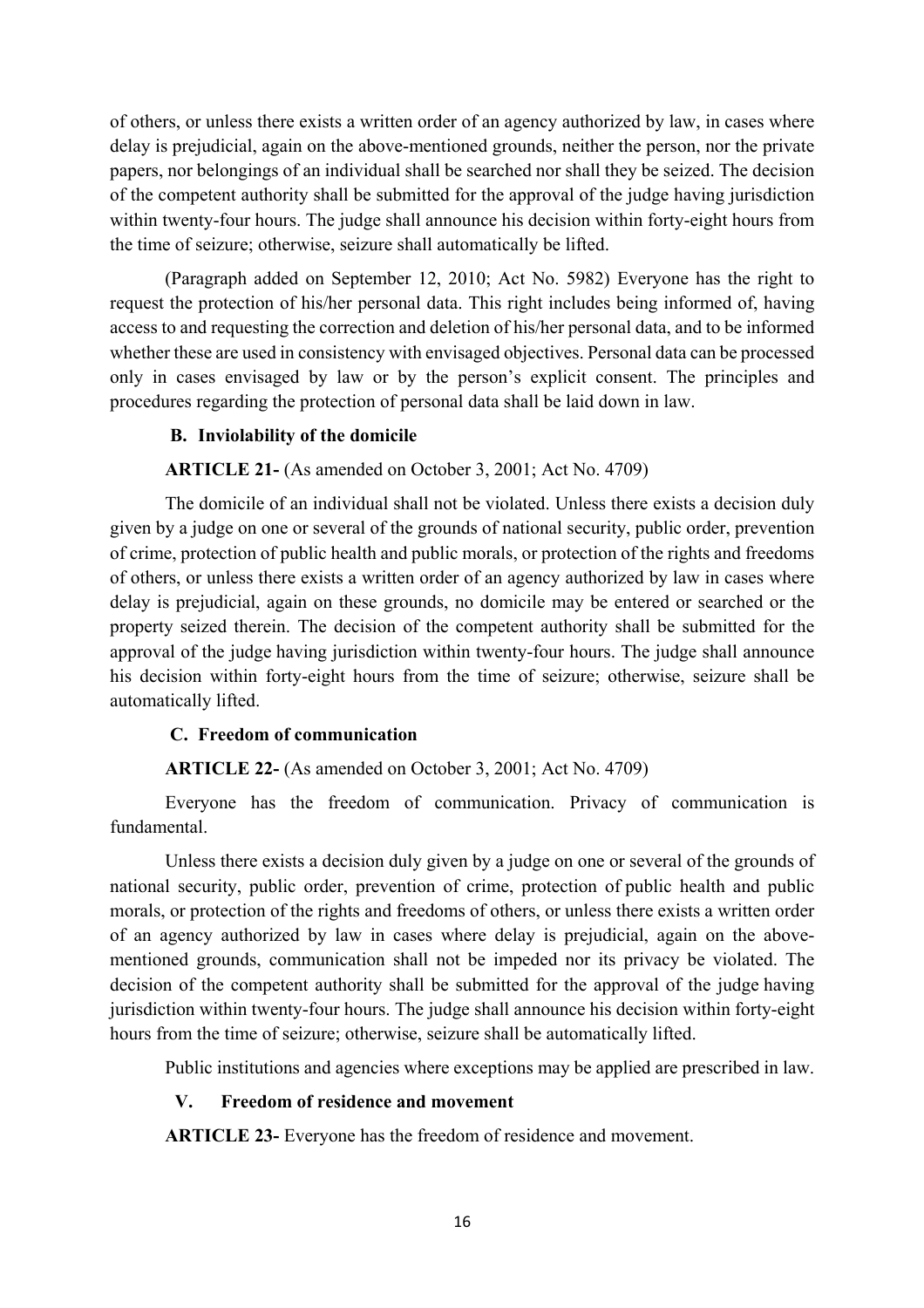of others, or unless there exists a written order of an agency authorized by law, in cases where delay is prejudicial, again on the above-mentioned grounds, neither the person, nor the private papers, nor belongings of an individual shall be searched nor shall they be seized. The decision of the competent authority shall be submitted for the approval of the judge having jurisdiction within twenty-four hours. The judge shall announce his decision within forty-eight hours from the time of seizure; otherwise, seizure shall automatically be lifted.

(Paragraph added on September 12, 2010; Act No. 5982) Everyone has the right to request the protection of his/her personal data. This right includes being informed of, having access to and requesting the correction and deletion of his/her personal data, and to be informed whether these are used in consistency with envisaged objectives. Personal data can be processed only in cases envisaged by law or by the person's explicit consent. The principles and procedures regarding the protection of personal data shall be laid down in law.

### B. Inviolability of the domicile

**ARTICLE 21-** (As amended on October 3, 2001; Act No. 4709)

The domicile of an individual shall not be violated. Unless there exists a decision duly given by a judge on one or several of the grounds of national security, public order, prevention of crime, protection of public health and public morals, or protection of the rights and freedoms of others, or unless there exists a written order of an agency authorized by law in cases where delay is prejudicial, again on these grounds, no domicile may be entered or searched or the property seized therein. The decision of the competent authority shall be submitted for the approval of the judge having jurisdiction within twenty-four hours. The judge shall announce his decision within forty-eight hours from the time of seizure; otherwise, seizure shall be automatically lifted.

### C. Freedom of communication

**ARTICLE 22-** (As amended on October 3, 2001; Act No. 4709)

Everyone has the freedom of communication. Privacy of communication is fundamental.

Unless there exists a decision duly given by a judge on one or several of the grounds of national security, public order, prevention of crime, protection of public health and public morals, or protection of the rights and freedoms of others, or unless there exists a written order of an agency authorized by law in cases where delay is prejudicial, again on the above-mentioned grounds, communication shall not be impeded nor its privacy be violated. The decision of the competent authority shall be submitted for the approval of the judge having jurisdiction within twenty-four hours. The judge shall announce his decision within forty-eight hours from the time of seizure; otherwise, seizure shall be automatically lifted.

Public institutions and agencies where exceptions may be applied are prescribed in law.

## V. Freedom of residence and movement

**ARTICLE 23-** Everyone has the freedom of residence and movement.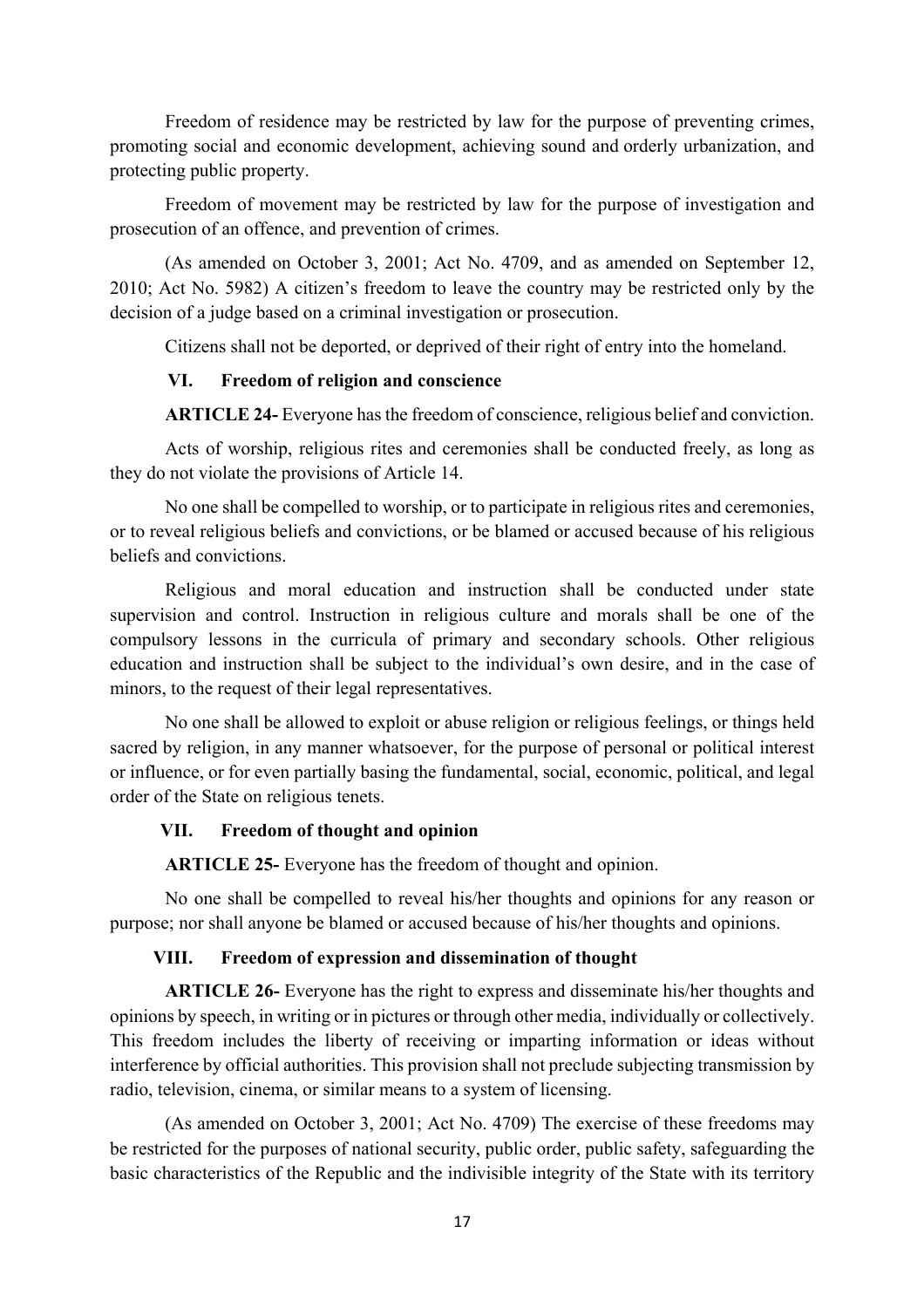Freedom of residence may be restricted by law for the purpose of preventing crimes, promoting social and economic development, achieving sound and orderly urbanization, and protecting public property.

Freedom of movement may be restricted by law for the purpose of investigation and prosecution of an offence, and prevention of crimes.

(As amended on October 3, 2001; Act No. 4709, and as amended on September 12, 2010; Act No. 5982) A citizen's freedom to leave the country may be restricted only by the decision of a judge based on a criminal investigation or prosecution.

Citizens shall not be deported, or deprived of their right of entry into the homeland.

### VI. Freedom of religion and conscience

**ARTICLE 24-** Everyone has the freedom of conscience, religious belief and conviction.

Acts of worship, religious rites and ceremonies shall be conducted freely, as long as they do not violate the provisions of Article 14.

No one shall be compelled to worship, or to participate in religious rites and ceremonies, or to reveal religious beliefs and convictions, or be blamed or accused because of his religious beliefs and convictions.

Religious and moral education and instruction shall be conducted under state supervision and control. Instruction in religious culture and morals shall be one of the compulsory lessons in the curricula of primary and secondary schools. Other religious education and instruction shall be subject to the individual's own desire, and in the case of minors, to the request of their legal representatives.

No one shall be allowed to exploit or abuse religion or religious feelings, or things held sacred by religion, in any manner whatsoever, for the purpose of personal or political interest or influence, or for even partially basing the fundamental, social, economic, political, and legal order of the State on religious tenets.

### VII. Freedom of thought and opinion

**ARTICLE 25-** Everyone has the freedom of thought and opinion.

No one shall be compelled to reveal his/her thoughts and opinions for any reason or purpose; nor shall anyone be blamed or accused because of his/her thoughts and opinions.

### VIII. Freedom of expression and dissemination of thought

**ARTICLE 26-** Everyone has the right to express and disseminate his/her thoughts and opinions by speech, in writing or in pictures or through other media, individually or collectively. This freedom includes the liberty of receiving or imparting information or ideas without interference by official authorities. This provision shall not preclude subjecting transmission by radio, television, cinema, or similar means to a system of licensing.

(As amended on October 3, 2001; Act No. 4709) The exercise of these freedoms may be restricted for the purposes of national security, public order, public safety, safeguarding the basic characteristics of the Republic and the indivisible integrity of the State with its territory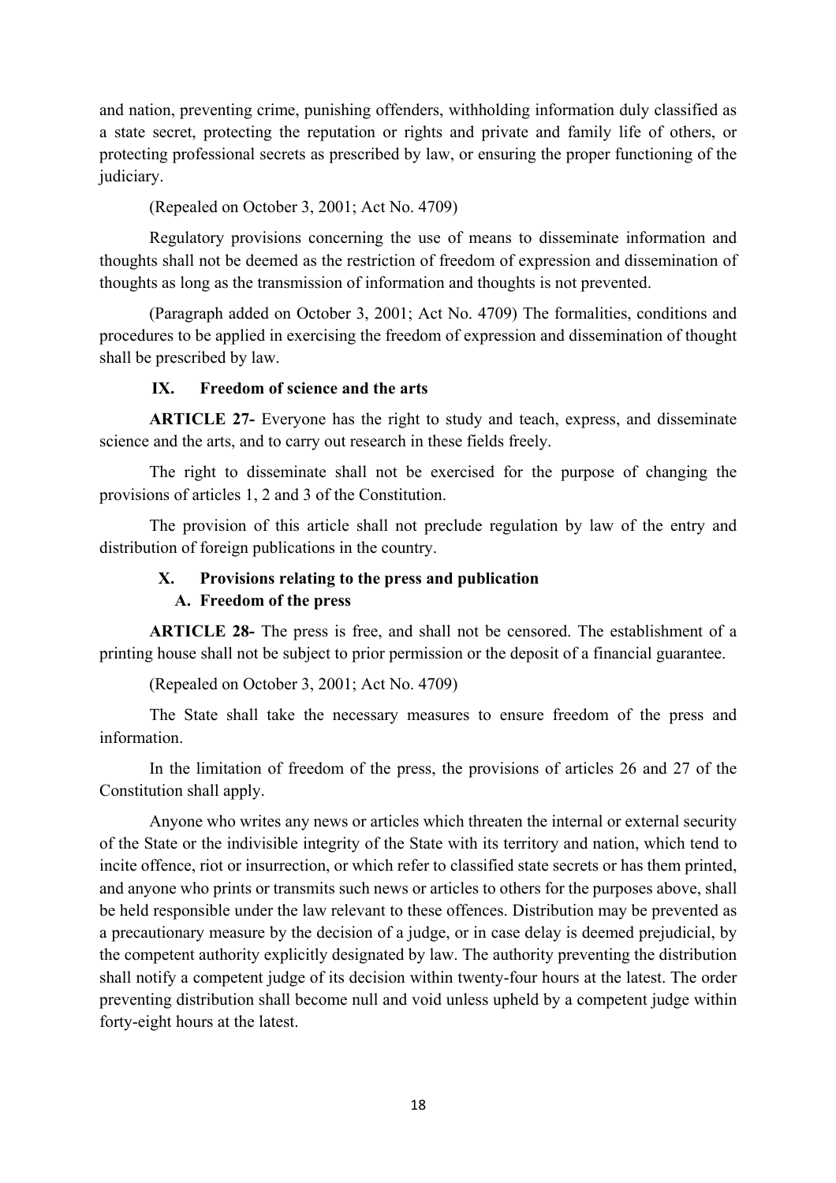and nation, preventing crime, punishing offenders, withholding information duly classified as a state secret, protecting the reputation or rights and private and family life of others, or protecting professional secrets as prescribed by law, or ensuring the proper functioning of the judiciary.

(Repealed on October 3, 2001; Act No. 4709)

Regulatory provisions concerning the use of means to disseminate information and thoughts shall not be deemed as the restriction of freedom of expression and dissemination of thoughts as long as the transmission of information and thoughts is not prevented.

(Paragraph added on October 3, 2001; Act No. 4709) The formalities, conditions and procedures to be applied in exercising the freedom of expression and dissemination of thought shall be prescribed by law.

### IX. Freedom of science and the arts

**ARTICLE 27-** Everyone has the right to study and teach, express, and disseminate science and the arts, and to carry out research in these fields freely.

The right to disseminate shall not be exercised for the purpose of changing the provisions of articles 1, 2 and 3 of the Constitution.

The provision of this article shall not preclude regulation by law of the entry and distribution of foreign publications in the country.

### X. Provisions relating to the press and publication

#### A. Freedom of the press

**ARTICLE 28-** The press is free, and shall not be censored. The establishment of a printing house shall not be subject to prior permission or the deposit of a financial guarantee.

(Repealed on October 3, 2001; Act No. 4709)

The State shall take the necessary measures to ensure freedom of the press and information.

In the limitation of freedom of the press, the provisions of articles 26 and 27 of the Constitution shall apply.

Anyone who writes any news or articles which threaten the internal or external security of the State or the indivisible integrity of the State with its territory and nation, which tend to incite offence, riot or insurrection, or which refer to classified state secrets or has them printed, and anyone who prints or transmits such news or articles to others for the purposes above, shall be held responsible under the law relevant to these offences. Distribution may be prevented as a precautionary measure by the decision of a judge, or in case delay is deemed prejudicial, by the competent authority explicitly designated by law. The authority preventing the distribution shall notify a competent judge of its decision within twenty-four hours at the latest. The order preventing distribution shall become null and void unless upheld by a competent judge within forty-eight hours at the latest.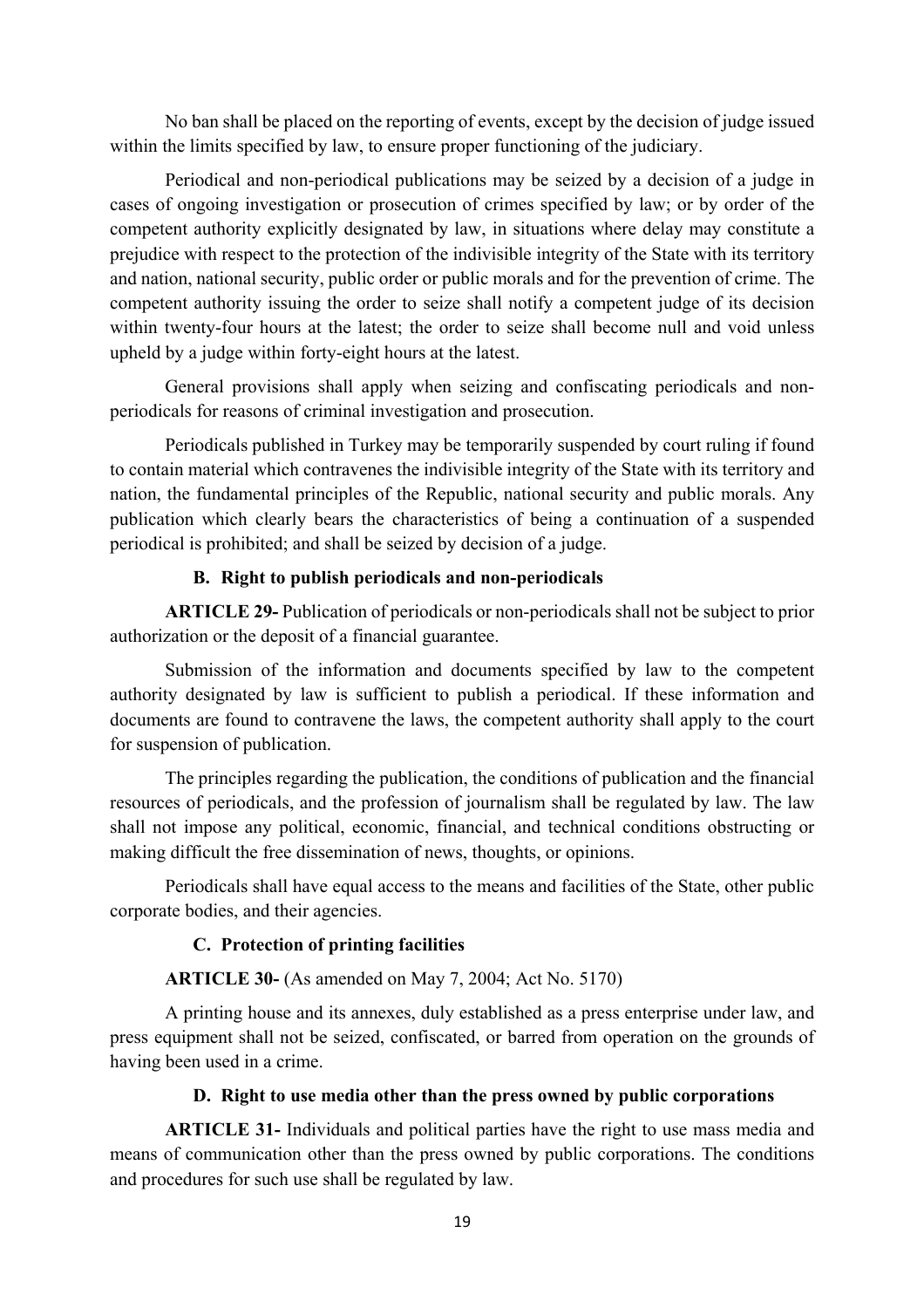No ban shall be placed on the reporting of events, except by the decision of judge issued within the limits specified by law, to ensure proper functioning of the judiciary.

Periodical and non-periodical publications may be seized by a decision of a judge in cases of ongoing investigation or prosecution of crimes specified by law; or by order of the competent authority explicitly designated by law, in situations where delay may constitute a prejudice with respect to the protection of the indivisible integrity of the State with its territory and nation, national security, public order or public morals and for the prevention of crime. The competent authority issuing the order to seize shall notify a competent judge of its decision within twenty-four hours at the latest; the order to seize shall become null and void unless upheld by a judge within forty-eight hours at the latest.

General provisions shall apply when seizing and confiscating periodicals and non-periodicals for reasons of criminal investigation and prosecution.

Periodicals published in Turkey may be temporarily suspended by court ruling if found to contain material which contravenes the indivisible integrity of the State with its territory and nation, the fundamental principles of the Republic, national security and public morals. Any publication which clearly bears the characteristics of being a continuation of a suspended periodical is prohibited; and shall be seized by decision of a judge.

### B. Right to publish periodicals and non-periodicals

**ARTICLE 29-** Publication of periodicals or non-periodicals shall not be subject to prior authorization or the deposit of a financial guarantee.

Submission of the information and documents specified by law to the competent authority designated by law is sufficient to publish a periodical. If these information and documents are found to contravene the laws, the competent authority shall apply to the court for suspension of publication.

The principles regarding the publication, the conditions of publication and the financial resources of periodicals, and the profession of journalism shall be regulated by law. The law shall not impose any political, economic, financial, and technical conditions obstructing or making difficult the free dissemination of news, thoughts, or opinions.

Periodicals shall have equal access to the means and facilities of the State, other public corporate bodies, and their agencies.

### C. Protection of printing facilities

**ARTICLE 30-** (As amended on May 7, 2004; Act No. 5170)

A printing house and its annexes, duly established as a press enterprise under law, and press equipment shall not be seized, confiscated, or barred from operation on the grounds of having been used in a crime.

### D. Right to use media other than the press owned by public corporations

**ARTICLE 31-** Individuals and political parties have the right to use mass media and means of communication other than the press owned by public corporations. The conditions and procedures for such use shall be regulated by law.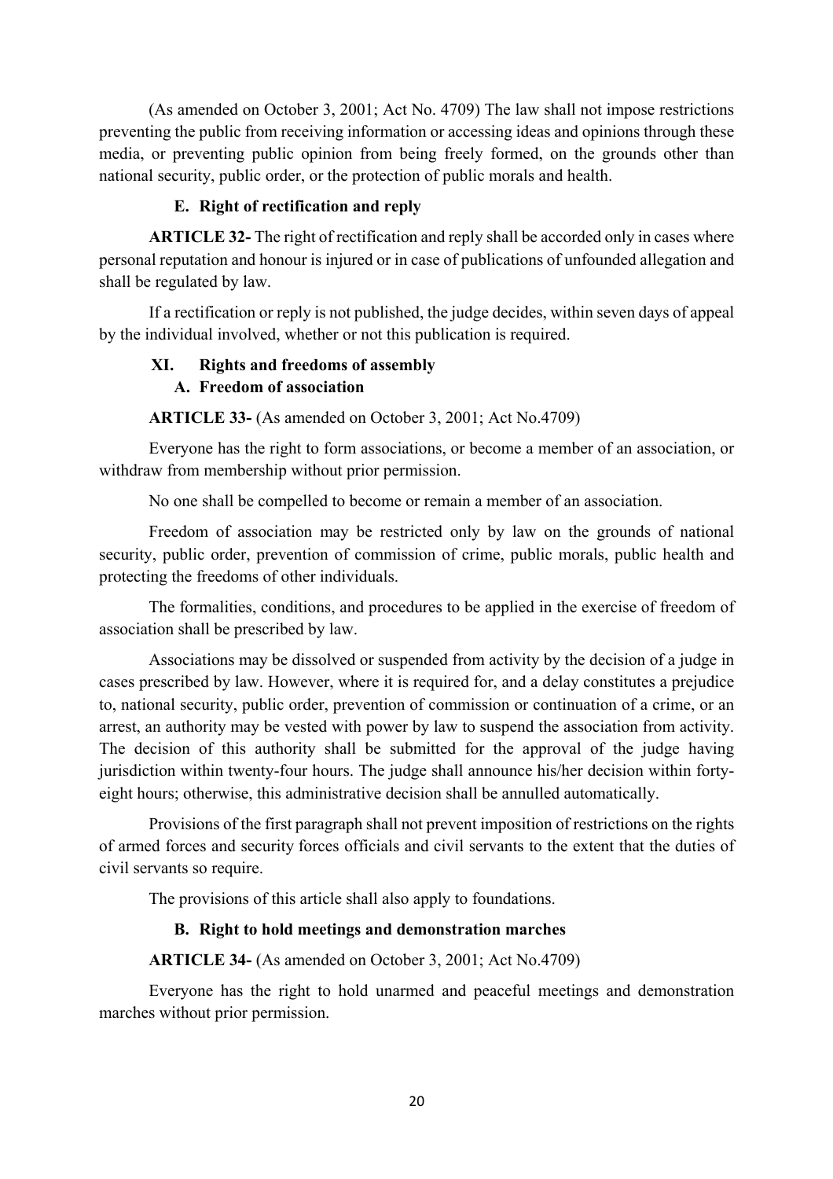(As amended on October 3, 2001; Act No. 4709) The law shall not impose restrictions preventing the public from receiving information or accessing ideas and opinions through these media, or preventing public opinion from being freely formed, on the grounds other than national security, public order, or the protection of public morals and health.

#### E. Right of rectification and reply

**ARTICLE 32-** The right of rectification and reply shall be accorded only in cases where personal reputation and honour is injured or in case of publications of unfounded allegation and shall be regulated by law.

If a rectification or reply is not published, the judge decides, within seven days of appeal by the individual involved, whether or not this publication is required.

### XI. Rights and freedoms of assembly

#### A. Freedom of association

**ARTICLE 33-** (As amended on October 3, 2001; Act No.4709)

Everyone has the right to form associations, or become a member of an association, or withdraw from membership without prior permission.

No one shall be compelled to become or remain a member of an association.

Freedom of association may be restricted only by law on the grounds of national security, public order, prevention of commission of crime, public morals, public health and protecting the freedoms of other individuals.

The formalities, conditions, and procedures to be applied in the exercise of freedom of association shall be prescribed by law.

Associations may be dissolved or suspended from activity by the decision of a judge in cases prescribed by law. However, where it is required for, and a delay constitutes a prejudice to, national security, public order, prevention of commission or continuation of a crime, or an arrest, an authority may be vested with power by law to suspend the association from activity. The decision of this authority shall be submitted for the approval of the judge having jurisdiction within twenty-four hours. The judge shall announce his/her decision within forty-eight hours; otherwise, this administrative decision shall be annulled automatically.

Provisions of the first paragraph shall not prevent imposition of restrictions on the rights of armed forces and security forces officials and civil servants to the extent that the duties of civil servants so require.

The provisions of this article shall also apply to foundations.

#### B. Right to hold meetings and demonstration marches

**ARTICLE 34-** (As amended on October 3, 2001; Act No.4709)

Everyone has the right to hold unarmed and peaceful meetings and demonstration marches without prior permission.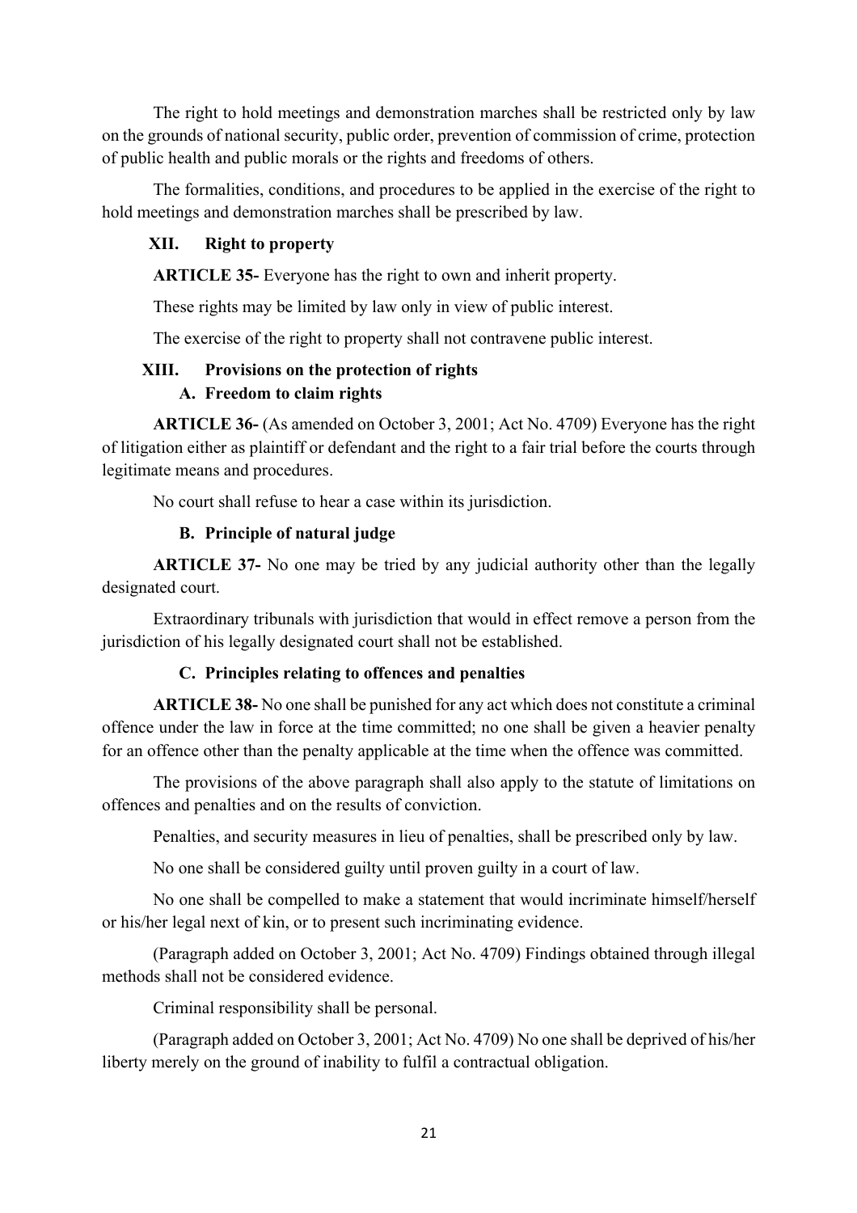The right to hold meetings and demonstration marches shall be restricted only by law on the grounds of national security, public order, prevention of commission of crime, protection of public health and public morals or the rights and freedoms of others.

The formalities, conditions, and procedures to be applied in the exercise of the right to hold meetings and demonstration marches shall be prescribed by law.

### XII. Right to property

**ARTICLE 35-** Everyone has the right to own and inherit property.

These rights may be limited by law only in view of public interest.

The exercise of the right to property shall not contravene public interest.

### XIII. Provisions on the protection of rights

#### A. Freedom to claim rights

**ARTICLE 36-** (As amended on October 3, 2001; Act No. 4709) Everyone has the right of litigation either as plaintiff or defendant and the right to a fair trial before the courts through legitimate means and procedures.

No court shall refuse to hear a case within its jurisdiction.

#### B. Principle of natural judge

**ARTICLE 37-** No one may be tried by any judicial authority other than the legally designated court.

Extraordinary tribunals with jurisdiction that would in effect remove a person from the jurisdiction of his legally designated court shall not be established.

#### C. Principles relating to offences and penalties

**ARTICLE 38-** No one shall be punished for any act which does not constitute a criminal offence under the law in force at the time committed; no one shall be given a heavier penalty for an offence other than the penalty applicable at the time when the offence was committed.

The provisions of the above paragraph shall also apply to the statute of limitations on offences and penalties and on the results of conviction.

Penalties, and security measures in lieu of penalties, shall be prescribed only by law.

No one shall be considered guilty until proven guilty in a court of law.

No one shall be compelled to make a statement that would incriminate himself/herself or his/her legal next of kin, or to present such incriminating evidence.

(Paragraph added on October 3, 2001; Act No. 4709) Findings obtained through illegal methods shall not be considered evidence.

Criminal responsibility shall be personal.

(Paragraph added on October 3, 2001; Act No. 4709) No one shall be deprived of his/her liberty merely on the ground of inability to fulfil a contractual obligation.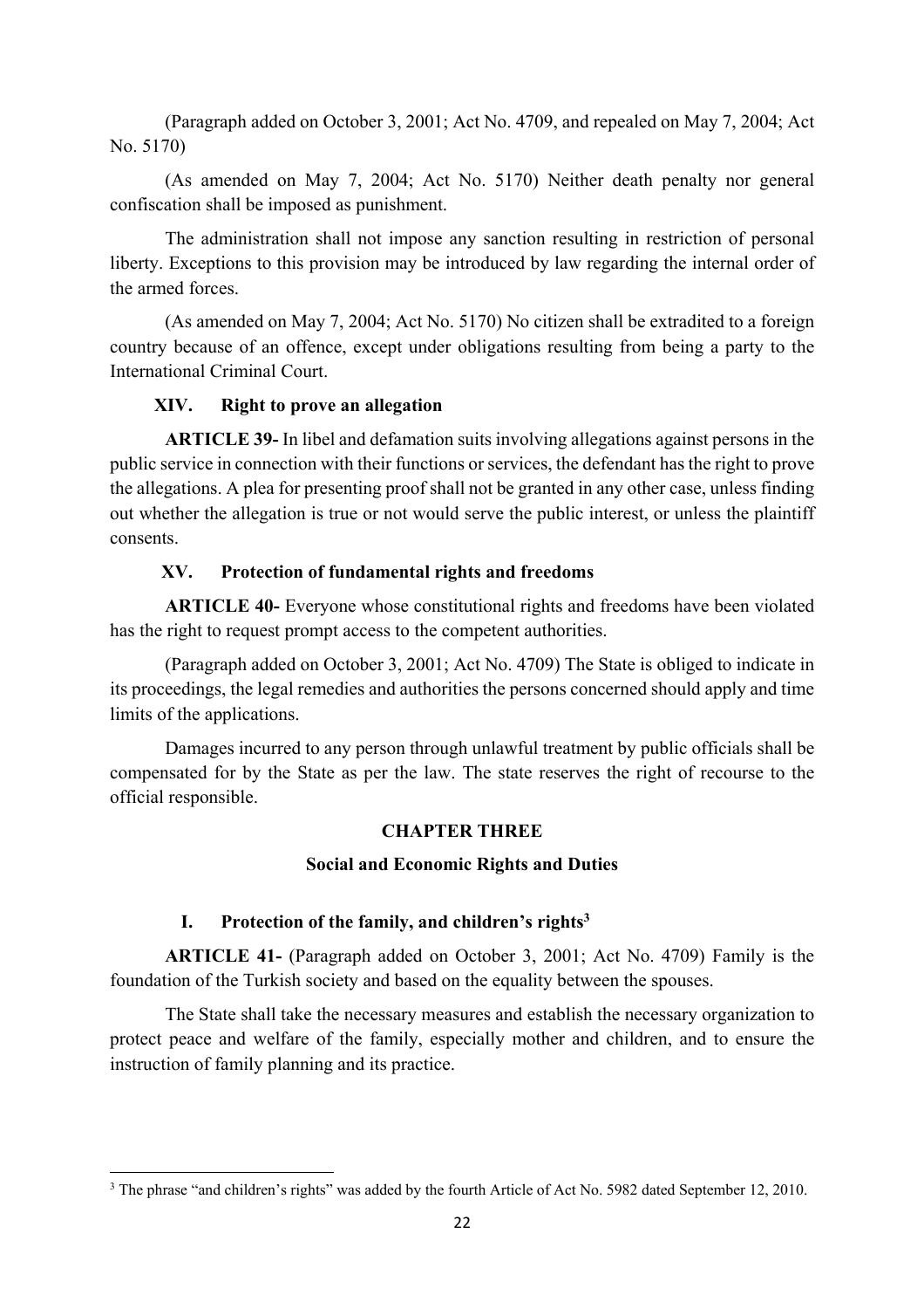(Paragraph added on October 3, 2001; Act No. 4709, and repealed on May 7, 2004; Act No. 5170)

(As amended on May 7, 2004; Act No. 5170) Neither death penalty nor general confiscation shall be imposed as punishment.

The administration shall not impose any sanction resulting in restriction of personal liberty. Exceptions to this provision may be introduced by law regarding the internal order of the armed forces.

(As amended on May 7, 2004; Act No. 5170) No citizen shall be extradited to a foreign country because of an offence, except under obligations resulting from being a party to the International Criminal Court.

### XIV. Right to prove an allegation

**ARTICLE 39-** In libel and defamation suits involving allegations against persons in the public service in connection with their functions or services, the defendant has the right to prove the allegations. A plea for presenting proof shall not be granted in any other case, unless finding out whether the allegation is true or not would serve the public interest, or unless the plaintiff consents.

### XV. Protection of fundamental rights and freedoms

**ARTICLE 40-** Everyone whose constitutional rights and freedoms have been violated has the right to request prompt access to the competent authorities.

(Paragraph added on October 3, 2001; Act No. 4709) The State is obliged to indicate in its proceedings, the legal remedies and authorities the persons concerned should apply and time limits of the applications.

Damages incurred to any person through unlawful treatment by public officials shall be compensated for by the State as per the law. The state reserves the right of recourse to the official responsible.

## CHAPTER THREE

## Social and Economic Rights and Duties

### I. Protection of the family, and children's rights[3]

**ARTICLE 41-** (Paragraph added on October 3, 2001; Act No. 4709) Family is the foundation of the Turkish society and based on the equality between the spouses.

The State shall take the necessary measures and establish the necessary organization to protect peace and welfare of the family, especially mother and children, and to ensure the instruction of family planning and its practice.

[3] The phrase "and children's rights" was added by the fourth Article of Act No. 5982 dated September 12, 2010.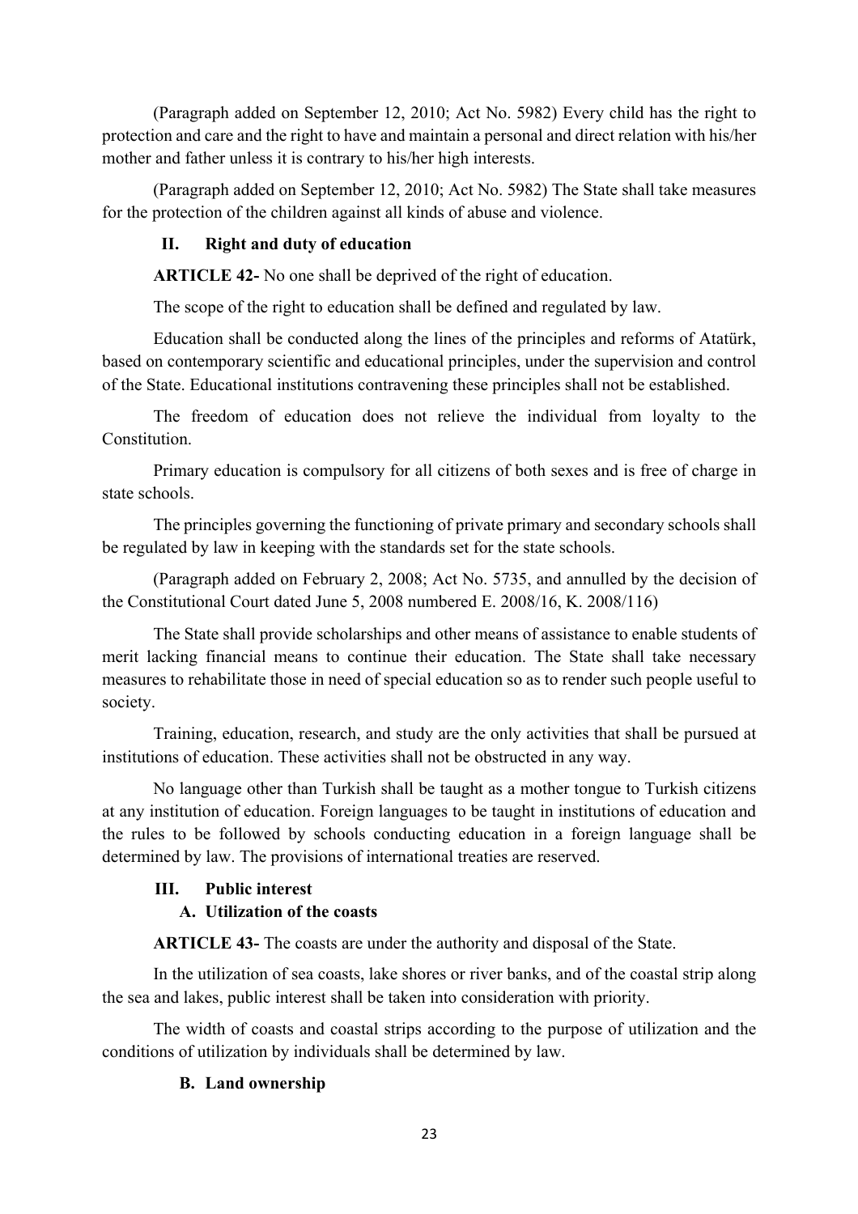(Paragraph added on September 12, 2010; Act No. 5982) Every child has the right to protection and care and the right to have and maintain a personal and direct relation with his/her mother and father unless it is contrary to his/her high interests.

(Paragraph added on September 12, 2010; Act No. 5982) The State shall take measures for the protection of the children against all kinds of abuse and violence.

### II. Right and duty of education

**ARTICLE 42-** No one shall be deprived of the right of education.

The scope of the right to education shall be defined and regulated by law.

Education shall be conducted along the lines of the principles and reforms of Atatürk, based on contemporary scientific and educational principles, under the supervision and control of the State. Educational institutions contravening these principles shall not be established.

The freedom of education does not relieve the individual from loyalty to the Constitution.

Primary education is compulsory for all citizens of both sexes and is free of charge in state schools.

The principles governing the functioning of private primary and secondary schools shall be regulated by law in keeping with the standards set for the state schools.

(Paragraph added on February 2, 2008; Act No. 5735, and annulled by the decision of the Constitutional Court dated June 5, 2008 numbered E. 2008/16, K. 2008/116)

The State shall provide scholarships and other means of assistance to enable students of merit lacking financial means to continue their education. The State shall take necessary measures to rehabilitate those in need of special education so as to render such people useful to society.

Training, education, research, and study are the only activities that shall be pursued at institutions of education. These activities shall not be obstructed in any way.

No language other than Turkish shall be taught as a mother tongue to Turkish citizens at any institution of education. Foreign languages to be taught in institutions of education and the rules to be followed by schools conducting education in a foreign language shall be determined by law. The provisions of international treaties are reserved.

### III. Public interest

#### A. Utilization of the coasts

**ARTICLE 43-** The coasts are under the authority and disposal of the State.

In the utilization of sea coasts, lake shores or river banks, and of the coastal strip along the sea and lakes, public interest shall be taken into consideration with priority.

The width of coasts and coastal strips according to the purpose of utilization and the conditions of utilization by individuals shall be determined by law.

#### B. Land ownership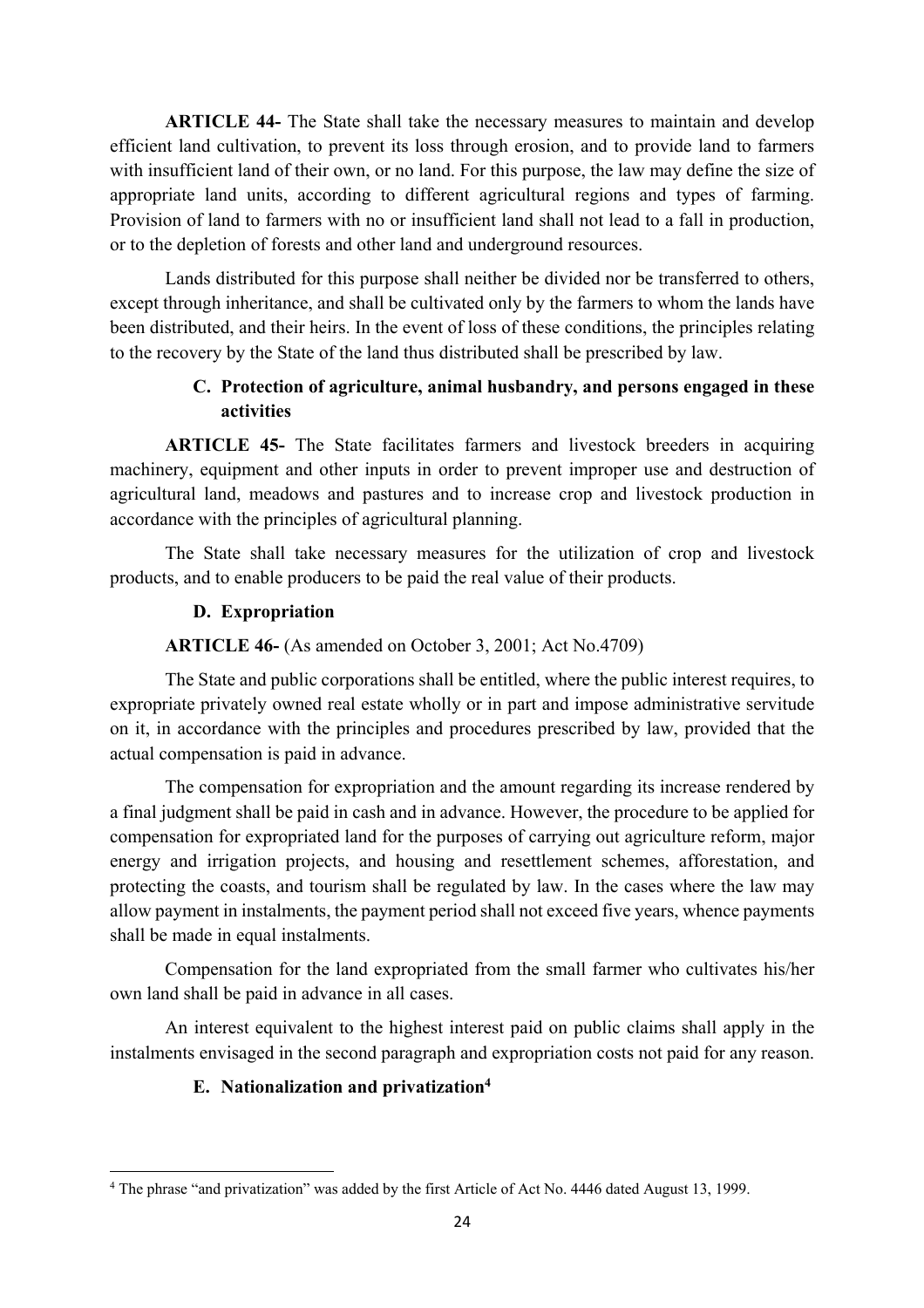**ARTICLE 44-** The State shall take the necessary measures to maintain and develop efficient land cultivation, to prevent its loss through erosion, and to provide land to farmers with insufficient land of their own, or no land. For this purpose, the law may define the size of appropriate land units, according to different agricultural regions and types of farming. Provision of land to farmers with no or insufficient land shall not lead to a fall in production, or to the depletion of forests and other land and underground resources.

Lands distributed for this purpose shall neither be divided nor be transferred to others, except through inheritance, and shall be cultivated only by the farmers to whom the lands have been distributed, and their heirs. In the event of loss of these conditions, the principles relating to the recovery by the State of the land thus distributed shall be prescribed by law.

### C. Protection of agriculture, animal husbandry, and persons engaged in these activities

**ARTICLE 45-** The State facilitates farmers and livestock breeders in acquiring machinery, equipment and other inputs in order to prevent improper use and destruction of agricultural land, meadows and pastures and to increase crop and livestock production in accordance with the principles of agricultural planning.

The State shall take necessary measures for the utilization of crop and livestock products, and to enable producers to be paid the real value of their products.

### D. Expropriation

**ARTICLE 46-** (As amended on October 3, 2001; Act No.4709)

The State and public corporations shall be entitled, where the public interest requires, to expropriate privately owned real estate wholly or in part and impose administrative servitude on it, in accordance with the principles and procedures prescribed by law, provided that the actual compensation is paid in advance.

The compensation for expropriation and the amount regarding its increase rendered by a final judgment shall be paid in cash and in advance. However, the procedure to be applied for compensation for expropriated land for the purposes of carrying out agriculture reform, major energy and irrigation projects, and housing and resettlement schemes, afforestation, and protecting the coasts, and tourism shall be regulated by law. In the cases where the law may allow payment in instalments, the payment period shall not exceed five years, whence payments shall be made in equal instalments.

Compensation for the land expropriated from the small farmer who cultivates his/her own land shall be paid in advance in all cases.

An interest equivalent to the highest interest paid on public claims shall apply in the instalments envisaged in the second paragraph and expropriation costs not paid for any reason.

### E. Nationalization and privatization[4]

[4] The phrase "and privatization" was added by the first Article of Act No. 4446 dated August 13, 1999.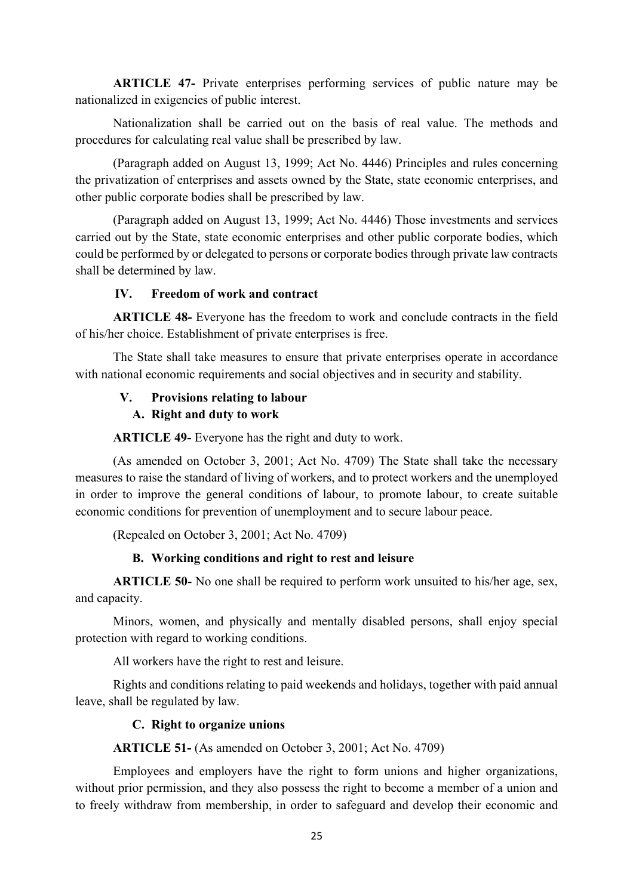**ARTICLE 47-** Private enterprises performing services of public nature may be nationalized in exigencies of public interest.

Nationalization shall be carried out on the basis of real value. The methods and procedures for calculating real value shall be prescribed by law.

(Paragraph added on August 13, 1999; Act No. 4446) Principles and rules concerning the privatization of enterprises and assets owned by the State, state economic enterprises, and other public corporate bodies shall be prescribed by law.

(Paragraph added on August 13, 1999; Act No. 4446) Those investments and services carried out by the State, state economic enterprises and other public corporate bodies, which could be performed by or delegated to persons or corporate bodies through private law contracts shall be determined by law.

### IV. Freedom of work and contract

**ARTICLE 48-** Everyone has the freedom to work and conclude contracts in the field of his/her choice. Establishment of private enterprises is free.

The State shall take measures to ensure that private enterprises operate in accordance with national economic requirements and social objectives and in security and stability.

### V. Provisions relating to labour

#### A. Right and duty to work

**ARTICLE 49-** Everyone has the right and duty to work.

(As amended on October 3, 2001; Act No. 4709) The State shall take the necessary measures to raise the standard of living of workers, and to protect workers and the unemployed in order to improve the general conditions of labour, to promote labour, to create suitable economic conditions for prevention of unemployment and to secure labour peace.

(Repealed on October 3, 2001; Act No. 4709)

#### B. Working conditions and right to rest and leisure

**ARTICLE 50-** No one shall be required to perform work unsuited to his/her age, sex, and capacity.

Minors, women, and physically and mentally disabled persons, shall enjoy special protection with regard to working conditions.

All workers have the right to rest and leisure.

Rights and conditions relating to paid weekends and holidays, together with paid annual leave, shall be regulated by law.

#### C. Right to organize unions

**ARTICLE 51-** (As amended on October 3, 2001; Act No. 4709)

Employees and employers have the right to form unions and higher organizations, without prior permission, and they also possess the right to become a member of a union and to freely withdraw from membership, in order to safeguard and develop their economic and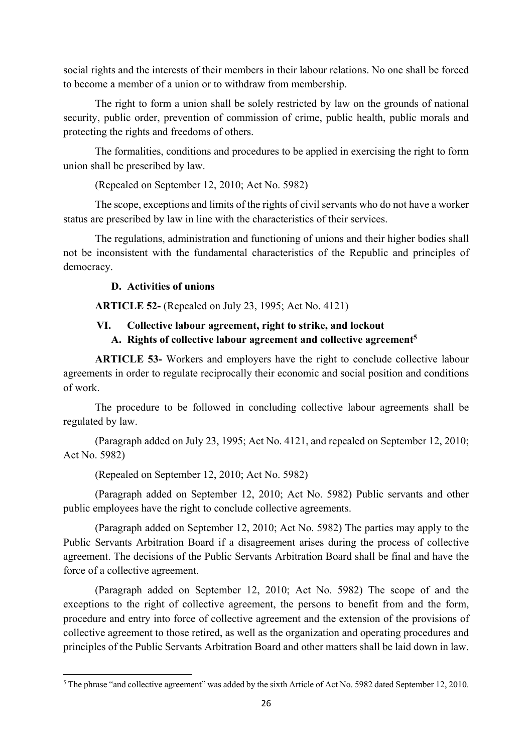social rights and the interests of their members in their labour relations. No one shall be forced to become a member of a union or to withdraw from membership.

The right to form a union shall be solely restricted by law on the grounds of national security, public order, prevention of commission of crime, public health, public morals and protecting the rights and freedoms of others.

The formalities, conditions and procedures to be applied in exercising the right to form union shall be prescribed by law.

(Repealed on September 12, 2010; Act No. 5982)

The scope, exceptions and limits of the rights of civil servants who do not have a worker status are prescribed by law in line with the characteristics of their services.

The regulations, administration and functioning of unions and their higher bodies shall not be inconsistent with the fundamental characteristics of the Republic and principles of democracy.

#### D. Activities of unions

**ARTICLE 52-** (Repealed on July 23, 1995; Act No. 4121)

### VI. Collective labour agreement, right to strike, and lockout

#### A. Rights of collective labour agreement and collective agreement[5]

**ARTICLE 53-** Workers and employers have the right to conclude collective labour agreements in order to regulate reciprocally their economic and social position and conditions of work.

The procedure to be followed in concluding collective labour agreements shall be regulated by law.

(Paragraph added on July 23, 1995; Act No. 4121, and repealed on September 12, 2010; Act No. 5982)

(Repealed on September 12, 2010; Act No. 5982)

(Paragraph added on September 12, 2010; Act No. 5982) Public servants and other public employees have the right to conclude collective agreements.

(Paragraph added on September 12, 2010; Act No. 5982) The parties may apply to the Public Servants Arbitration Board if a disagreement arises during the process of collective agreement. The decisions of the Public Servants Arbitration Board shall be final and have the force of a collective agreement.

(Paragraph added on September 12, 2010; Act No. 5982) The scope of and the exceptions to the right of collective agreement, the persons to benefit from and the form, procedure and entry into force of collective agreement and the extension of the provisions of collective agreement to those retired, as well as the organization and operating procedures and principles of the Public Servants Arbitration Board and other matters shall be laid down in law.

---

[5] The phrase "and collective agreement" was added by the sixth Article of Act No. 5982 dated September 12, 2010.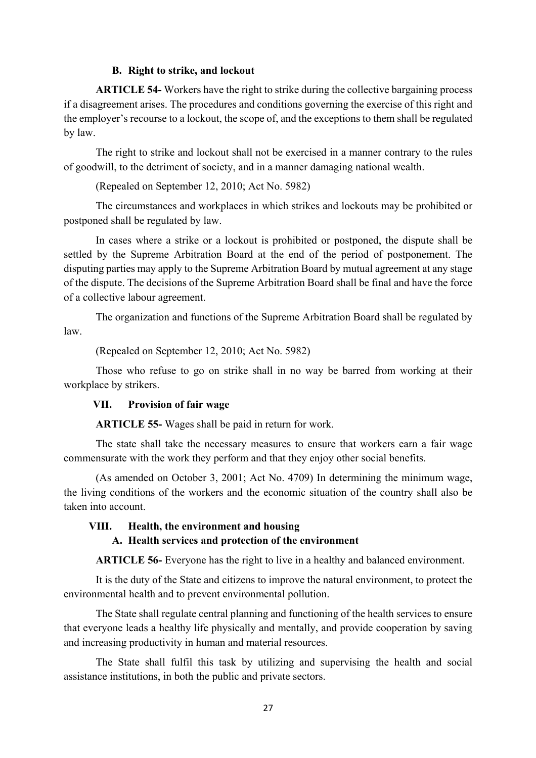### B. Right to strike, and lockout

**ARTICLE 54-** Workers have the right to strike during the collective bargaining process if a disagreement arises. The procedures and conditions governing the exercise of this right and the employer's recourse to a lockout, the scope of, and the exceptions to them shall be regulated by law.

The right to strike and lockout shall not be exercised in a manner contrary to the rules of goodwill, to the detriment of society, and in a manner damaging national wealth.

(Repealed on September 12, 2010; Act No. 5982)

The circumstances and workplaces in which strikes and lockouts may be prohibited or postponed shall be regulated by law.

In cases where a strike or a lockout is prohibited or postponed, the dispute shall be settled by the Supreme Arbitration Board at the end of the period of postponement. The disputing parties may apply to the Supreme Arbitration Board by mutual agreement at any stage of the dispute. The decisions of the Supreme Arbitration Board shall be final and have the force of a collective labour agreement.

The organization and functions of the Supreme Arbitration Board shall be regulated by law.

(Repealed on September 12, 2010; Act No. 5982)

Those who refuse to go on strike shall in no way be barred from working at their workplace by strikers.

## VII. Provision of fair wage

**ARTICLE 55-** Wages shall be paid in return for work.

The state shall take the necessary measures to ensure that workers earn a fair wage commensurate with the work they perform and that they enjoy other social benefits.

(As amended on October 3, 2001; Act No. 4709) In determining the minimum wage, the living conditions of the workers and the economic situation of the country shall also be taken into account.

## VIII. Health, the environment and housing

### A. Health services and protection of the environment

**ARTICLE 56-** Everyone has the right to live in a healthy and balanced environment.

It is the duty of the State and citizens to improve the natural environment, to protect the environmental health and to prevent environmental pollution.

The State shall regulate central planning and functioning of the health services to ensure that everyone leads a healthy life physically and mentally, and provide cooperation by saving and increasing productivity in human and material resources.

The State shall fulfil this task by utilizing and supervising the health and social assistance institutions, in both the public and private sectors.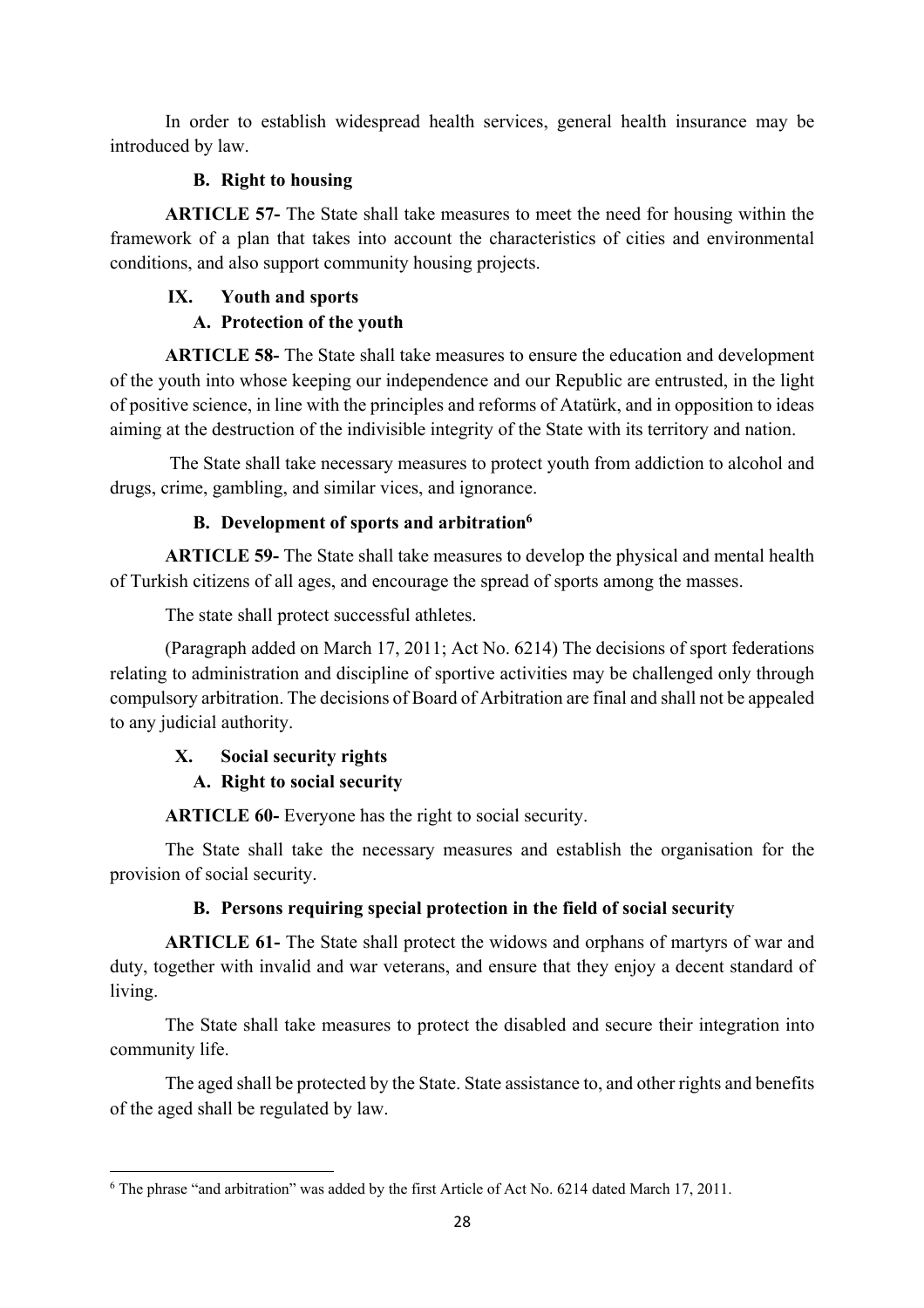In order to establish widespread health services, general health insurance may be introduced by law.

### B. Right to housing

**ARTICLE 57-** The State shall take measures to meet the need for housing within the framework of a plan that takes into account the characteristics of cities and environmental conditions, and also support community housing projects.

## IX. Youth and sports

### A. Protection of the youth

**ARTICLE 58-** The State shall take measures to ensure the education and development of the youth into whose keeping our independence and our Republic are entrusted, in the light of positive science, in line with the principles and reforms of Atatürk, and in opposition to ideas aiming at the destruction of the indivisible integrity of the State with its territory and nation.

The State shall take necessary measures to protect youth from addiction to alcohol and drugs, crime, gambling, and similar vices, and ignorance.

### B. Development of sports and arbitration[6]

**ARTICLE 59-** The State shall take measures to develop the physical and mental health of Turkish citizens of all ages, and encourage the spread of sports among the masses.

The state shall protect successful athletes.

(Paragraph added on March 17, 2011; Act No. 6214) The decisions of sport federations relating to administration and discipline of sportive activities may be challenged only through compulsory arbitration. The decisions of Board of Arbitration are final and shall not be appealed to any judicial authority.

## X. Social security rights

### A. Right to social security

**ARTICLE 60-** Everyone has the right to social security.

The State shall take the necessary measures and establish the organisation for the provision of social security.

### B. Persons requiring special protection in the field of social security

**ARTICLE 61-** The State shall protect the widows and orphans of martyrs of war and duty, together with invalid and war veterans, and ensure that they enjoy a decent standard of living.

The State shall take measures to protect the disabled and secure their integration into community life.

The aged shall be protected by the State. State assistance to, and other rights and benefits of the aged shall be regulated by law.

---

[6] The phrase "and arbitration" was added by the first Article of Act No. 6214 dated March 17, 2011.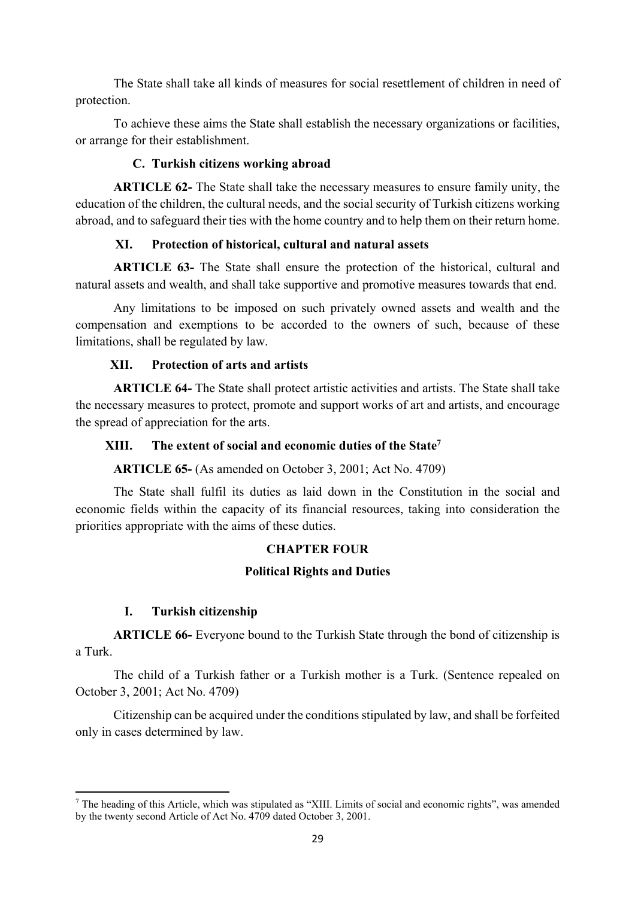The State shall take all kinds of measures for social resettlement of children in need of protection.

To achieve these aims the State shall establish the necessary organizations or facilities, or arrange for their establishment.

#### C. Turkish citizens working abroad

**ARTICLE 62-** The State shall take the necessary measures to ensure family unity, the education of the children, the cultural needs, and the social security of Turkish citizens working abroad, and to safeguard their ties with the home country and to help them on their return home.

### XI. Protection of historical, cultural and natural assets

**ARTICLE 63-** The State shall ensure the protection of the historical, cultural and natural assets and wealth, and shall take supportive and promotive measures towards that end.

Any limitations to be imposed on such privately owned assets and wealth and the compensation and exemptions to be accorded to the owners of such, because of these limitations, shall be regulated by law.

### XII. Protection of arts and artists

**ARTICLE 64-** The State shall protect artistic activities and artists. The State shall take the necessary measures to protect, promote and support works of art and artists, and encourage the spread of appreciation for the arts.

### XIII. The extent of social and economic duties of the State[7]

**ARTICLE 65-** (As amended on October 3, 2001; Act No. 4709)

The State shall fulfil its duties as laid down in the Constitution in the social and economic fields within the capacity of its financial resources, taking into consideration the priorities appropriate with the aims of these duties.

## CHAPTER FOUR

## Political Rights and Duties

### I. Turkish citizenship

**ARTICLE 66-** Everyone bound to the Turkish State through the bond of citizenship is a Turk.

The child of a Turkish father or a Turkish mother is a Turk. (Sentence repealed on October 3, 2001; Act No. 4709)

Citizenship can be acquired under the conditions stipulated by law, and shall be forfeited only in cases determined by law.

---

[7] The heading of this Article, which was stipulated as "XIII. Limits of social and economic rights", was amended by the twenty second Article of Act No. 4709 dated October 3, 2001.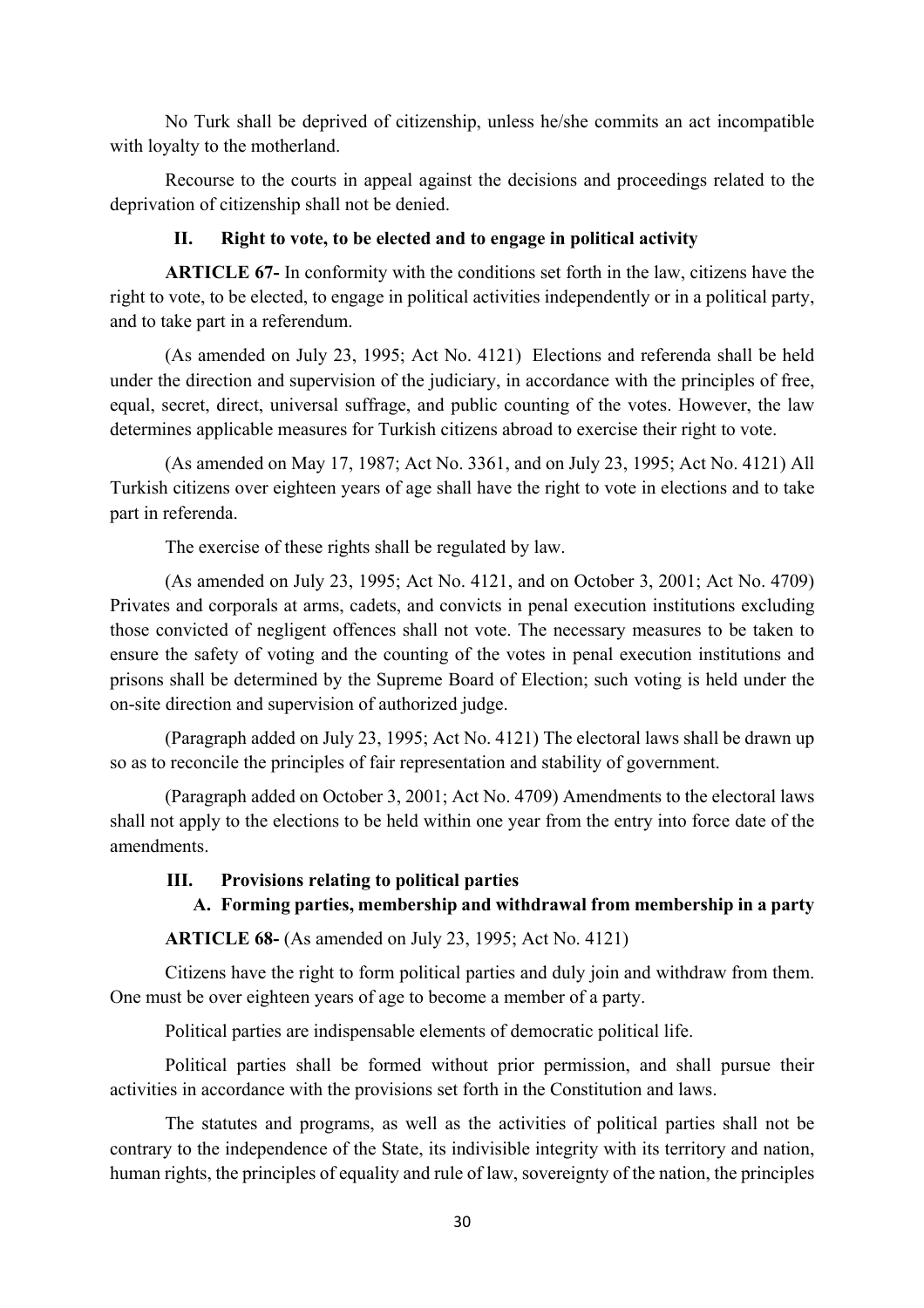No Turk shall be deprived of citizenship, unless he/she commits an act incompatible with loyalty to the motherland.

Recourse to the courts in appeal against the decisions and proceedings related to the deprivation of citizenship shall not be denied.

### II. Right to vote, to be elected and to engage in political activity

**ARTICLE 67-** In conformity with the conditions set forth in the law, citizens have the right to vote, to be elected, to engage in political activities independently or in a political party, and to take part in a referendum.

(As amended on July 23, 1995; Act No. 4121) Elections and referenda shall be held under the direction and supervision of the judiciary, in accordance with the principles of free, equal, secret, direct, universal suffrage, and public counting of the votes. However, the law determines applicable measures for Turkish citizens abroad to exercise their right to vote.

(As amended on May 17, 1987; Act No. 3361, and on July 23, 1995; Act No. 4121) All Turkish citizens over eighteen years of age shall have the right to vote in elections and to take part in referenda.

The exercise of these rights shall be regulated by law.

(As amended on July 23, 1995; Act No. 4121, and on October 3, 2001; Act No. 4709) Privates and corporals at arms, cadets, and convicts in penal execution institutions excluding those convicted of negligent offences shall not vote. The necessary measures to be taken to ensure the safety of voting and the counting of the votes in penal execution institutions and prisons shall be determined by the Supreme Board of Election; such voting is held under the on-site direction and supervision of authorized judge.

(Paragraph added on July 23, 1995; Act No. 4121) The electoral laws shall be drawn up so as to reconcile the principles of fair representation and stability of government.

(Paragraph added on October 3, 2001; Act No. 4709) Amendments to the electoral laws shall not apply to the elections to be held within one year from the entry into force date of the amendments.

### III. Provisions relating to political parties

#### A. Forming parties, membership and withdrawal from membership in a party

**ARTICLE 68-** (As amended on July 23, 1995; Act No. 4121)

Citizens have the right to form political parties and duly join and withdraw from them. One must be over eighteen years of age to become a member of a party.

Political parties are indispensable elements of democratic political life.

Political parties shall be formed without prior permission, and shall pursue their activities in accordance with the provisions set forth in the Constitution and laws.

The statutes and programs, as well as the activities of political parties shall not be contrary to the independence of the State, its indivisible integrity with its territory and nation, human rights, the principles of equality and rule of law, sovereignty of the nation, the principles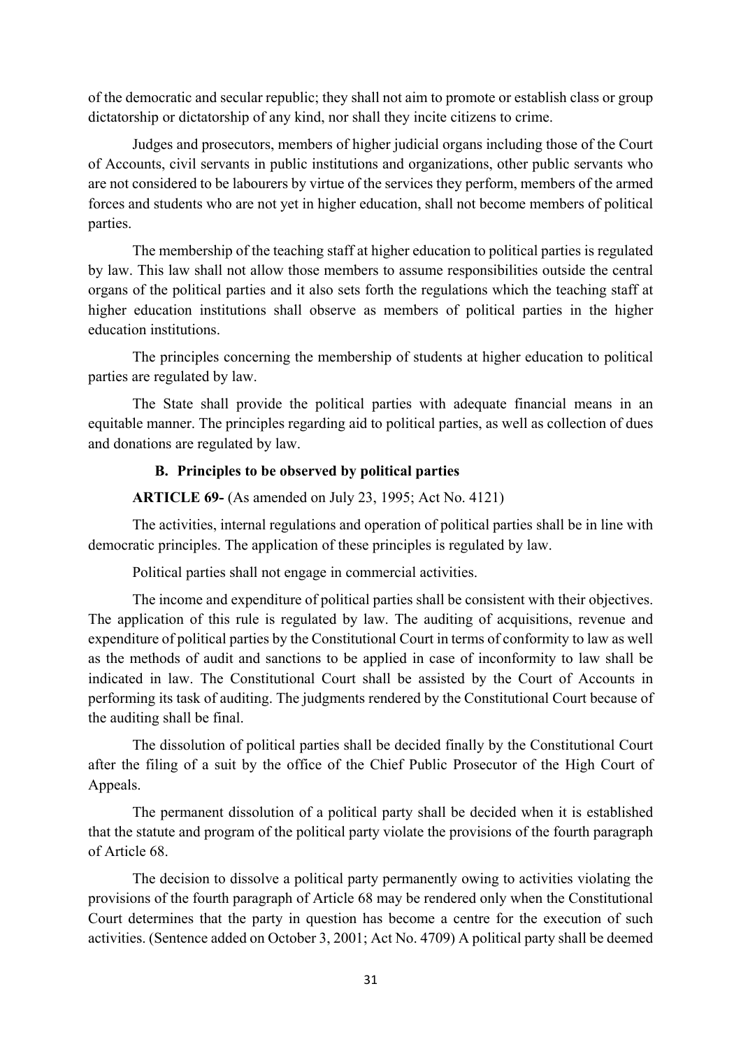of the democratic and secular republic; they shall not aim to promote or establish class or group dictatorship or dictatorship of any kind, nor shall they incite citizens to crime.

Judges and prosecutors, members of higher judicial organs including those of the Court of Accounts, civil servants in public institutions and organizations, other public servants who are not considered to be labourers by virtue of the services they perform, members of the armed forces and students who are not yet in higher education, shall not become members of political parties.

The membership of the teaching staff at higher education to political parties is regulated by law. This law shall not allow those members to assume responsibilities outside the central organs of the political parties and it also sets forth the regulations which the teaching staff at higher education institutions shall observe as members of political parties in the higher education institutions.

The principles concerning the membership of students at higher education to political parties are regulated by law.

The State shall provide the political parties with adequate financial means in an equitable manner. The principles regarding aid to political parties, as well as collection of dues and donations are regulated by law.

### B. Principles to be observed by political parties

**ARTICLE 69-** (As amended on July 23, 1995; Act No. 4121)

The activities, internal regulations and operation of political parties shall be in line with democratic principles. The application of these principles is regulated by law.

Political parties shall not engage in commercial activities.

The income and expenditure of political parties shall be consistent with their objectives. The application of this rule is regulated by law. The auditing of acquisitions, revenue and expenditure of political parties by the Constitutional Court in terms of conformity to law as well as the methods of audit and sanctions to be applied in case of inconformity to law shall be indicated in law. The Constitutional Court shall be assisted by the Court of Accounts in performing its task of auditing. The judgments rendered by the Constitutional Court because of the auditing shall be final.

The dissolution of political parties shall be decided finally by the Constitutional Court after the filing of a suit by the office of the Chief Public Prosecutor of the High Court of Appeals.

The permanent dissolution of a political party shall be decided when it is established that the statute and program of the political party violate the provisions of the fourth paragraph of Article 68.

The decision to dissolve a political party permanently owing to activities violating the provisions of the fourth paragraph of Article 68 may be rendered only when the Constitutional Court determines that the party in question has become a centre for the execution of such activities. (Sentence added on October 3, 2001; Act No. 4709) A political party shall be deemed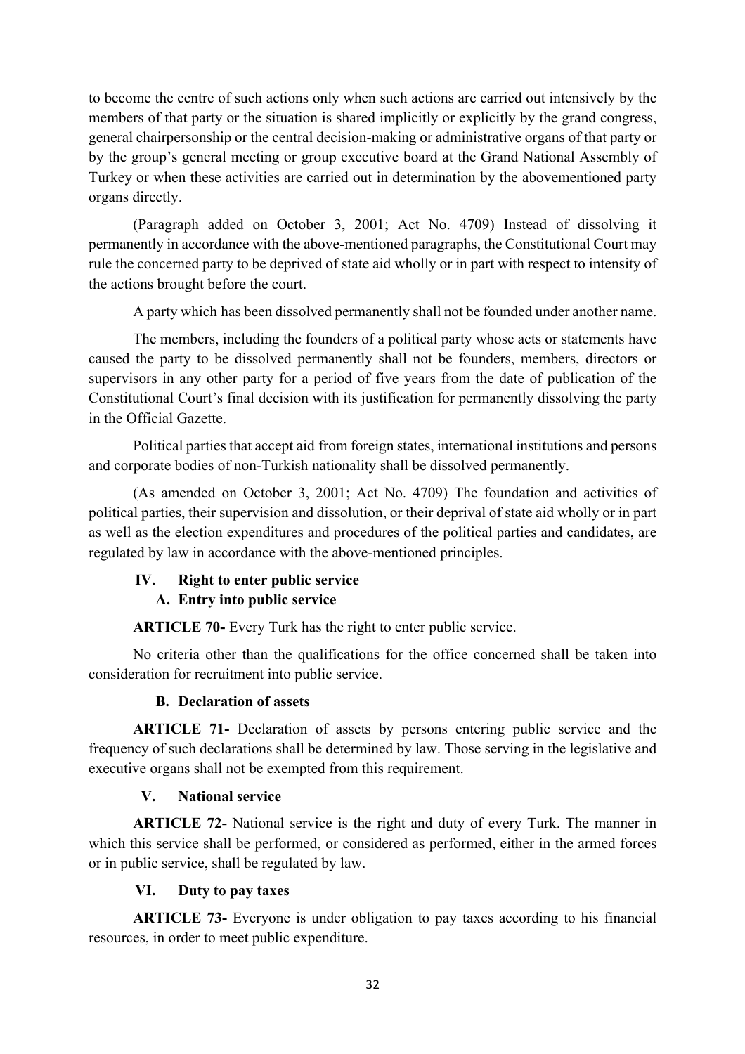to become the centre of such actions only when such actions are carried out intensively by the members of that party or the situation is shared implicitly or explicitly by the grand congress, general chairpersonship or the central decision-making or administrative organs of that party or by the group's general meeting or group executive board at the Grand National Assembly of Turkey or when these activities are carried out in determination by the abovementioned party organs directly.

(Paragraph added on October 3, 2001; Act No. 4709) Instead of dissolving it permanently in accordance with the above-mentioned paragraphs, the Constitutional Court may rule the concerned party to be deprived of state aid wholly or in part with respect to intensity of the actions brought before the court.

A party which has been dissolved permanently shall not be founded under another name.

The members, including the founders of a political party whose acts or statements have caused the party to be dissolved permanently shall not be founders, members, directors or supervisors in any other party for a period of five years from the date of publication of the Constitutional Court's final decision with its justification for permanently dissolving the party in the Official Gazette.

Political parties that accept aid from foreign states, international institutions and persons and corporate bodies of non-Turkish nationality shall be dissolved permanently.

(As amended on October 3, 2001; Act No. 4709) The foundation and activities of political parties, their supervision and dissolution, or their deprival of state aid wholly or in part as well as the election expenditures and procedures of the political parties and candidates, are regulated by law in accordance with the above-mentioned principles.

### IV. Right to enter public service

#### A. Entry into public service

**ARTICLE 70-** Every Turk has the right to enter public service.

No criteria other than the qualifications for the office concerned shall be taken into consideration for recruitment into public service.

#### B. Declaration of assets

**ARTICLE 71-** Declaration of assets by persons entering public service and the frequency of such declarations shall be determined by law. Those serving in the legislative and executive organs shall not be exempted from this requirement.

### V. National service

**ARTICLE 72-** National service is the right and duty of every Turk. The manner in which this service shall be performed, or considered as performed, either in the armed forces or in public service, shall be regulated by law.

### VI. Duty to pay taxes

**ARTICLE 73-** Everyone is under obligation to pay taxes according to his financial resources, in order to meet public expenditure.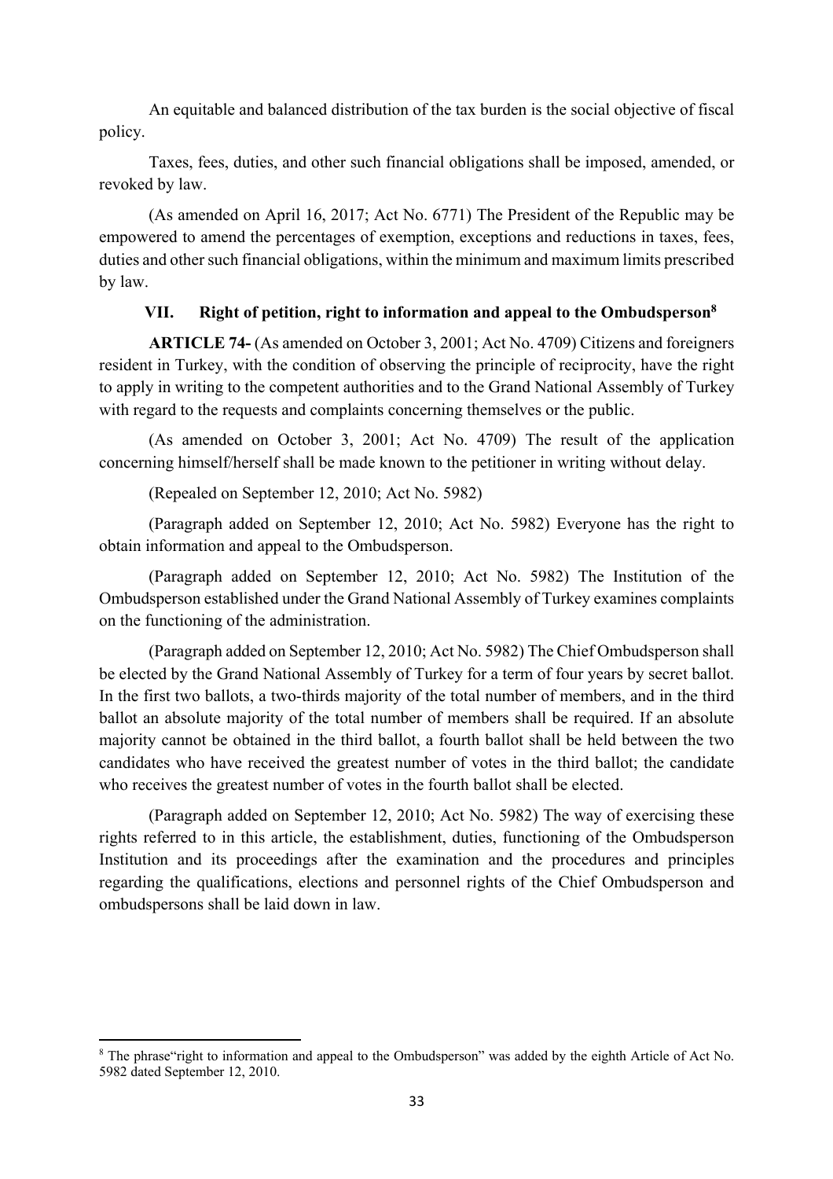An equitable and balanced distribution of the tax burden is the social objective of fiscal policy.

Taxes, fees, duties, and other such financial obligations shall be imposed, amended, or revoked by law.

(As amended on April 16, 2017; Act No. 6771) The President of the Republic may be empowered to amend the percentages of exemption, exceptions and reductions in taxes, fees, duties and other such financial obligations, within the minimum and maximum limits prescribed by law.

### VII. Right of petition, right to information and appeal to the Ombudsperson[8]

**ARTICLE 74-** (As amended on October 3, 2001; Act No. 4709) Citizens and foreigners resident in Turkey, with the condition of observing the principle of reciprocity, have the right to apply in writing to the competent authorities and to the Grand National Assembly of Turkey with regard to the requests and complaints concerning themselves or the public.

(As amended on October 3, 2001; Act No. 4709) The result of the application concerning himself/herself shall be made known to the petitioner in writing without delay.

(Repealed on September 12, 2010; Act No. 5982)

(Paragraph added on September 12, 2010; Act No. 5982) Everyone has the right to obtain information and appeal to the Ombudsperson.

(Paragraph added on September 12, 2010; Act No. 5982) The Institution of the Ombudsperson established under the Grand National Assembly of Turkey examines complaints on the functioning of the administration.

(Paragraph added on September 12, 2010; Act No. 5982) The Chief Ombudsperson shall be elected by the Grand National Assembly of Turkey for a term of four years by secret ballot. In the first two ballots, a two-thirds majority of the total number of members, and in the third ballot an absolute majority of the total number of members shall be required. If an absolute majority cannot be obtained in the third ballot, a fourth ballot shall be held between the two candidates who have received the greatest number of votes in the third ballot; the candidate who receives the greatest number of votes in the fourth ballot shall be elected.

(Paragraph added on September 12, 2010; Act No. 5982) The way of exercising these rights referred to in this article, the establishment, duties, functioning of the Ombudsperson Institution and its proceedings after the examination and the procedures and principles regarding the qualifications, elections and personnel rights of the Chief Ombudsperson and ombudspersons shall be laid down in law.

---

[8] The phrase"right to information and appeal to the Ombudsperson" was added by the eighth Article of Act No. 5982 dated September 12, 2010.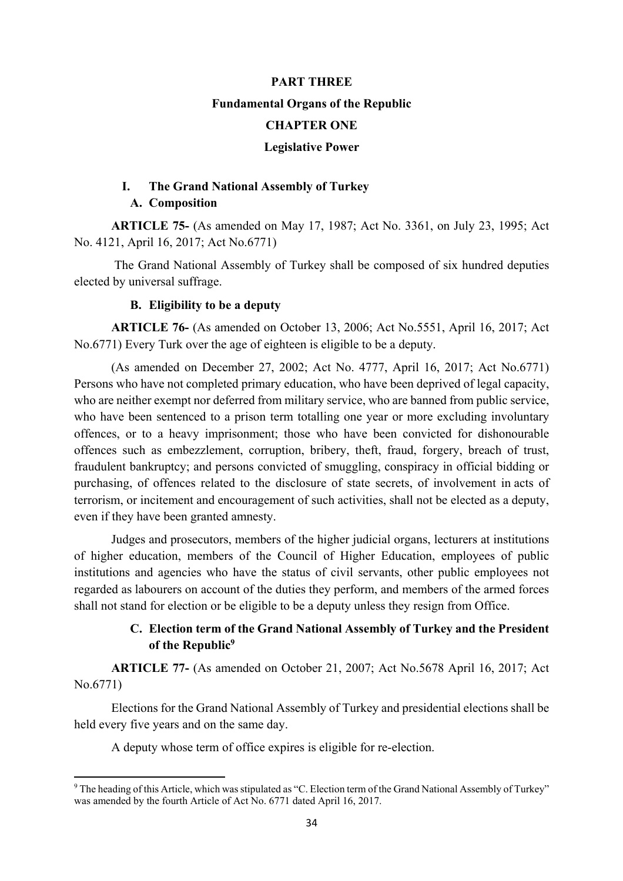# PART THREE

# Fundamental Organs of the Republic

## CHAPTER ONE

## Legislative Power

### I. The Grand National Assembly of Turkey

#### A. Composition

**ARTICLE 75-** (As amended on May 17, 1987; Act No. 3361, on July 23, 1995; Act No. 4121, April 16, 2017; Act No.6771)

The Grand National Assembly of Turkey shall be composed of six hundred deputies elected by universal suffrage.

#### B. Eligibility to be a deputy

**ARTICLE 76-** (As amended on October 13, 2006; Act No.5551, April 16, 2017; Act No.6771) Every Turk over the age of eighteen is eligible to be a deputy.

(As amended on December 27, 2002; Act No. 4777, April 16, 2017; Act No.6771) Persons who have not completed primary education, who have been deprived of legal capacity, who are neither exempt nor deferred from military service, who are banned from public service, who have been sentenced to a prison term totalling one year or more excluding involuntary offences, or to a heavy imprisonment; those who have been convicted for dishonourable offences such as embezzlement, corruption, bribery, theft, fraud, forgery, breach of trust, fraudulent bankruptcy; and persons convicted of smuggling, conspiracy in official bidding or purchasing, of offences related to the disclosure of state secrets, of involvement in acts of terrorism, or incitement and encouragement of such activities, shall not be elected as a deputy, even if they have been granted amnesty.

Judges and prosecutors, members of the higher judicial organs, lecturers at institutions of higher education, members of the Council of Higher Education, employees of public institutions and agencies who have the status of civil servants, other public employees not regarded as labourers on account of the duties they perform, and members of the armed forces shall not stand for election or be eligible to be a deputy unless they resign from Office.

#### C. Election term of the Grand National Assembly of Turkey and the President of the Republic[9]

**ARTICLE 77-** (As amended on October 21, 2007; Act No.5678 April 16, 2017; Act No.6771)

Elections for the Grand National Assembly of Turkey and presidential elections shall be held every five years and on the same day.

A deputy whose term of office expires is eligible for re-election.

---

[9] The heading of this Article, which was stipulated as "C. Election term of the Grand National Assembly of Turkey" was amended by the fourth Article of Act No. 6771 dated April 16, 2017.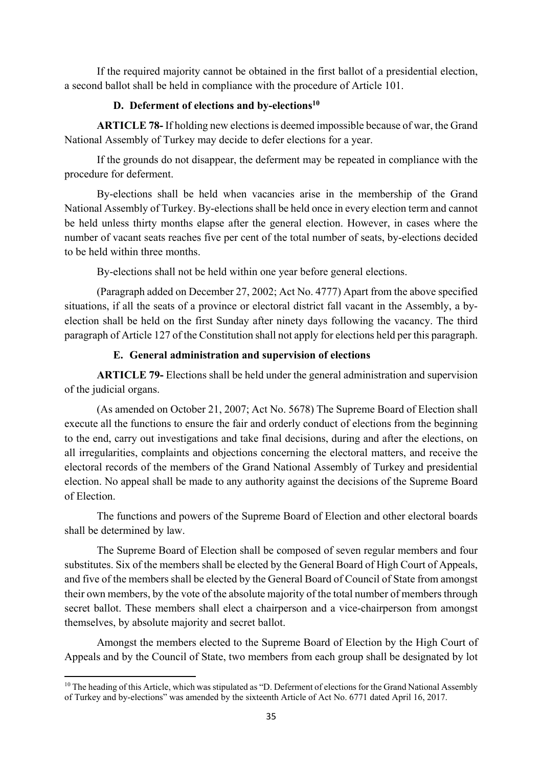If the required majority cannot be obtained in the first ballot of a presidential election, a second ballot shall be held in compliance with the procedure of Article 101.

#### D. Deferment of elections and by-elections[10]

**ARTICLE 78-** If holding new elections is deemed impossible because of war, the Grand National Assembly of Turkey may decide to defer elections for a year.

If the grounds do not disappear, the deferment may be repeated in compliance with the procedure for deferment.

By-elections shall be held when vacancies arise in the membership of the Grand National Assembly of Turkey. By-elections shall be held once in every election term and cannot be held unless thirty months elapse after the general election. However, in cases where the number of vacant seats reaches five per cent of the total number of seats, by-elections decided to be held within three months.

By-elections shall not be held within one year before general elections.

(Paragraph added on December 27, 2002; Act No. 4777) Apart from the above specified situations, if all the seats of a province or electoral district fall vacant in the Assembly, a by-election shall be held on the first Sunday after ninety days following the vacancy. The third paragraph of Article 127 of the Constitution shall not apply for elections held per this paragraph.

#### E. General administration and supervision of elections

**ARTICLE 79-** Elections shall be held under the general administration and supervision of the judicial organs.

(As amended on October 21, 2007; Act No. 5678) The Supreme Board of Election shall execute all the functions to ensure the fair and orderly conduct of elections from the beginning to the end, carry out investigations and take final decisions, during and after the elections, on all irregularities, complaints and objections concerning the electoral matters, and receive the electoral records of the members of the Grand National Assembly of Turkey and presidential election. No appeal shall be made to any authority against the decisions of the Supreme Board of Election.

The functions and powers of the Supreme Board of Election and other electoral boards shall be determined by law.

The Supreme Board of Election shall be composed of seven regular members and four substitutes. Six of the members shall be elected by the General Board of High Court of Appeals, and five of the members shall be elected by the General Board of Council of State from amongst their own members, by the vote of the absolute majority of the total number of members through secret ballot. These members shall elect a chairperson and a vice-chairperson from amongst themselves, by absolute majority and secret ballot.

Amongst the members elected to the Supreme Board of Election by the High Court of Appeals and by the Council of State, two members from each group shall be designated by lot

---

[10] The heading of this Article, which was stipulated as "D. Deferment of elections for the Grand National Assembly of Turkey and by-elections" was amended by the sixteenth Article of Act No. 6771 dated April 16, 2017.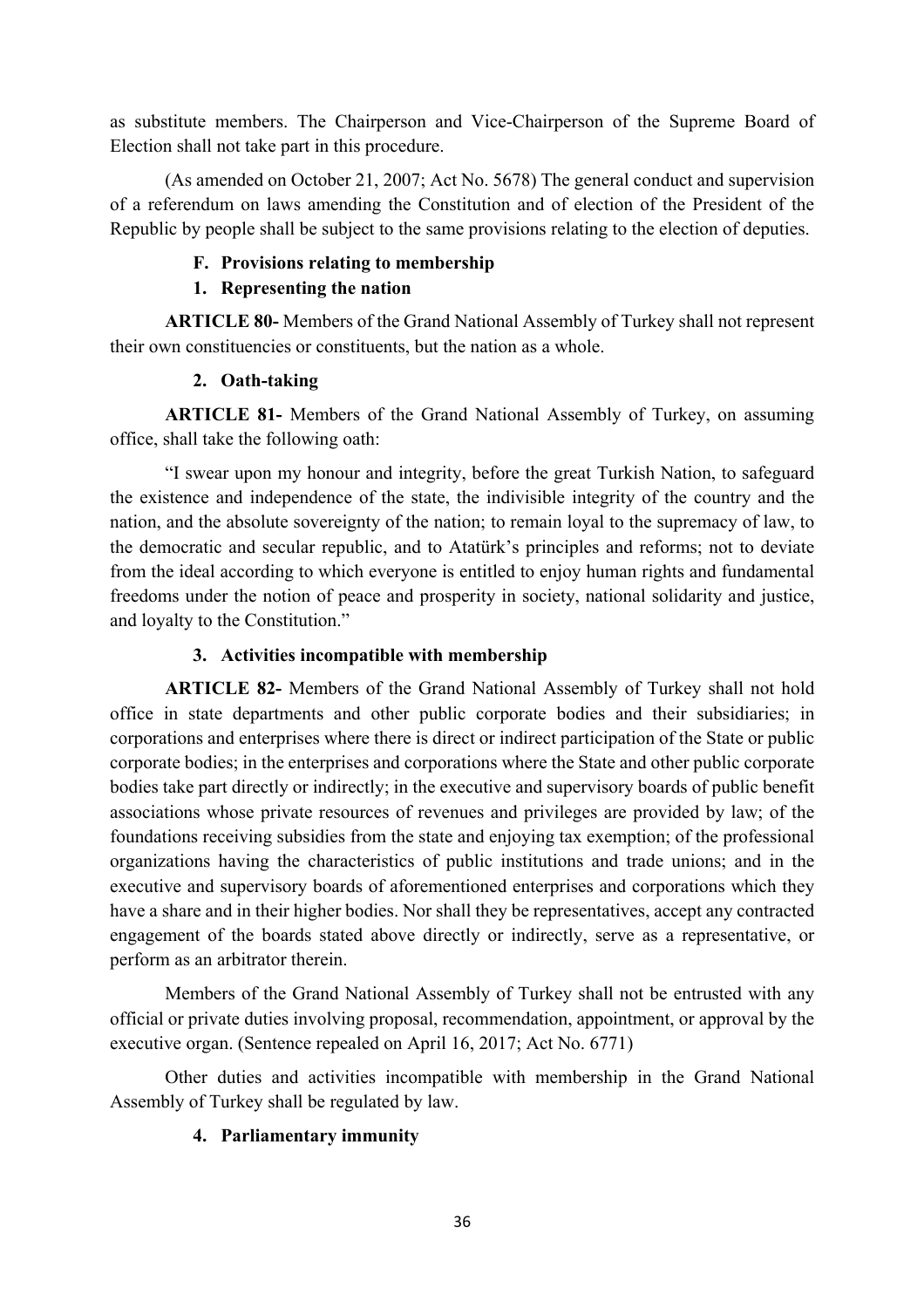as substitute members. The Chairperson and Vice-Chairperson of the Supreme Board of Election shall not take part in this procedure.

(As amended on October 21, 2007; Act No. 5678) The general conduct and supervision of a referendum on laws amending the Constitution and of election of the President of the Republic by people shall be subject to the same provisions relating to the election of deputies.

### F. Provisions relating to membership

#### 1. Representing the nation

**ARTICLE 80-** Members of the Grand National Assembly of Turkey shall not represent their own constituencies or constituents, but the nation as a whole.

#### 2. Oath-taking

**ARTICLE 81-** Members of the Grand National Assembly of Turkey, on assuming office, shall take the following oath:

"I swear upon my honour and integrity, before the great Turkish Nation, to safeguard the existence and independence of the state, the indivisible integrity of the country and the nation, and the absolute sovereignty of the nation; to remain loyal to the supremacy of law, to the democratic and secular republic, and to Atatürk's principles and reforms; not to deviate from the ideal according to which everyone is entitled to enjoy human rights and fundamental freedoms under the notion of peace and prosperity in society, national solidarity and justice, and loyalty to the Constitution."

#### 3. Activities incompatible with membership

**ARTICLE 82-** Members of the Grand National Assembly of Turkey shall not hold office in state departments and other public corporate bodies and their subsidiaries; in corporations and enterprises where there is direct or indirect participation of the State or public corporate bodies; in the enterprises and corporations where the State and other public corporate bodies take part directly or indirectly; in the executive and supervisory boards of public benefit associations whose private resources of revenues and privileges are provided by law; of the foundations receiving subsidies from the state and enjoying tax exemption; of the professional organizations having the characteristics of public institutions and trade unions; and in the executive and supervisory boards of aforementioned enterprises and corporations which they have a share and in their higher bodies. Nor shall they be representatives, accept any contracted engagement of the boards stated above directly or indirectly, serve as a representative, or perform as an arbitrator therein.

Members of the Grand National Assembly of Turkey shall not be entrusted with any official or private duties involving proposal, recommendation, appointment, or approval by the executive organ. (Sentence repealed on April 16, 2017; Act No. 6771)

Other duties and activities incompatible with membership in the Grand National Assembly of Turkey shall be regulated by law.

#### 4. Parliamentary immunity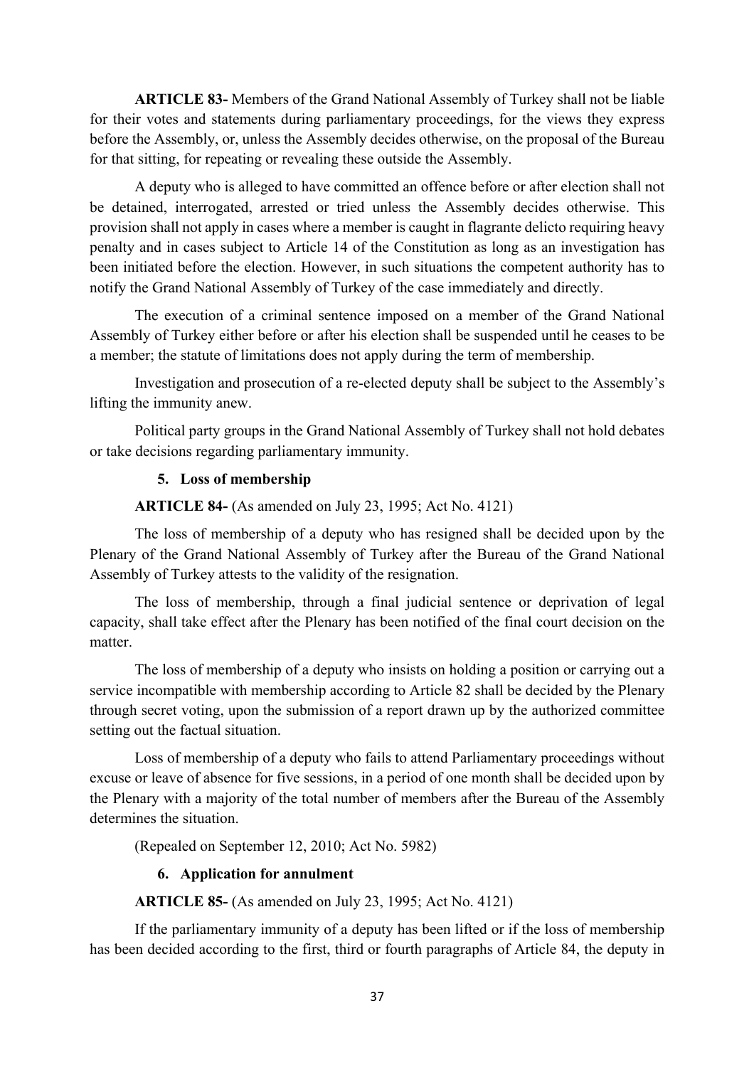**ARTICLE 83-** Members of the Grand National Assembly of Turkey shall not be liable for their votes and statements during parliamentary proceedings, for the views they express before the Assembly, or, unless the Assembly decides otherwise, on the proposal of the Bureau for that sitting, for repeating or revealing these outside the Assembly.

A deputy who is alleged to have committed an offence before or after election shall not be detained, interrogated, arrested or tried unless the Assembly decides otherwise. This provision shall not apply in cases where a member is caught in flagrante delicto requiring heavy penalty and in cases subject to Article 14 of the Constitution as long as an investigation has been initiated before the election. However, in such situations the competent authority has to notify the Grand National Assembly of Turkey of the case immediately and directly.

The execution of a criminal sentence imposed on a member of the Grand National Assembly of Turkey either before or after his election shall be suspended until he ceases to be a member; the statute of limitations does not apply during the term of membership.

Investigation and prosecution of a re-elected deputy shall be subject to the Assembly's lifting the immunity anew.

Political party groups in the Grand National Assembly of Turkey shall not hold debates or take decisions regarding parliamentary immunity.

#### 5. Loss of membership

**ARTICLE 84-** (As amended on July 23, 1995; Act No. 4121)

The loss of membership of a deputy who has resigned shall be decided upon by the Plenary of the Grand National Assembly of Turkey after the Bureau of the Grand National Assembly of Turkey attests to the validity of the resignation.

The loss of membership, through a final judicial sentence or deprivation of legal capacity, shall take effect after the Plenary has been notified of the final court decision on the matter.

The loss of membership of a deputy who insists on holding a position or carrying out a service incompatible with membership according to Article 82 shall be decided by the Plenary through secret voting, upon the submission of a report drawn up by the authorized committee setting out the factual situation.

Loss of membership of a deputy who fails to attend Parliamentary proceedings without excuse or leave of absence for five sessions, in a period of one month shall be decided upon by the Plenary with a majority of the total number of members after the Bureau of the Assembly determines the situation.

(Repealed on September 12, 2010; Act No. 5982)

#### 6. Application for annulment

**ARTICLE 85-** (As amended on July 23, 1995; Act No. 4121)

If the parliamentary immunity of a deputy has been lifted or if the loss of membership has been decided according to the first, third or fourth paragraphs of Article 84, the deputy in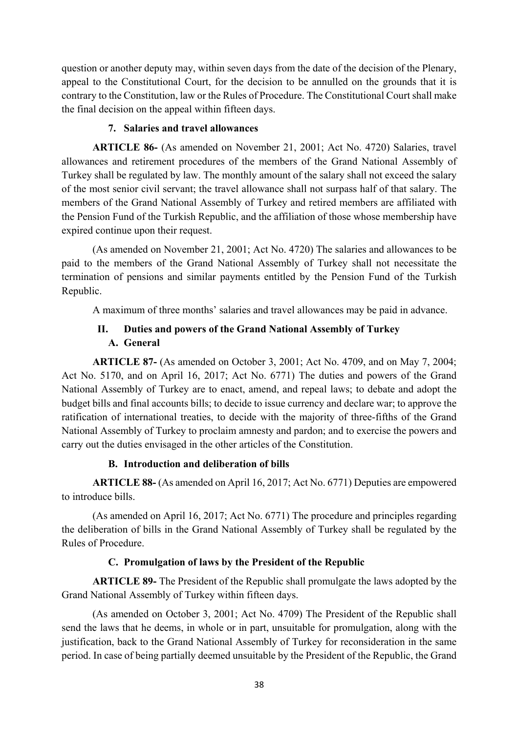question or another deputy may, within seven days from the date of the decision of the Plenary, appeal to the Constitutional Court, for the decision to be annulled on the grounds that it is contrary to the Constitution, law or the Rules of Procedure. The Constitutional Court shall make the final decision on the appeal within fifteen days.

#### 7. Salaries and travel allowances

**ARTICLE 86-** (As amended on November 21, 2001; Act No. 4720) Salaries, travel allowances and retirement procedures of the members of the Grand National Assembly of Turkey shall be regulated by law. The monthly amount of the salary shall not exceed the salary of the most senior civil servant; the travel allowance shall not surpass half of that salary. The members of the Grand National Assembly of Turkey and retired members are affiliated with the Pension Fund of the Turkish Republic, and the affiliation of those whose membership have expired continue upon their request.

(As amended on November 21, 2001; Act No. 4720) The salaries and allowances to be paid to the members of the Grand National Assembly of Turkey shall not necessitate the termination of pensions and similar payments entitled by the Pension Fund of the Turkish Republic.

A maximum of three months' salaries and travel allowances may be paid in advance.

## II. Duties and powers of the Grand National Assembly of Turkey

### A. General

**ARTICLE 87-** (As amended on October 3, 2001; Act No. 4709, and on May 7, 2004; Act No. 5170, and on April 16, 2017; Act No. 6771) The duties and powers of the Grand National Assembly of Turkey are to enact, amend, and repeal laws; to debate and adopt the budget bills and final accounts bills; to decide to issue currency and declare war; to approve the ratification of international treaties, to decide with the majority of three-fifths of the Grand National Assembly of Turkey to proclaim amnesty and pardon; and to exercise the powers and carry out the duties envisaged in the other articles of the Constitution.

### B. Introduction and deliberation of bills

**ARTICLE 88-** (As amended on April 16, 2017; Act No. 6771) Deputies are empowered to introduce bills.

(As amended on April 16, 2017; Act No. 6771) The procedure and principles regarding the deliberation of bills in the Grand National Assembly of Turkey shall be regulated by the Rules of Procedure.

### C. Promulgation of laws by the President of the Republic

**ARTICLE 89-** The President of the Republic shall promulgate the laws adopted by the Grand National Assembly of Turkey within fifteen days.

(As amended on October 3, 2001; Act No. 4709) The President of the Republic shall send the laws that he deems, in whole or in part, unsuitable for promulgation, along with the justification, back to the Grand National Assembly of Turkey for reconsideration in the same period. In case of being partially deemed unsuitable by the President of the Republic, the Grand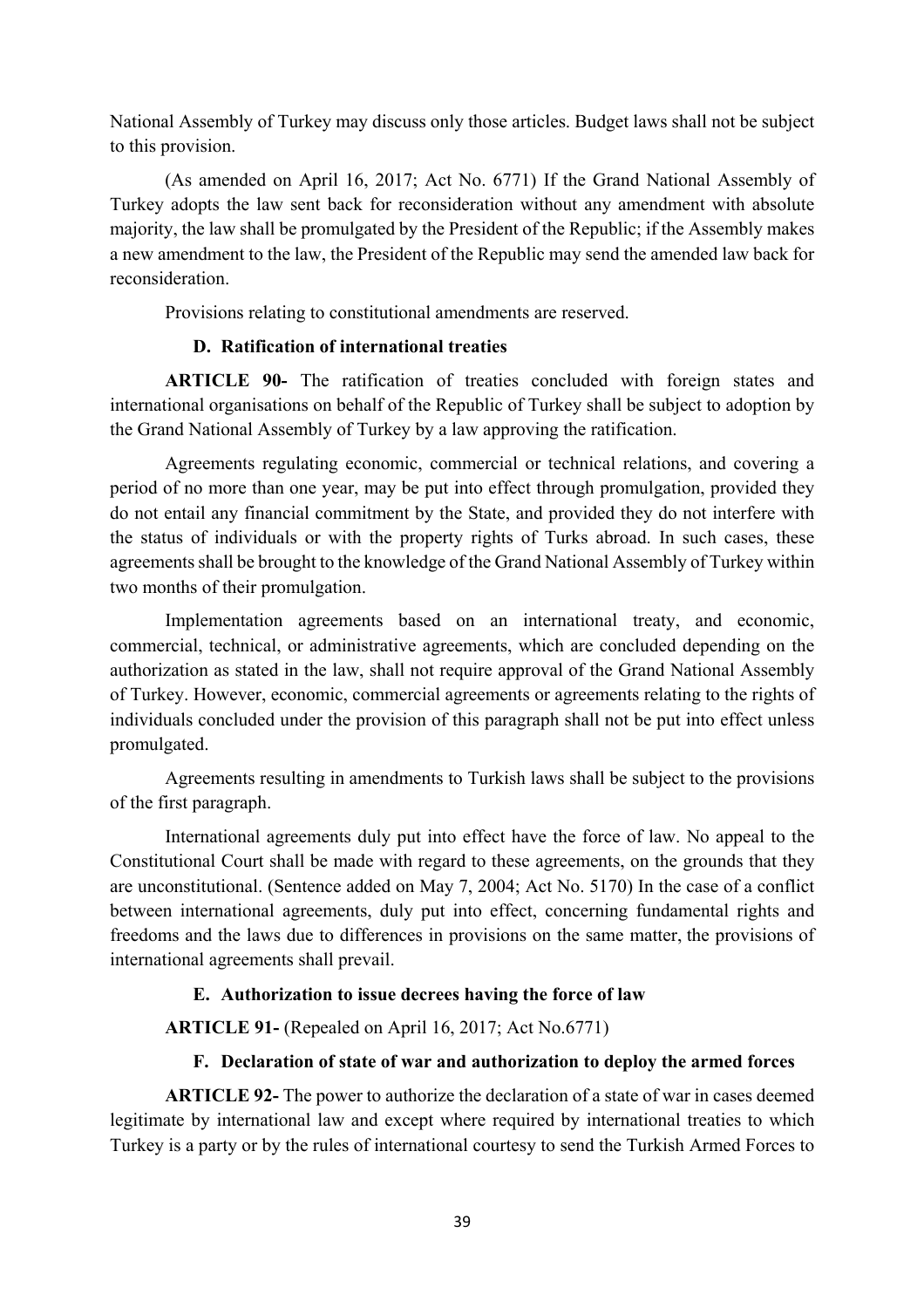National Assembly of Turkey may discuss only those articles. Budget laws shall not be subject to this provision.

(As amended on April 16, 2017; Act No. 6771) If the Grand National Assembly of Turkey adopts the law sent back for reconsideration without any amendment with absolute majority, the law shall be promulgated by the President of the Republic; if the Assembly makes a new amendment to the law, the President of the Republic may send the amended law back for reconsideration.

Provisions relating to constitutional amendments are reserved.

### D. Ratification of international treaties

**ARTICLE 90-** The ratification of treaties concluded with foreign states and international organisations on behalf of the Republic of Turkey shall be subject to adoption by the Grand National Assembly of Turkey by a law approving the ratification.

Agreements regulating economic, commercial or technical relations, and covering a period of no more than one year, may be put into effect through promulgation, provided they do not entail any financial commitment by the State, and provided they do not interfere with the status of individuals or with the property rights of Turks abroad. In such cases, these agreements shall be brought to the knowledge of the Grand National Assembly of Turkey within two months of their promulgation.

Implementation agreements based on an international treaty, and economic, commercial, technical, or administrative agreements, which are concluded depending on the authorization as stated in the law, shall not require approval of the Grand National Assembly of Turkey. However, economic, commercial agreements or agreements relating to the rights of individuals concluded under the provision of this paragraph shall not be put into effect unless promulgated.

Agreements resulting in amendments to Turkish laws shall be subject to the provisions of the first paragraph.

International agreements duly put into effect have the force of law. No appeal to the Constitutional Court shall be made with regard to these agreements, on the grounds that they are unconstitutional. (Sentence added on May 7, 2004; Act No. 5170) In the case of a conflict between international agreements, duly put into effect, concerning fundamental rights and freedoms and the laws due to differences in provisions on the same matter, the provisions of international agreements shall prevail.

### E. Authorization to issue decrees having the force of law

**ARTICLE 91-** (Repealed on April 16, 2017; Act No.6771)

### F. Declaration of state of war and authorization to deploy the armed forces

**ARTICLE 92-** The power to authorize the declaration of a state of war in cases deemed legitimate by international law and except where required by international treaties to which Turkey is a party or by the rules of international courtesy to send the Turkish Armed Forces to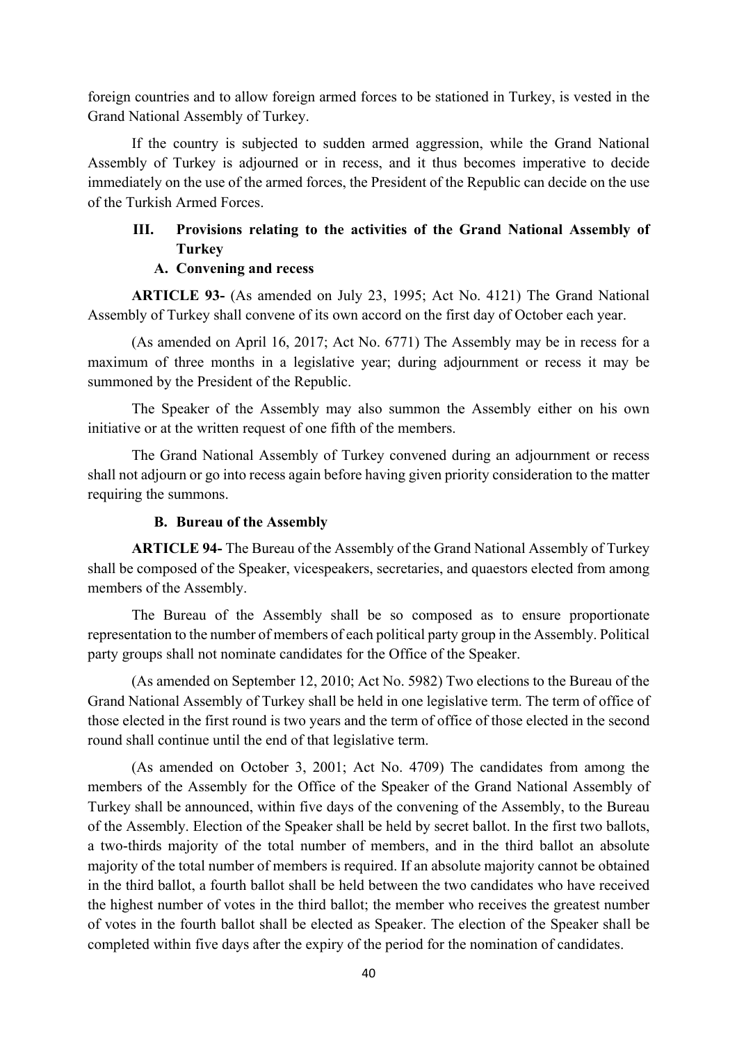foreign countries and to allow foreign armed forces to be stationed in Turkey, is vested in the Grand National Assembly of Turkey.

If the country is subjected to sudden armed aggression, while the Grand National Assembly of Turkey is adjourned or in recess, and it thus becomes imperative to decide immediately on the use of the armed forces, the President of the Republic can decide on the use of the Turkish Armed Forces.

## III. Provisions relating to the activities of the Grand National Assembly of Turkey

### A. Convening and recess

**ARTICLE 93-** (As amended on July 23, 1995; Act No. 4121) The Grand National Assembly of Turkey shall convene of its own accord on the first day of October each year.

(As amended on April 16, 2017; Act No. 6771) The Assembly may be in recess for a maximum of three months in a legislative year; during adjournment or recess it may be summoned by the President of the Republic.

The Speaker of the Assembly may also summon the Assembly either on his own initiative or at the written request of one fifth of the members.

The Grand National Assembly of Turkey convened during an adjournment or recess shall not adjourn or go into recess again before having given priority consideration to the matter requiring the summons.

### B. Bureau of the Assembly

**ARTICLE 94-** The Bureau of the Assembly of the Grand National Assembly of Turkey shall be composed of the Speaker, vicespeakers, secretaries, and quaestors elected from among members of the Assembly.

The Bureau of the Assembly shall be so composed as to ensure proportionate representation to the number of members of each political party group in the Assembly. Political party groups shall not nominate candidates for the Office of the Speaker.

(As amended on September 12, 2010; Act No. 5982) Two elections to the Bureau of the Grand National Assembly of Turkey shall be held in one legislative term. The term of office of those elected in the first round is two years and the term of office of those elected in the second round shall continue until the end of that legislative term.

(As amended on October 3, 2001; Act No. 4709) The candidates from among the members of the Assembly for the Office of the Speaker of the Grand National Assembly of Turkey shall be announced, within five days of the convening of the Assembly, to the Bureau of the Assembly. Election of the Speaker shall be held by secret ballot. In the first two ballots, a two-thirds majority of the total number of members, and in the third ballot an absolute majority of the total number of members is required. If an absolute majority cannot be obtained in the third ballot, a fourth ballot shall be held between the two candidates who have received the highest number of votes in the third ballot; the member who receives the greatest number of votes in the fourth ballot shall be elected as Speaker. The election of the Speaker shall be completed within five days after the expiry of the period for the nomination of candidates.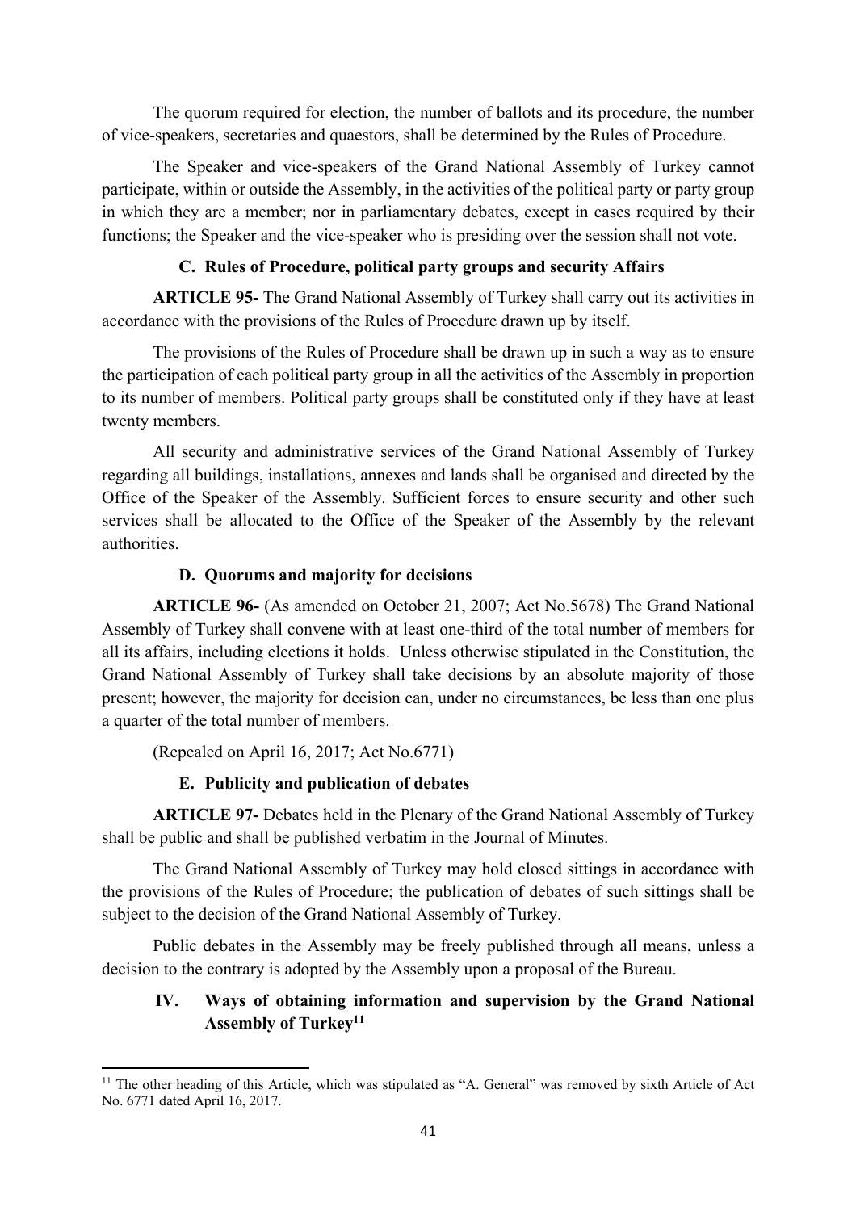The quorum required for election, the number of ballots and its procedure, the number of vice-speakers, secretaries and quaestors, shall be determined by the Rules of Procedure.

The Speaker and vice-speakers of the Grand National Assembly of Turkey cannot participate, within or outside the Assembly, in the activities of the political party or party group in which they are a member; nor in parliamentary debates, except in cases required by their functions; the Speaker and the vice-speaker who is presiding over the session shall not vote.

### C. Rules of Procedure, political party groups and security Affairs

**ARTICLE 95-** The Grand National Assembly of Turkey shall carry out its activities in accordance with the provisions of the Rules of Procedure drawn up by itself.

The provisions of the Rules of Procedure shall be drawn up in such a way as to ensure the participation of each political party group in all the activities of the Assembly in proportion to its number of members. Political party groups shall be constituted only if they have at least twenty members.

All security and administrative services of the Grand National Assembly of Turkey regarding all buildings, installations, annexes and lands shall be organised and directed by the Office of the Speaker of the Assembly. Sufficient forces to ensure security and other such services shall be allocated to the Office of the Speaker of the Assembly by the relevant authorities.

### D. Quorums and majority for decisions

**ARTICLE 96-** (As amended on October 21, 2007; Act No.5678) The Grand National Assembly of Turkey shall convene with at least one-third of the total number of members for all its affairs, including elections it holds. Unless otherwise stipulated in the Constitution, the Grand National Assembly of Turkey shall take decisions by an absolute majority of those present; however, the majority for decision can, under no circumstances, be less than one plus a quarter of the total number of members.

(Repealed on April 16, 2017; Act No.6771)

### E. Publicity and publication of debates

**ARTICLE 97-** Debates held in the Plenary of the Grand National Assembly of Turkey shall be public and shall be published verbatim in the Journal of Minutes.

The Grand National Assembly of Turkey may hold closed sittings in accordance with the provisions of the Rules of Procedure; the publication of debates of such sittings shall be subject to the decision of the Grand National Assembly of Turkey.

Public debates in the Assembly may be freely published through all means, unless a decision to the contrary is adopted by the Assembly upon a proposal of the Bureau.

## IV. Ways of obtaining information and supervision by the Grand National Assembly of Turkey[11]

[11] The other heading of this Article, which was stipulated as "A. General" was removed by sixth Article of Act No. 6771 dated April 16, 2017.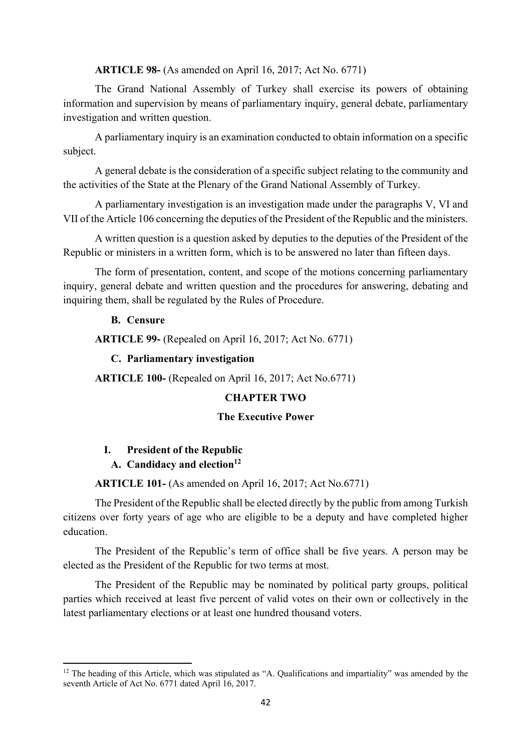**ARTICLE 98-** (As amended on April 16, 2017; Act No. 6771)

The Grand National Assembly of Turkey shall exercise its powers of obtaining information and supervision by means of parliamentary inquiry, general debate, parliamentary investigation and written question.

A parliamentary inquiry is an examination conducted to obtain information on a specific subject.

A general debate is the consideration of a specific subject relating to the community and the activities of the State at the Plenary of the Grand National Assembly of Turkey.

A parliamentary investigation is an investigation made under the paragraphs V, VI and VII of the Article 106 concerning the deputies of the President of the Republic and the ministers.

A written question is a question asked by deputies to the deputies of the President of the Republic or ministers in a written form, which is to be answered no later than fifteen days.

The form of presentation, content, and scope of the motions concerning parliamentary inquiry, general debate and written question and the procedures for answering, debating and inquiring them, shall be regulated by the Rules of Procedure.

### B. Censure

**ARTICLE 99-** (Repealed on April 16, 2017; Act No. 6771)

### C. Parliamentary investigation

**ARTICLE 100-** (Repealed on April 16, 2017; Act No.6771)

## CHAPTER TWO

## The Executive Power

### I. President of the Republic

### A. Candidacy and election[12]

**ARTICLE 101-** (As amended on April 16, 2017; Act No.6771)

The President of the Republic shall be elected directly by the public from among Turkish citizens over forty years of age who are eligible to be a deputy and have completed higher education.

The President of the Republic's term of office shall be five years. A person may be elected as the President of the Republic for two terms at most.

The President of the Republic may be nominated by political party groups, political parties which received at least five percent of valid votes on their own or collectively in the latest parliamentary elections or at least one hundred thousand voters.

---

[12] The heading of this Article, which was stipulated as "A. Qualifications and impartiality" was amended by the seventh Article of Act No. 6771 dated April 16, 2017.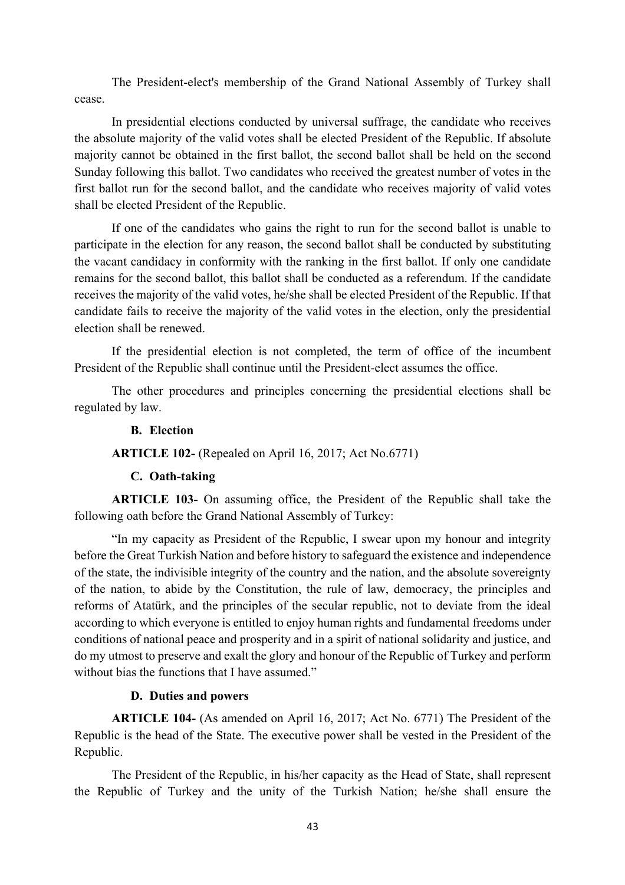The President-elect's membership of the Grand National Assembly of Turkey shall cease.

In presidential elections conducted by universal suffrage, the candidate who receives the absolute majority of the valid votes shall be elected President of the Republic. If absolute majority cannot be obtained in the first ballot, the second ballot shall be held on the second Sunday following this ballot. Two candidates who received the greatest number of votes in the first ballot run for the second ballot, and the candidate who receives majority of valid votes shall be elected President of the Republic.

If one of the candidates who gains the right to run for the second ballot is unable to participate in the election for any reason, the second ballot shall be conducted by substituting the vacant candidacy in conformity with the ranking in the first ballot. If only one candidate remains for the second ballot, this ballot shall be conducted as a referendum. If the candidate receives the majority of the valid votes, he/she shall be elected President of the Republic. If that candidate fails to receive the majority of the valid votes in the election, only the presidential election shall be renewed.

If the presidential election is not completed, the term of office of the incumbent President of the Republic shall continue until the President-elect assumes the office.

The other procedures and principles concerning the presidential elections shall be regulated by law.

#### B. Election

**ARTICLE 102-** (Repealed on April 16, 2017; Act No.6771)

#### C. Oath-taking

**ARTICLE 103-** On assuming office, the President of the Republic shall take the following oath before the Grand National Assembly of Turkey:

"In my capacity as President of the Republic, I swear upon my honour and integrity before the Great Turkish Nation and before history to safeguard the existence and independence of the state, the indivisible integrity of the country and the nation, and the absolute sovereignty of the nation, to abide by the Constitution, the rule of law, democracy, the principles and reforms of Atatürk, and the principles of the secular republic, not to deviate from the ideal according to which everyone is entitled to enjoy human rights and fundamental freedoms under conditions of national peace and prosperity and in a spirit of national solidarity and justice, and do my utmost to preserve and exalt the glory and honour of the Republic of Turkey and perform without bias the functions that I have assumed."

#### D. Duties and powers

**ARTICLE 104-** (As amended on April 16, 2017; Act No. 6771) The President of the Republic is the head of the State. The executive power shall be vested in the President of the Republic.

The President of the Republic, in his/her capacity as the Head of State, shall represent the Republic of Turkey and the unity of the Turkish Nation; he/she shall ensure the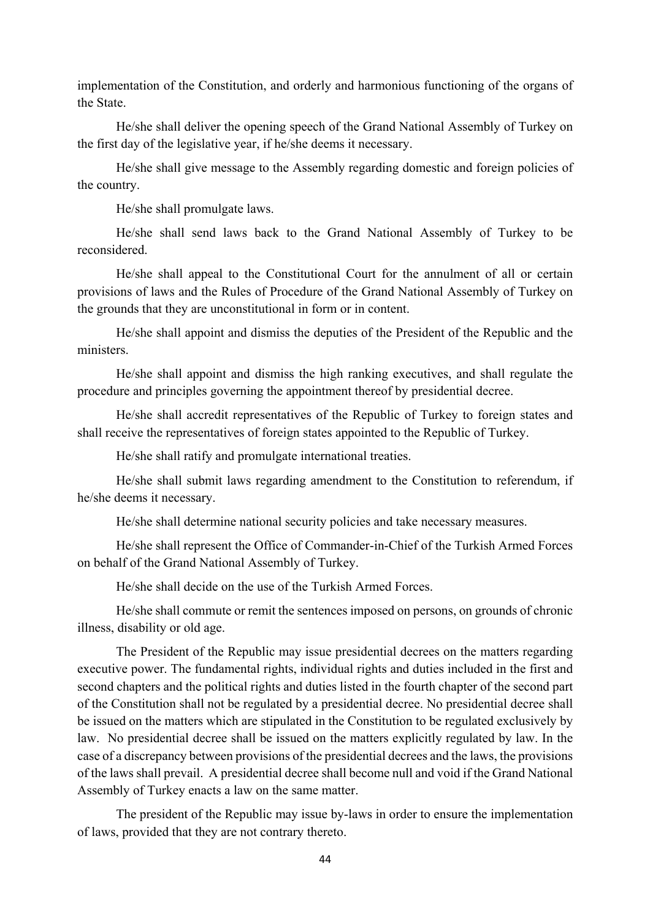implementation of the Constitution, and orderly and harmonious functioning of the organs of the State.

He/she shall deliver the opening speech of the Grand National Assembly of Turkey on the first day of the legislative year, if he/she deems it necessary.

He/she shall give message to the Assembly regarding domestic and foreign policies of the country.

He/she shall promulgate laws.

He/she shall send laws back to the Grand National Assembly of Turkey to be reconsidered.

He/she shall appeal to the Constitutional Court for the annulment of all or certain provisions of laws and the Rules of Procedure of the Grand National Assembly of Turkey on the grounds that they are unconstitutional in form or in content.

He/she shall appoint and dismiss the deputies of the President of the Republic and the ministers.

He/she shall appoint and dismiss the high ranking executives, and shall regulate the procedure and principles governing the appointment thereof by presidential decree.

He/she shall accredit representatives of the Republic of Turkey to foreign states and shall receive the representatives of foreign states appointed to the Republic of Turkey.

He/she shall ratify and promulgate international treaties.

He/she shall submit laws regarding amendment to the Constitution to referendum, if he/she deems it necessary.

He/she shall determine national security policies and take necessary measures.

He/she shall represent the Office of Commander-in-Chief of the Turkish Armed Forces on behalf of the Grand National Assembly of Turkey.

He/she shall decide on the use of the Turkish Armed Forces.

He/she shall commute or remit the sentences imposed on persons, on grounds of chronic illness, disability or old age.

The President of the Republic may issue presidential decrees on the matters regarding executive power. The fundamental rights, individual rights and duties included in the first and second chapters and the political rights and duties listed in the fourth chapter of the second part of the Constitution shall not be regulated by a presidential decree. No presidential decree shall be issued on the matters which are stipulated in the Constitution to be regulated exclusively by law. No presidential decree shall be issued on the matters explicitly regulated by law. In the case of a discrepancy between provisions of the presidential decrees and the laws, the provisions of the laws shall prevail. A presidential decree shall become null and void if the Grand National Assembly of Turkey enacts a law on the same matter.

The president of the Republic may issue by-laws in order to ensure the implementation of laws, provided that they are not contrary thereto.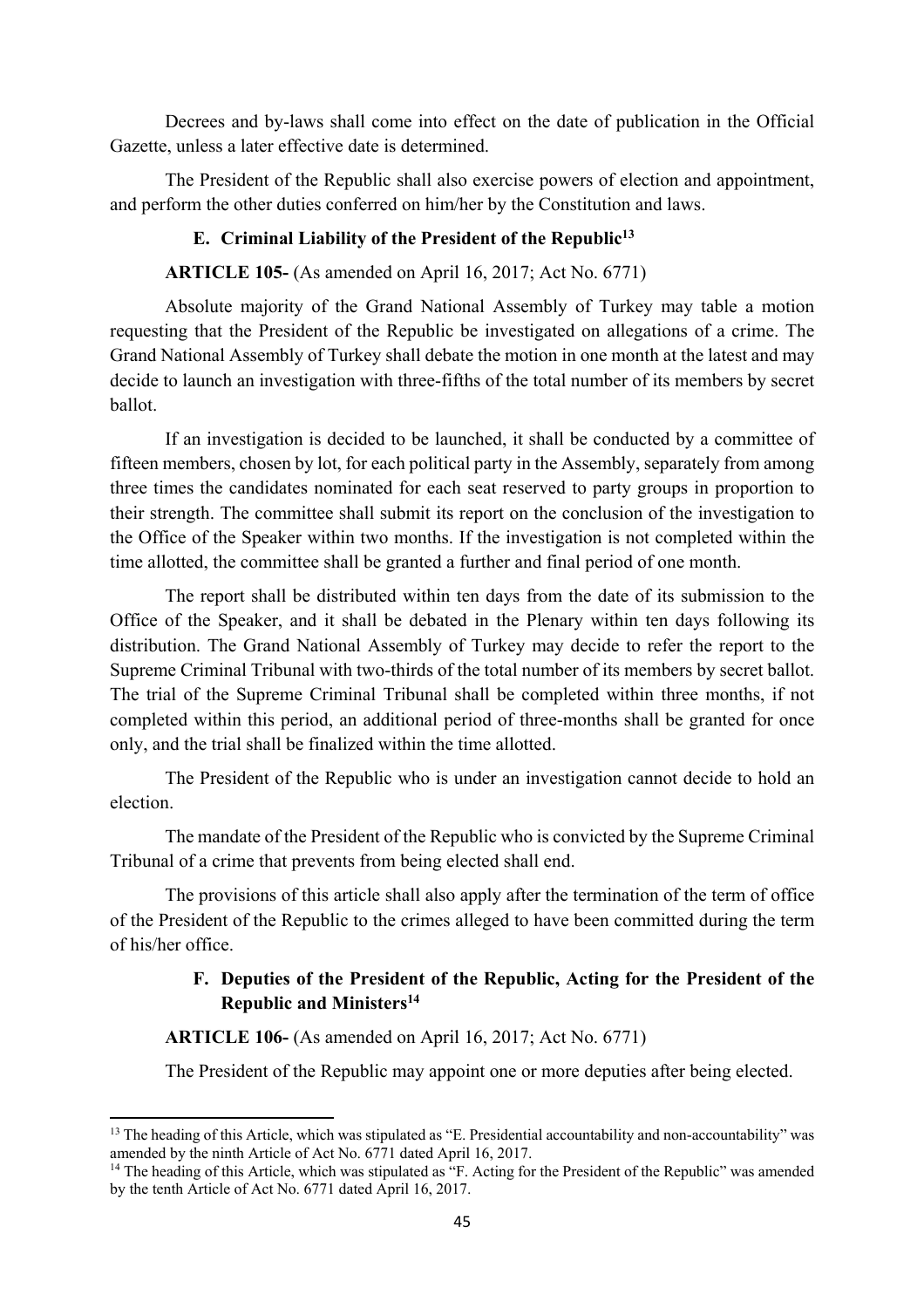Decrees and by-laws shall come into effect on the date of publication in the Official Gazette, unless a later effective date is determined.

The President of the Republic shall also exercise powers of election and appointment, and perform the other duties conferred on him/her by the Constitution and laws.

### E. Criminal Liability of the President of the Republic[13]

**ARTICLE 105-** (As amended on April 16, 2017; Act No. 6771)

Absolute majority of the Grand National Assembly of Turkey may table a motion requesting that the President of the Republic be investigated on allegations of a crime. The Grand National Assembly of Turkey shall debate the motion in one month at the latest and may decide to launch an investigation with three-fifths of the total number of its members by secret ballot.

If an investigation is decided to be launched, it shall be conducted by a committee of fifteen members, chosen by lot, for each political party in the Assembly, separately from among three times the candidates nominated for each seat reserved to party groups in proportion to their strength. The committee shall submit its report on the conclusion of the investigation to the Office of the Speaker within two months. If the investigation is not completed within the time allotted, the committee shall be granted a further and final period of one month.

The report shall be distributed within ten days from the date of its submission to the Office of the Speaker, and it shall be debated in the Plenary within ten days following its distribution. The Grand National Assembly of Turkey may decide to refer the report to the Supreme Criminal Tribunal with two-thirds of the total number of its members by secret ballot. The trial of the Supreme Criminal Tribunal shall be completed within three months, if not completed within this period, an additional period of three-months shall be granted for once only, and the trial shall be finalized within the time allotted.

The President of the Republic who is under an investigation cannot decide to hold an election.

The mandate of the President of the Republic who is convicted by the Supreme Criminal Tribunal of a crime that prevents from being elected shall end.

The provisions of this article shall also apply after the termination of the term of office of the President of the Republic to the crimes alleged to have been committed during the term of his/her office.

### F. Deputies of the President of the Republic, Acting for the President of the Republic and Ministers[14]

**ARTICLE 106-** (As amended on April 16, 2017; Act No. 6771)

The President of the Republic may appoint one or more deputies after being elected.

---

[13] The heading of this Article, which was stipulated as "E. Presidential accountability and non-accountability" was amended by the ninth Article of Act No. 6771 dated April 16, 2017.

[14] The heading of this Article, which was stipulated as "F. Acting for the President of the Republic" was amended by the tenth Article of Act No. 6771 dated April 16, 2017.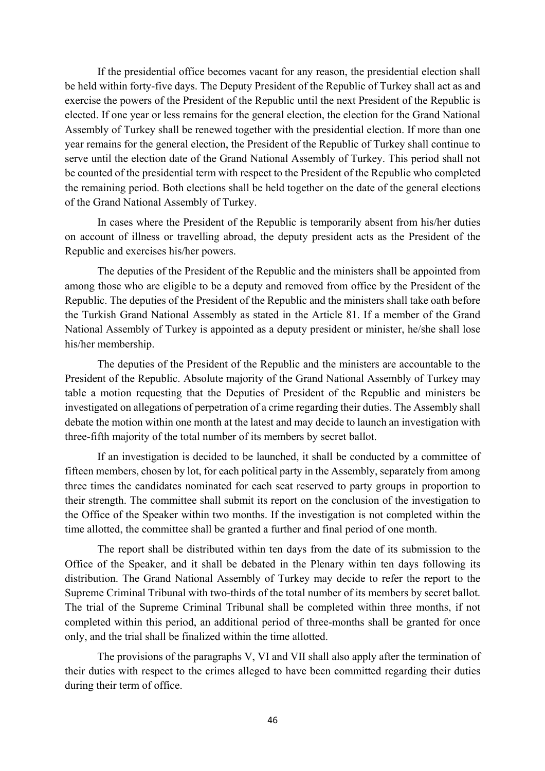If the presidential office becomes vacant for any reason, the presidential election shall be held within forty-five days. The Deputy President of the Republic of Turkey shall act as and exercise the powers of the President of the Republic until the next President of the Republic is elected. If one year or less remains for the general election, the election for the Grand National Assembly of Turkey shall be renewed together with the presidential election. If more than one year remains for the general election, the President of the Republic of Turkey shall continue to serve until the election date of the Grand National Assembly of Turkey. This period shall not be counted of the presidential term with respect to the President of the Republic who completed the remaining period. Both elections shall be held together on the date of the general elections of the Grand National Assembly of Turkey.

In cases where the President of the Republic is temporarily absent from his/her duties on account of illness or travelling abroad, the deputy president acts as the President of the Republic and exercises his/her powers.

The deputies of the President of the Republic and the ministers shall be appointed from among those who are eligible to be a deputy and removed from office by the President of the Republic. The deputies of the President of the Republic and the ministers shall take oath before the Turkish Grand National Assembly as stated in the Article 81. If a member of the Grand National Assembly of Turkey is appointed as a deputy president or minister, he/she shall lose his/her membership.

The deputies of the President of the Republic and the ministers are accountable to the President of the Republic. Absolute majority of the Grand National Assembly of Turkey may table a motion requesting that the Deputies of President of the Republic and ministers be investigated on allegations of perpetration of a crime regarding their duties. The Assembly shall debate the motion within one month at the latest and may decide to launch an investigation with three-fifth majority of the total number of its members by secret ballot.

If an investigation is decided to be launched, it shall be conducted by a committee of fifteen members, chosen by lot, for each political party in the Assembly, separately from among three times the candidates nominated for each seat reserved to party groups in proportion to their strength. The committee shall submit its report on the conclusion of the investigation to the Office of the Speaker within two months. If the investigation is not completed within the time allotted, the committee shall be granted a further and final period of one month.

The report shall be distributed within ten days from the date of its submission to the Office of the Speaker, and it shall be debated in the Plenary within ten days following its distribution. The Grand National Assembly of Turkey may decide to refer the report to the Supreme Criminal Tribunal with two-thirds of the total number of its members by secret ballot. The trial of the Supreme Criminal Tribunal shall be completed within three months, if not completed within this period, an additional period of three-months shall be granted for once only, and the trial shall be finalized within the time allotted.

The provisions of the paragraphs V, VI and VII shall also apply after the termination of their duties with respect to the crimes alleged to have been committed regarding their duties during their term of office.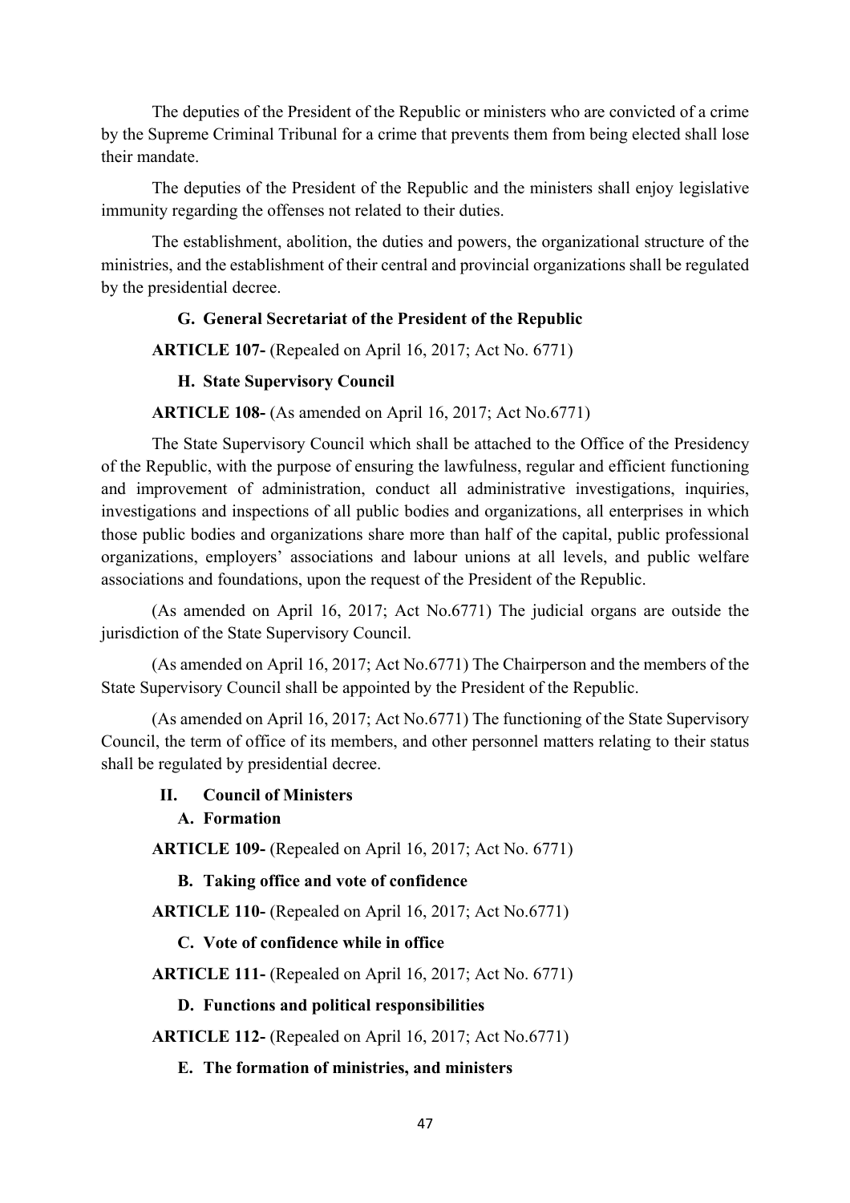The deputies of the President of the Republic or ministers who are convicted of a crime by the Supreme Criminal Tribunal for a crime that prevents them from being elected shall lose their mandate.

The deputies of the President of the Republic and the ministers shall enjoy legislative immunity regarding the offenses not related to their duties.

The establishment, abolition, the duties and powers, the organizational structure of the ministries, and the establishment of their central and provincial organizations shall be regulated by the presidential decree.

**G. General Secretariat of the President of the Republic**

**ARTICLE 107-** (Repealed on April 16, 2017; Act No. 6771)

**H. State Supervisory Council**

**ARTICLE 108-** (As amended on April 16, 2017; Act No.6771)

The State Supervisory Council which shall be attached to the Office of the Presidency of the Republic, with the purpose of ensuring the lawfulness, regular and efficient functioning and improvement of administration, conduct all administrative investigations, inquiries, investigations and inspections of all public bodies and organizations, all enterprises in which those public bodies and organizations share more than half of the capital, public professional organizations, employers' associations and labour unions at all levels, and public welfare associations and foundations, upon the request of the President of the Republic.

(As amended on April 16, 2017; Act No.6771) The judicial organs are outside the jurisdiction of the State Supervisory Council.

(As amended on April 16, 2017; Act No.6771) The Chairperson and the members of the State Supervisory Council shall be appointed by the President of the Republic.

(As amended on April 16, 2017; Act No.6771) The functioning of the State Supervisory Council, the term of office of its members, and other personnel matters relating to their status shall be regulated by presidential decree.

**II. Council of Ministers**

**A. Formation**

**ARTICLE 109-** (Repealed on April 16, 2017; Act No. 6771)

**B. Taking office and vote of confidence**

**ARTICLE 110-** (Repealed on April 16, 2017; Act No.6771)

**C. Vote of confidence while in office**

**ARTICLE 111-** (Repealed on April 16, 2017; Act No. 6771)

**D. Functions and political responsibilities**

**ARTICLE 112-** (Repealed on April 16, 2017; Act No.6771)

**E. The formation of ministries, and ministers**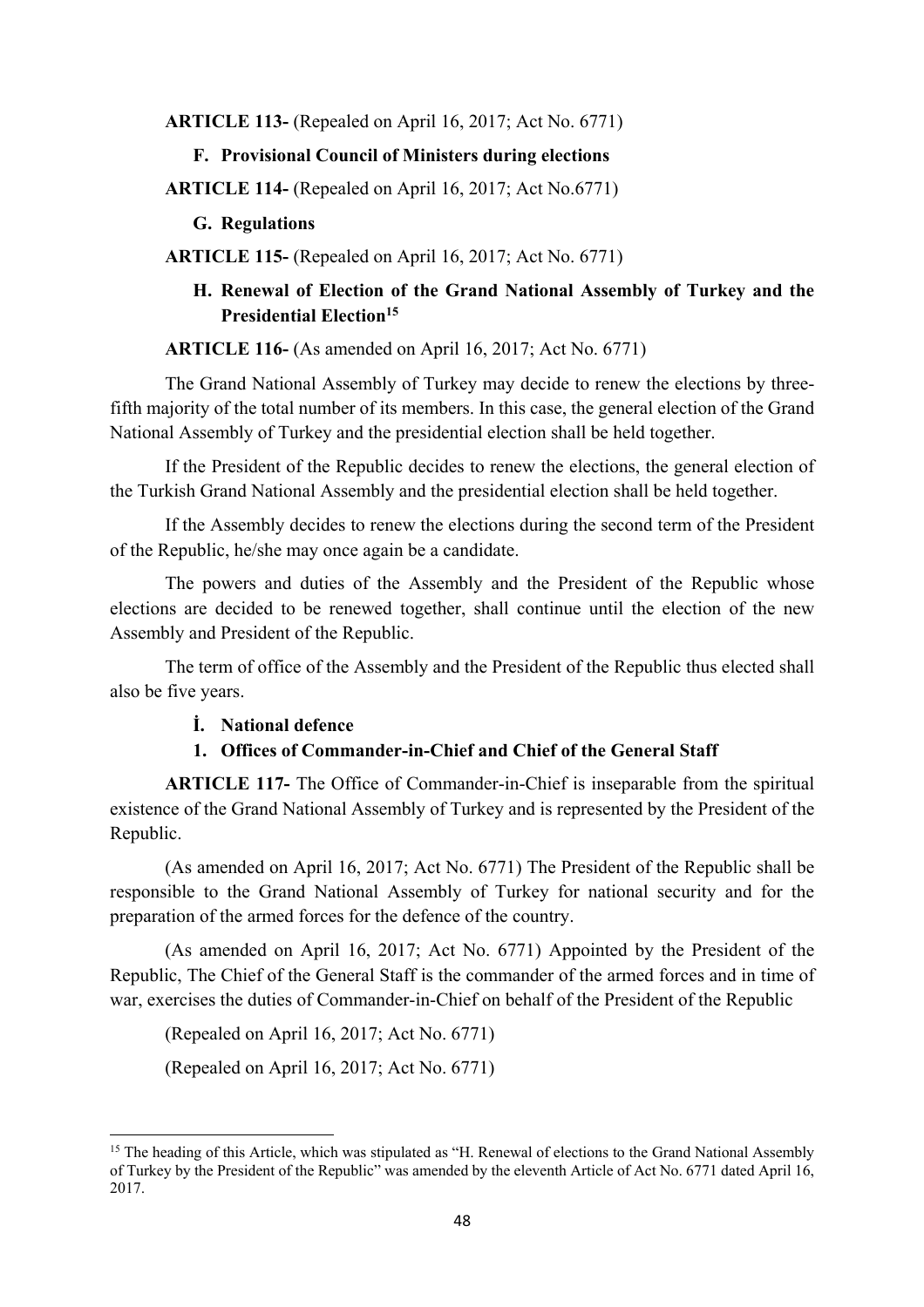**ARTICLE 113-** (Repealed on April 16, 2017; Act No. 6771)

### F. Provisional Council of Ministers during elections

**ARTICLE 114-** (Repealed on April 16, 2017; Act No.6771)

### G. Regulations

**ARTICLE 115-** (Repealed on April 16, 2017; Act No. 6771)

### H. Renewal of Election of the Grand National Assembly of Turkey and the Presidential Election[15]

**ARTICLE 116-** (As amended on April 16, 2017; Act No. 6771)

The Grand National Assembly of Turkey may decide to renew the elections by three-fifth majority of the total number of its members. In this case, the general election of the Grand National Assembly of Turkey and the presidential election shall be held together.

If the President of the Republic decides to renew the elections, the general election of the Turkish Grand National Assembly and the presidential election shall be held together.

If the Assembly decides to renew the elections during the second term of the President of the Republic, he/she may once again be a candidate.

The powers and duties of the Assembly and the President of the Republic whose elections are decided to be renewed together, shall continue until the election of the new Assembly and President of the Republic.

The term of office of the Assembly and the President of the Republic thus elected shall also be five years.

### İ. National defence

#### 1. Offices of Commander-in-Chief and Chief of the General Staff

**ARTICLE 117-** The Office of Commander-in-Chief is inseparable from the spiritual existence of the Grand National Assembly of Turkey and is represented by the President of the Republic.

(As amended on April 16, 2017; Act No. 6771) The President of the Republic shall be responsible to the Grand National Assembly of Turkey for national security and for the preparation of the armed forces for the defence of the country.

(As amended on April 16, 2017; Act No. 6771) Appointed by the President of the Republic, The Chief of the General Staff is the commander of the armed forces and in time of war, exercises the duties of Commander-in-Chief on behalf of the President of the Republic

(Repealed on April 16, 2017; Act No. 6771)

(Repealed on April 16, 2017; Act No. 6771)

---

[15] The heading of this Article, which was stipulated as "H. Renewal of elections to the Grand National Assembly of Turkey by the President of the Republic" was amended by the eleventh Article of Act No. 6771 dated April 16, 2017.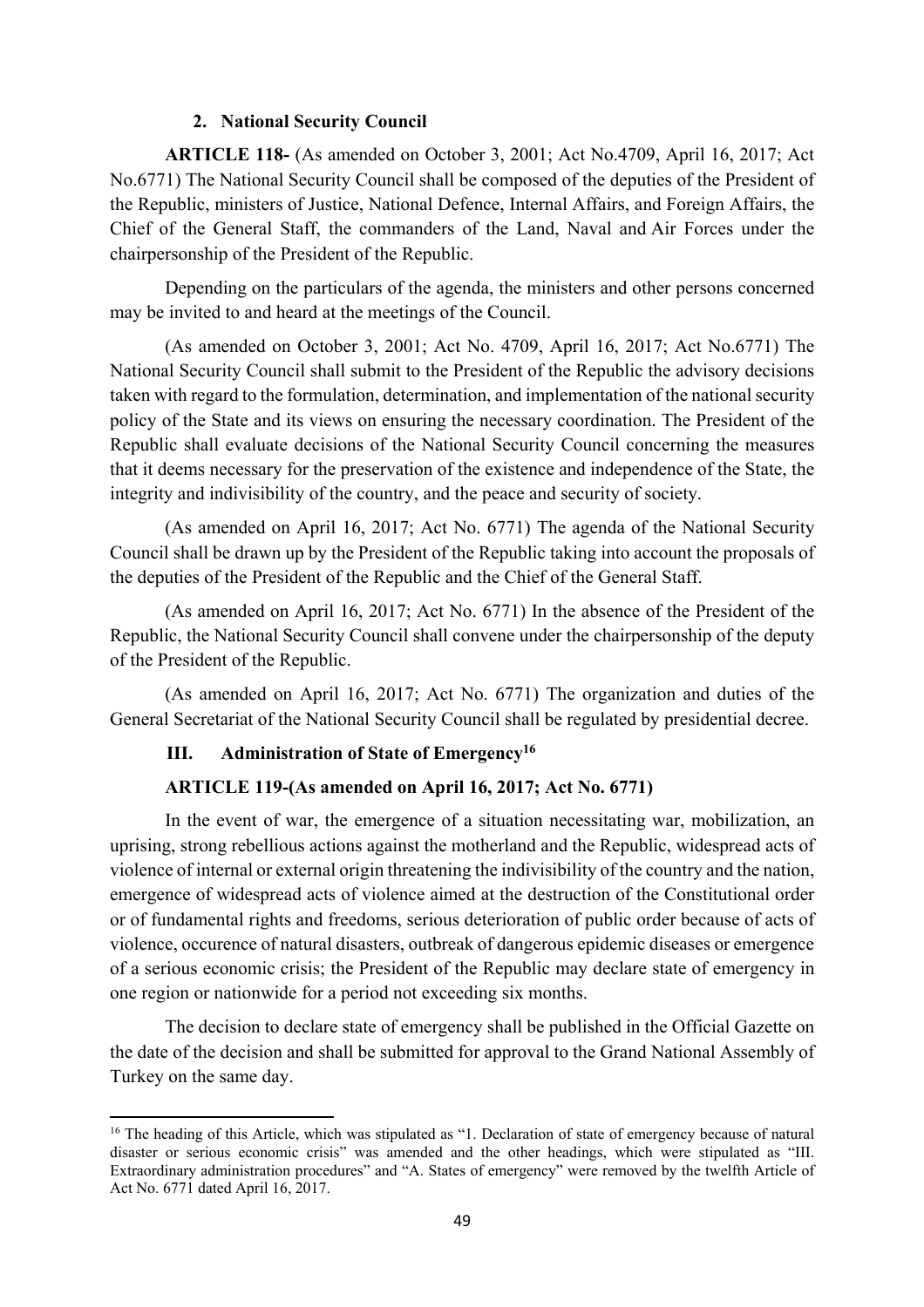### 2. National Security Council

**ARTICLE 118-** (As amended on October 3, 2001; Act No.4709, April 16, 2017; Act No.6771) The National Security Council shall be composed of the deputies of the President of the Republic, ministers of Justice, National Defence, Internal Affairs, and Foreign Affairs, the Chief of the General Staff, the commanders of the Land, Naval and Air Forces under the chairpersonship of the President of the Republic.

Depending on the particulars of the agenda, the ministers and other persons concerned may be invited to and heard at the meetings of the Council.

(As amended on October 3, 2001; Act No. 4709, April 16, 2017; Act No.6771) The National Security Council shall submit to the President of the Republic the advisory decisions taken with regard to the formulation, determination, and implementation of the national security policy of the State and its views on ensuring the necessary coordination. The President of the Republic shall evaluate decisions of the National Security Council concerning the measures that it deems necessary for the preservation of the existence and independence of the State, the integrity and indivisibility of the country, and the peace and security of society.

(As amended on April 16, 2017; Act No. 6771) The agenda of the National Security Council shall be drawn up by the President of the Republic taking into account the proposals of the deputies of the President of the Republic and the Chief of the General Staff.

(As amended on April 16, 2017; Act No. 6771) In the absence of the President of the Republic, the National Security Council shall convene under the chairpersonship of the deputy of the President of the Republic.

(As amended on April 16, 2017; Act No. 6771) The organization and duties of the General Secretariat of the National Security Council shall be regulated by presidential decree.

## III. Administration of State of Emergency[16]

**ARTICLE 119-(As amended on April 16, 2017; Act No. 6771)**

In the event of war, the emergence of a situation necessitating war, mobilization, an uprising, strong rebellious actions against the motherland and the Republic, widespread acts of violence of internal or external origin threatening the indivisibility of the country and the nation, emergence of widespread acts of violence aimed at the destruction of the Constitutional order or of fundamental rights and freedoms, serious deterioration of public order because of acts of violence, occurence of natural disasters, outbreak of dangerous epidemic diseases or emergence of a serious economic crisis; the President of the Republic may declare state of emergency in one region or nationwide for a period not exceeding six months.

The decision to declare state of emergency shall be published in the Official Gazette on the date of the decision and shall be submitted for approval to the Grand National Assembly of Turkey on the same day.

---

[16] The heading of this Article, which was stipulated as "1. Declaration of state of emergency because of natural disaster or serious economic crisis" was amended and the other headings, which were stipulated as "III. Extraordinary administration procedures" and "A. States of emergency" were removed by the twelfth Article of Act No. 6771 dated April 16, 2017.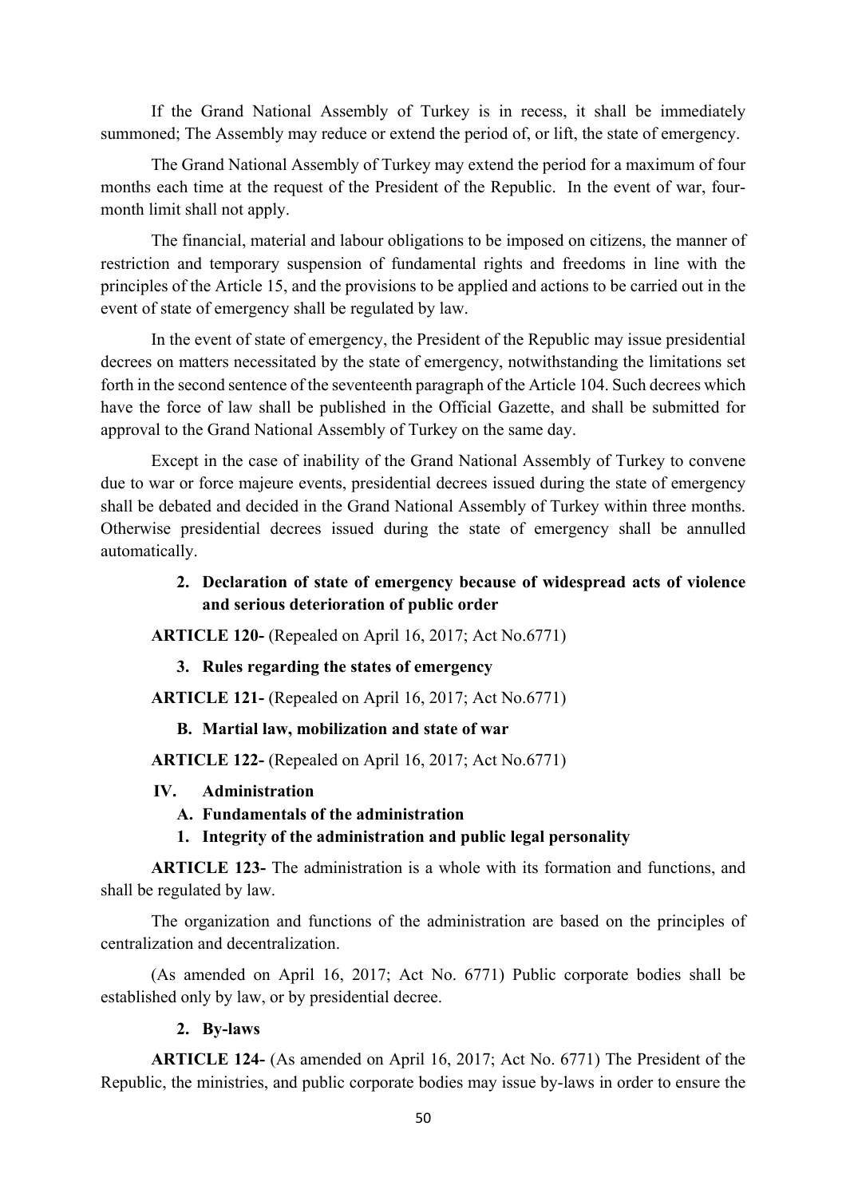If the Grand National Assembly of Turkey is in recess, it shall be immediately summoned; The Assembly may reduce or extend the period of, or lift, the state of emergency.

The Grand National Assembly of Turkey may extend the period for a maximum of four months each time at the request of the President of the Republic. In the event of war, four-month limit shall not apply.

The financial, material and labour obligations to be imposed on citizens, the manner of restriction and temporary suspension of fundamental rights and freedoms in line with the principles of the Article 15, and the provisions to be applied and actions to be carried out in the event of state of emergency shall be regulated by law.

In the event of state of emergency, the President of the Republic may issue presidential decrees on matters necessitated by the state of emergency, notwithstanding the limitations set forth in the second sentence of the seventeenth paragraph of the Article 104. Such decrees which have the force of law shall be published in the Official Gazette, and shall be submitted for approval to the Grand National Assembly of Turkey on the same day.

Except in the case of inability of the Grand National Assembly of Turkey to convene due to war or force majeure events, presidential decrees issued during the state of emergency shall be debated and decided in the Grand National Assembly of Turkey within three months. Otherwise presidential decrees issued during the state of emergency shall be annulled automatically.

**2. Declaration of state of emergency because of widespread acts of violence and serious deterioration of public order**

**ARTICLE 120-** (Repealed on April 16, 2017; Act No.6771)

**3. Rules regarding the states of emergency**

**ARTICLE 121-** (Repealed on April 16, 2017; Act No.6771)

**B. Martial law, mobilization and state of war**

**ARTICLE 122-** (Repealed on April 16, 2017; Act No.6771)

**IV. Administration**

**A. Fundamentals of the administration**

**1. Integrity of the administration and public legal personality**

**ARTICLE 123-** The administration is a whole with its formation and functions, and shall be regulated by law.

The organization and functions of the administration are based on the principles of centralization and decentralization.

(As amended on April 16, 2017; Act No. 6771) Public corporate bodies shall be established only by law, or by presidential decree.

**2. By-laws**

**ARTICLE 124-** (As amended on April 16, 2017; Act No. 6771) The President of the Republic, the ministries, and public corporate bodies may issue by-laws in order to ensure the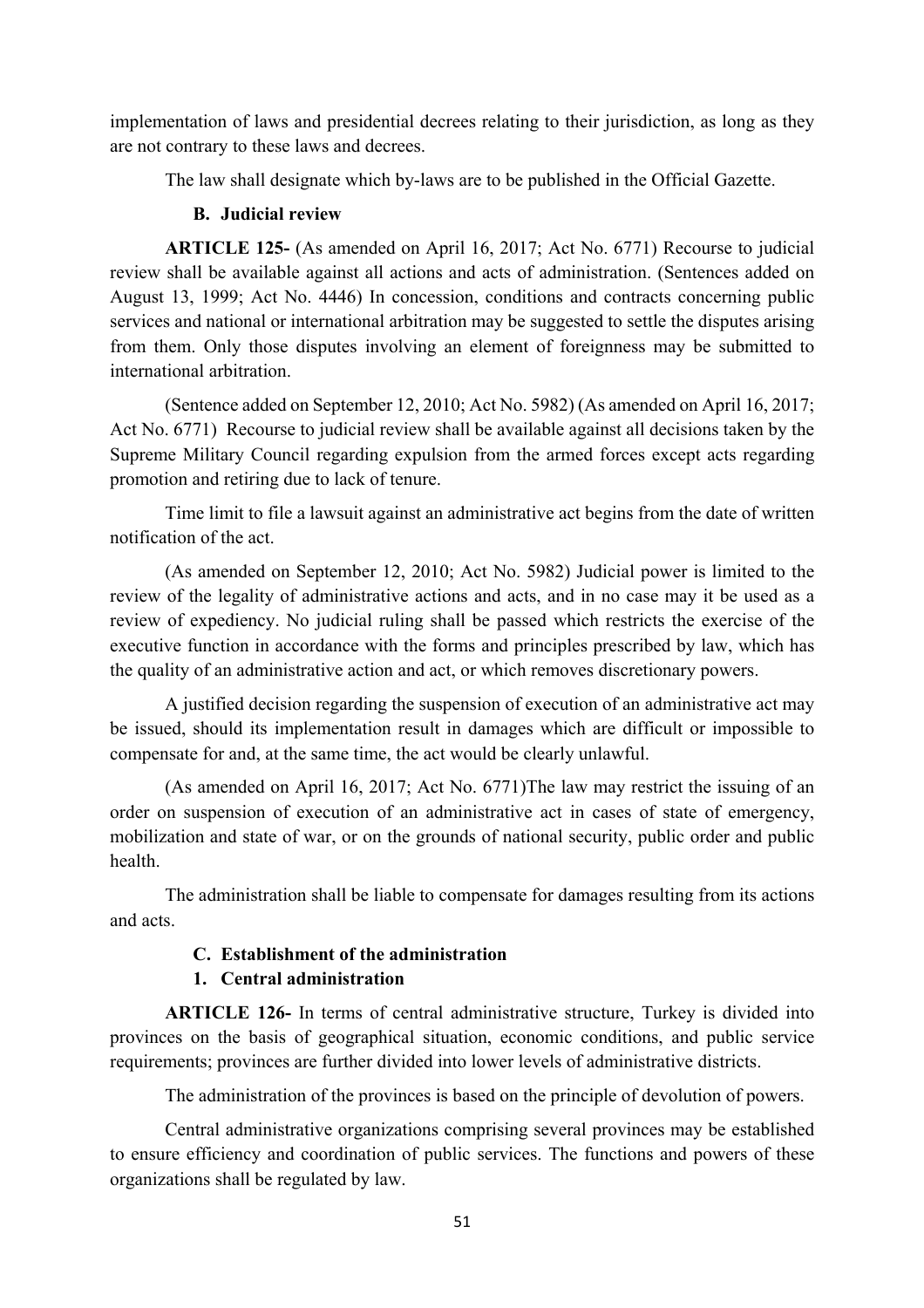implementation of laws and presidential decrees relating to their jurisdiction, as long as they are not contrary to these laws and decrees.

The law shall designate which by-laws are to be published in the Official Gazette.

### B. Judicial review

**ARTICLE 125-** (As amended on April 16, 2017; Act No. 6771) Recourse to judicial review shall be available against all actions and acts of administration. (Sentences added on August 13, 1999; Act No. 4446) In concession, conditions and contracts concerning public services and national or international arbitration may be suggested to settle the disputes arising from them. Only those disputes involving an element of foreignness may be submitted to international arbitration.

(Sentence added on September 12, 2010; Act No. 5982) (As amended on April 16, 2017; Act No. 6771) Recourse to judicial review shall be available against all decisions taken by the Supreme Military Council regarding expulsion from the armed forces except acts regarding promotion and retiring due to lack of tenure.

Time limit to file a lawsuit against an administrative act begins from the date of written notification of the act.

(As amended on September 12, 2010; Act No. 5982) Judicial power is limited to the review of the legality of administrative actions and acts, and in no case may it be used as a review of expediency. No judicial ruling shall be passed which restricts the exercise of the executive function in accordance with the forms and principles prescribed by law, which has the quality of an administrative action and act, or which removes discretionary powers.

A justified decision regarding the suspension of execution of an administrative act may be issued, should its implementation result in damages which are difficult or impossible to compensate for and, at the same time, the act would be clearly unlawful.

(As amended on April 16, 2017; Act No. 6771)The law may restrict the issuing of an order on suspension of execution of an administrative act in cases of state of emergency, mobilization and state of war, or on the grounds of national security, public order and public health.

The administration shall be liable to compensate for damages resulting from its actions and acts.

### C. Establishment of the administration

#### 1. Central administration

**ARTICLE 126-** In terms of central administrative structure, Turkey is divided into provinces on the basis of geographical situation, economic conditions, and public service requirements; provinces are further divided into lower levels of administrative districts.

The administration of the provinces is based on the principle of devolution of powers.

Central administrative organizations comprising several provinces may be established to ensure efficiency and coordination of public services. The functions and powers of these organizations shall be regulated by law.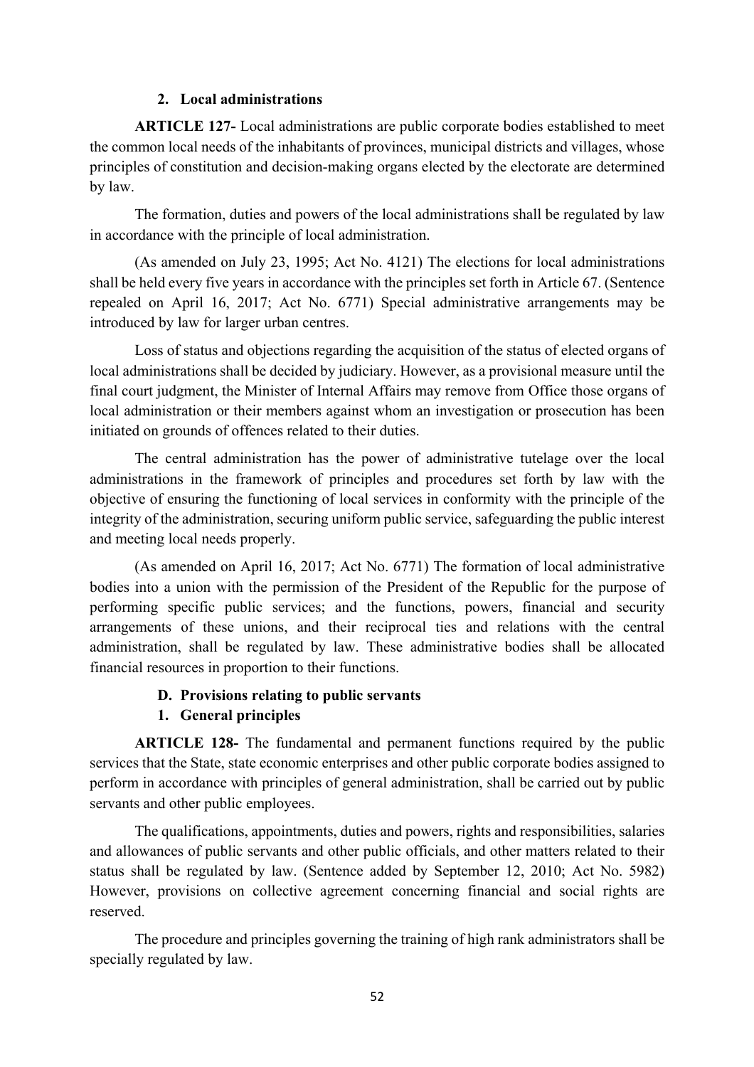### 2. Local administrations

**ARTICLE 127-** Local administrations are public corporate bodies established to meet the common local needs of the inhabitants of provinces, municipal districts and villages, whose principles of constitution and decision-making organs elected by the electorate are determined by law.

The formation, duties and powers of the local administrations shall be regulated by law in accordance with the principle of local administration.

(As amended on July 23, 1995; Act No. 4121) The elections for local administrations shall be held every five years in accordance with the principles set forth in Article 67. (Sentence repealed on April 16, 2017; Act No. 6771) Special administrative arrangements may be introduced by law for larger urban centres.

Loss of status and objections regarding the acquisition of the status of elected organs of local administrations shall be decided by judiciary. However, as a provisional measure until the final court judgment, the Minister of Internal Affairs may remove from Office those organs of local administration or their members against whom an investigation or prosecution has been initiated on grounds of offences related to their duties.

The central administration has the power of administrative tutelage over the local administrations in the framework of principles and procedures set forth by law with the objective of ensuring the functioning of local services in conformity with the principle of the integrity of the administration, securing uniform public service, safeguarding the public interest and meeting local needs properly.

(As amended on April 16, 2017; Act No. 6771) The formation of local administrative bodies into a union with the permission of the President of the Republic for the purpose of performing specific public services; and the functions, powers, financial and security arrangements of these unions, and their reciprocal ties and relations with the central administration, shall be regulated by law. These administrative bodies shall be allocated financial resources in proportion to their functions.

## D. Provisions relating to public servants

### 1. General principles

**ARTICLE 128-** The fundamental and permanent functions required by the public services that the State, state economic enterprises and other public corporate bodies assigned to perform in accordance with principles of general administration, shall be carried out by public servants and other public employees.

The qualifications, appointments, duties and powers, rights and responsibilities, salaries and allowances of public servants and other public officials, and other matters related to their status shall be regulated by law. (Sentence added by September 12, 2010; Act No. 5982) However, provisions on collective agreement concerning financial and social rights are reserved.

The procedure and principles governing the training of high rank administrators shall be specially regulated by law.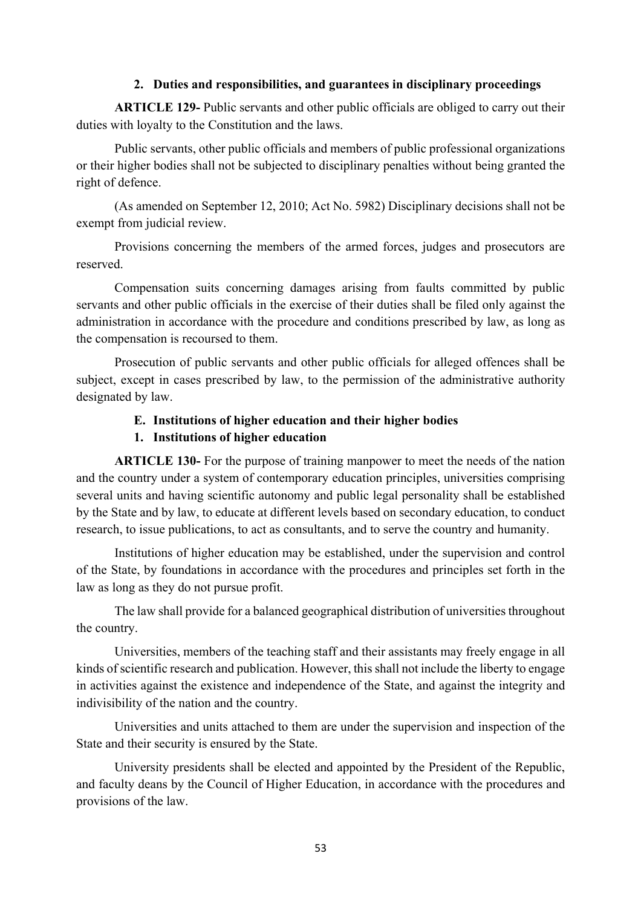### 2. Duties and responsibilities, and guarantees in disciplinary proceedings

**ARTICLE 129-** Public servants and other public officials are obliged to carry out their duties with loyalty to the Constitution and the laws.

Public servants, other public officials and members of public professional organizations or their higher bodies shall not be subjected to disciplinary penalties without being granted the right of defence.

(As amended on September 12, 2010; Act No. 5982) Disciplinary decisions shall not be exempt from judicial review.

Provisions concerning the members of the armed forces, judges and prosecutors are reserved.

Compensation suits concerning damages arising from faults committed by public servants and other public officials in the exercise of their duties shall be filed only against the administration in accordance with the procedure and conditions prescribed by law, as long as the compensation is recoursed to them.

Prosecution of public servants and other public officials for alleged offences shall be subject, except in cases prescribed by law, to the permission of the administrative authority designated by law.

## E. Institutions of higher education and their higher bodies

### 1. Institutions of higher education

**ARTICLE 130-** For the purpose of training manpower to meet the needs of the nation and the country under a system of contemporary education principles, universities comprising several units and having scientific autonomy and public legal personality shall be established by the State and by law, to educate at different levels based on secondary education, to conduct research, to issue publications, to act as consultants, and to serve the country and humanity.

Institutions of higher education may be established, under the supervision and control of the State, by foundations in accordance with the procedures and principles set forth in the law as long as they do not pursue profit.

The law shall provide for a balanced geographical distribution of universities throughout the country.

Universities, members of the teaching staff and their assistants may freely engage in all kinds of scientific research and publication. However, this shall not include the liberty to engage in activities against the existence and independence of the State, and against the integrity and indivisibility of the nation and the country.

Universities and units attached to them are under the supervision and inspection of the State and their security is ensured by the State.

University presidents shall be elected and appointed by the President of the Republic, and faculty deans by the Council of Higher Education, in accordance with the procedures and provisions of the law.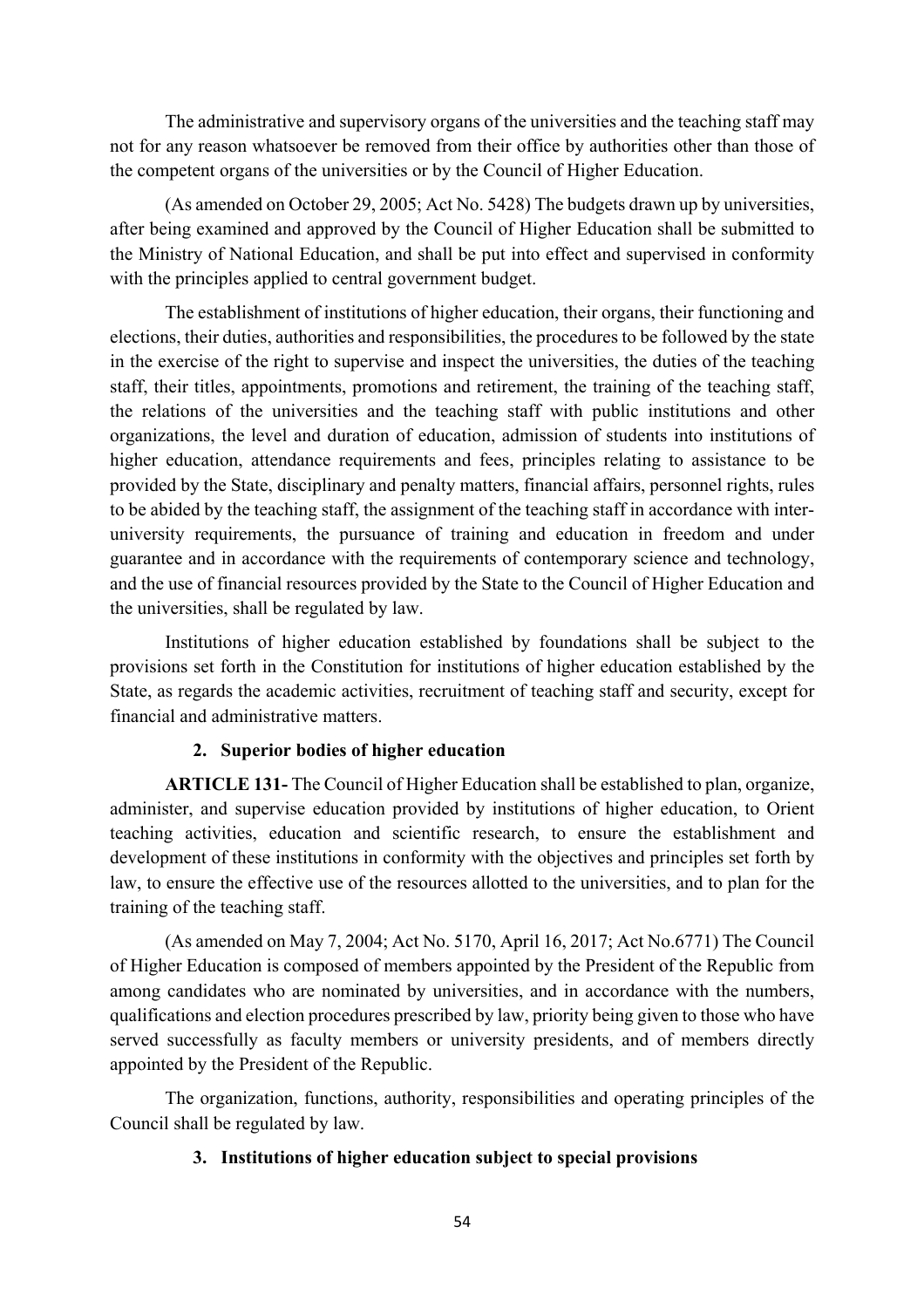The administrative and supervisory organs of the universities and the teaching staff may not for any reason whatsoever be removed from their office by authorities other than those of the competent organs of the universities or by the Council of Higher Education.

(As amended on October 29, 2005; Act No. 5428) The budgets drawn up by universities, after being examined and approved by the Council of Higher Education shall be submitted to the Ministry of National Education, and shall be put into effect and supervised in conformity with the principles applied to central government budget.

The establishment of institutions of higher education, their organs, their functioning and elections, their duties, authorities and responsibilities, the procedures to be followed by the state in the exercise of the right to supervise and inspect the universities, the duties of the teaching staff, their titles, appointments, promotions and retirement, the training of the teaching staff, the relations of the universities and the teaching staff with public institutions and other organizations, the level and duration of education, admission of students into institutions of higher education, attendance requirements and fees, principles relating to assistance to be provided by the State, disciplinary and penalty matters, financial affairs, personnel rights, rules to be abided by the teaching staff, the assignment of the teaching staff in accordance with inter-university requirements, the pursuance of training and education in freedom and under guarantee and in accordance with the requirements of contemporary science and technology, and the use of financial resources provided by the State to the Council of Higher Education and the universities, shall be regulated by law.

Institutions of higher education established by foundations shall be subject to the provisions set forth in the Constitution for institutions of higher education established by the State, as regards the academic activities, recruitment of teaching staff and security, except for financial and administrative matters.

### 2. Superior bodies of higher education

**ARTICLE 131-** The Council of Higher Education shall be established to plan, organize, administer, and supervise education provided by institutions of higher education, to Orient teaching activities, education and scientific research, to ensure the establishment and development of these institutions in conformity with the objectives and principles set forth by law, to ensure the effective use of the resources allotted to the universities, and to plan for the training of the teaching staff.

(As amended on May 7, 2004; Act No. 5170, April 16, 2017; Act No.6771) The Council of Higher Education is composed of members appointed by the President of the Republic from among candidates who are nominated by universities, and in accordance with the numbers, qualifications and election procedures prescribed by law, priority being given to those who have served successfully as faculty members or university presidents, and of members directly appointed by the President of the Republic.

The organization, functions, authority, responsibilities and operating principles of the Council shall be regulated by law.

### 3. Institutions of higher education subject to special provisions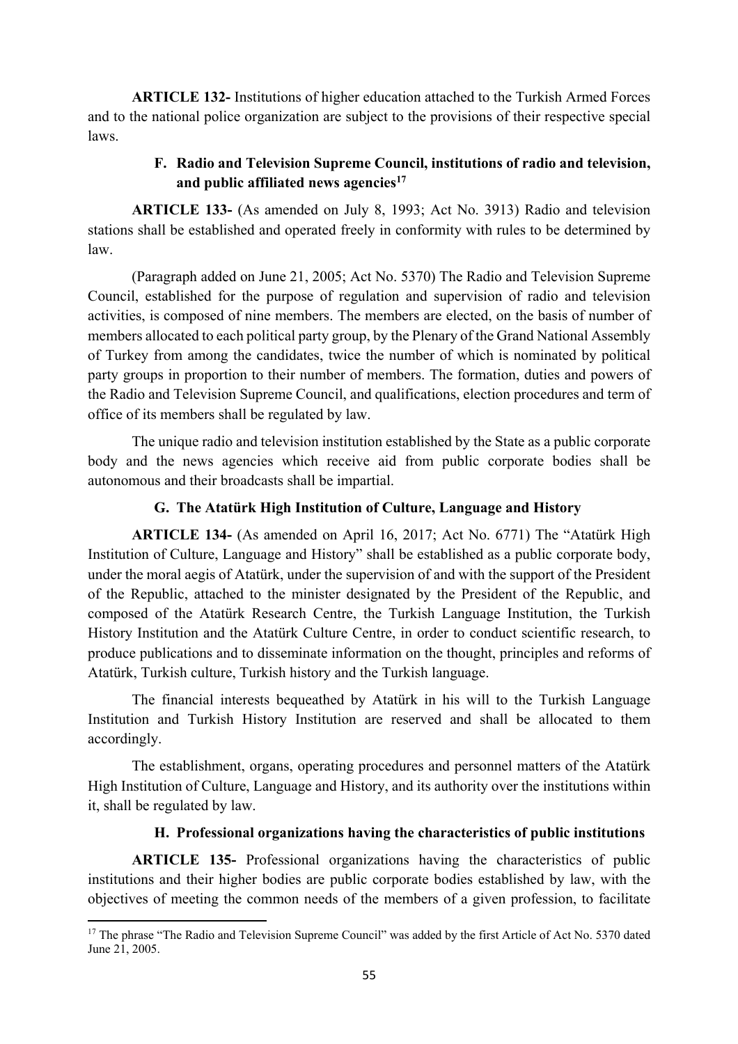**ARTICLE 132-** Institutions of higher education attached to the Turkish Armed Forces and to the national police organization are subject to the provisions of their respective special laws.

### F. Radio and Television Supreme Council, institutions of radio and television, and public affiliated news agencies[17]

**ARTICLE 133-** (As amended on July 8, 1993; Act No. 3913) Radio and television stations shall be established and operated freely in conformity with rules to be determined by law.

(Paragraph added on June 21, 2005; Act No. 5370) The Radio and Television Supreme Council, established for the purpose of regulation and supervision of radio and television activities, is composed of nine members. The members are elected, on the basis of number of members allocated to each political party group, by the Plenary of the Grand National Assembly of Turkey from among the candidates, twice the number of which is nominated by political party groups in proportion to their number of members. The formation, duties and powers of the Radio and Television Supreme Council, and qualifications, election procedures and term of office of its members shall be regulated by law.

The unique radio and television institution established by the State as a public corporate body and the news agencies which receive aid from public corporate bodies shall be autonomous and their broadcasts shall be impartial.

### G. The Atatürk High Institution of Culture, Language and History

**ARTICLE 134-** (As amended on April 16, 2017; Act No. 6771) The "Atatürk High Institution of Culture, Language and History" shall be established as a public corporate body, under the moral aegis of Atatürk, under the supervision of and with the support of the President of the Republic, attached to the minister designated by the President of the Republic, and composed of the Atatürk Research Centre, the Turkish Language Institution, the Turkish History Institution and the Atatürk Culture Centre, in order to conduct scientific research, to produce publications and to disseminate information on the thought, principles and reforms of Atatürk, Turkish culture, Turkish history and the Turkish language.

The financial interests bequeathed by Atatürk in his will to the Turkish Language Institution and Turkish History Institution are reserved and shall be allocated to them accordingly.

The establishment, organs, operating procedures and personnel matters of the Atatürk High Institution of Culture, Language and History, and its authority over the institutions within it, shall be regulated by law.

### H. Professional organizations having the characteristics of public institutions

**ARTICLE 135-** Professional organizations having the characteristics of public institutions and their higher bodies are public corporate bodies established by law, with the objectives of meeting the common needs of the members of a given profession, to facilitate

---

[17] The phrase "The Radio and Television Supreme Council" was added by the first Article of Act No. 5370 dated June 21, 2005.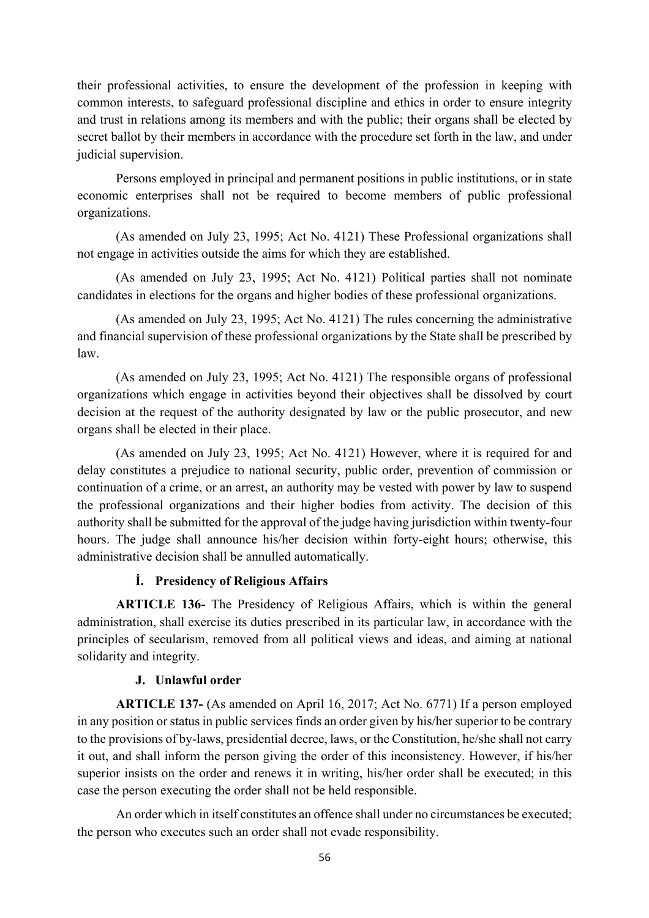their professional activities, to ensure the development of the profession in keeping with common interests, to safeguard professional discipline and ethics in order to ensure integrity and trust in relations among its members and with the public; their organs shall be elected by secret ballot by their members in accordance with the procedure set forth in the law, and under judicial supervision.

Persons employed in principal and permanent positions in public institutions, or in state economic enterprises shall not be required to become members of public professional organizations.

(As amended on July 23, 1995; Act No. 4121) These Professional organizations shall not engage in activities outside the aims for which they are established.

(As amended on July 23, 1995; Act No. 4121) Political parties shall not nominate candidates in elections for the organs and higher bodies of these professional organizations.

(As amended on July 23, 1995; Act No. 4121) The rules concerning the administrative and financial supervision of these professional organizations by the State shall be prescribed by law.

(As amended on July 23, 1995; Act No. 4121) The responsible organs of professional organizations which engage in activities beyond their objectives shall be dissolved by court decision at the request of the authority designated by law or the public prosecutor, and new organs shall be elected in their place.

(As amended on July 23, 1995; Act No. 4121) However, where it is required for and delay constitutes a prejudice to national security, public order, prevention of commission or continuation of a crime, or an arrest, an authority may be vested with power by law to suspend the professional organizations and their higher bodies from activity. The decision of this authority shall be submitted for the approval of the judge having jurisdiction within twenty-four hours. The judge shall announce his/her decision within forty-eight hours; otherwise, this administrative decision shall be annulled automatically.

### İ. Presidency of Religious Affairs

**ARTICLE 136-** The Presidency of Religious Affairs, which is within the general administration, shall exercise its duties prescribed in its particular law, in accordance with the principles of secularism, removed from all political views and ideas, and aiming at national solidarity and integrity.

### J. Unlawful order

**ARTICLE 137-** (As amended on April 16, 2017; Act No. 6771) If a person employed in any position or status in public services finds an order given by his/her superior to be contrary to the provisions of by-laws, presidential decree, laws, or the Constitution, he/she shall not carry it out, and shall inform the person giving the order of this inconsistency. However, if his/her superior insists on the order and renews it in writing, his/her order shall be executed; in this case the person executing the order shall not be held responsible.

An order which in itself constitutes an offence shall under no circumstances be executed; the person who executes such an order shall not evade responsibility.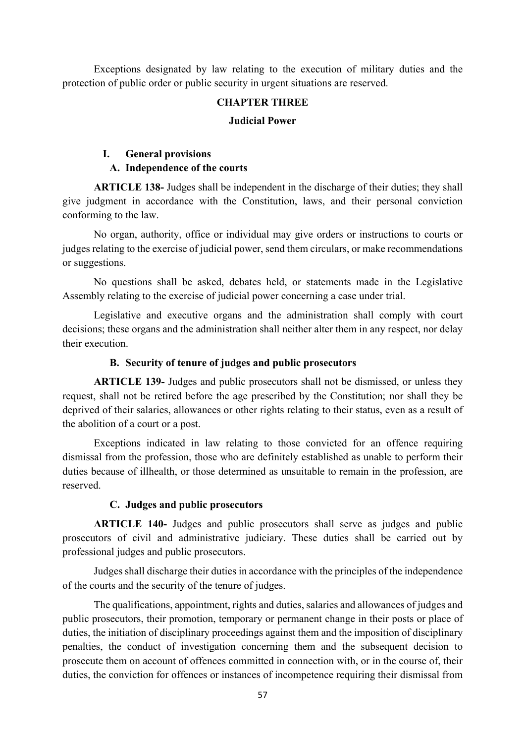Exceptions designated by law relating to the execution of military duties and the protection of public order or public security in urgent situations are reserved.

## CHAPTER THREE

## Judicial Power

### I. General provisions

#### A. Independence of the courts

**ARTICLE 138-** Judges shall be independent in the discharge of their duties; they shall give judgment in accordance with the Constitution, laws, and their personal conviction conforming to the law.

No organ, authority, office or individual may give orders or instructions to courts or judges relating to the exercise of judicial power, send them circulars, or make recommendations or suggestions.

No questions shall be asked, debates held, or statements made in the Legislative Assembly relating to the exercise of judicial power concerning a case under trial.

Legislative and executive organs and the administration shall comply with court decisions; these organs and the administration shall neither alter them in any respect, nor delay their execution.

#### B. Security of tenure of judges and public prosecutors

**ARTICLE 139-** Judges and public prosecutors shall not be dismissed, or unless they request, shall not be retired before the age prescribed by the Constitution; nor shall they be deprived of their salaries, allowances or other rights relating to their status, even as a result of the abolition of a court or a post.

Exceptions indicated in law relating to those convicted for an offence requiring dismissal from the profession, those who are definitely established as unable to perform their duties because of illhealth, or those determined as unsuitable to remain in the profession, are reserved.

#### C. Judges and public prosecutors

**ARTICLE 140-** Judges and public prosecutors shall serve as judges and public prosecutors of civil and administrative judiciary. These duties shall be carried out by professional judges and public prosecutors.

Judges shall discharge their duties in accordance with the principles of the independence of the courts and the security of the tenure of judges.

The qualifications, appointment, rights and duties, salaries and allowances of judges and public prosecutors, their promotion, temporary or permanent change in their posts or place of duties, the initiation of disciplinary proceedings against them and the imposition of disciplinary penalties, the conduct of investigation concerning them and the subsequent decision to prosecute them on account of offences committed in connection with, or in the course of, their duties, the conviction for offences or instances of incompetence requiring their dismissal from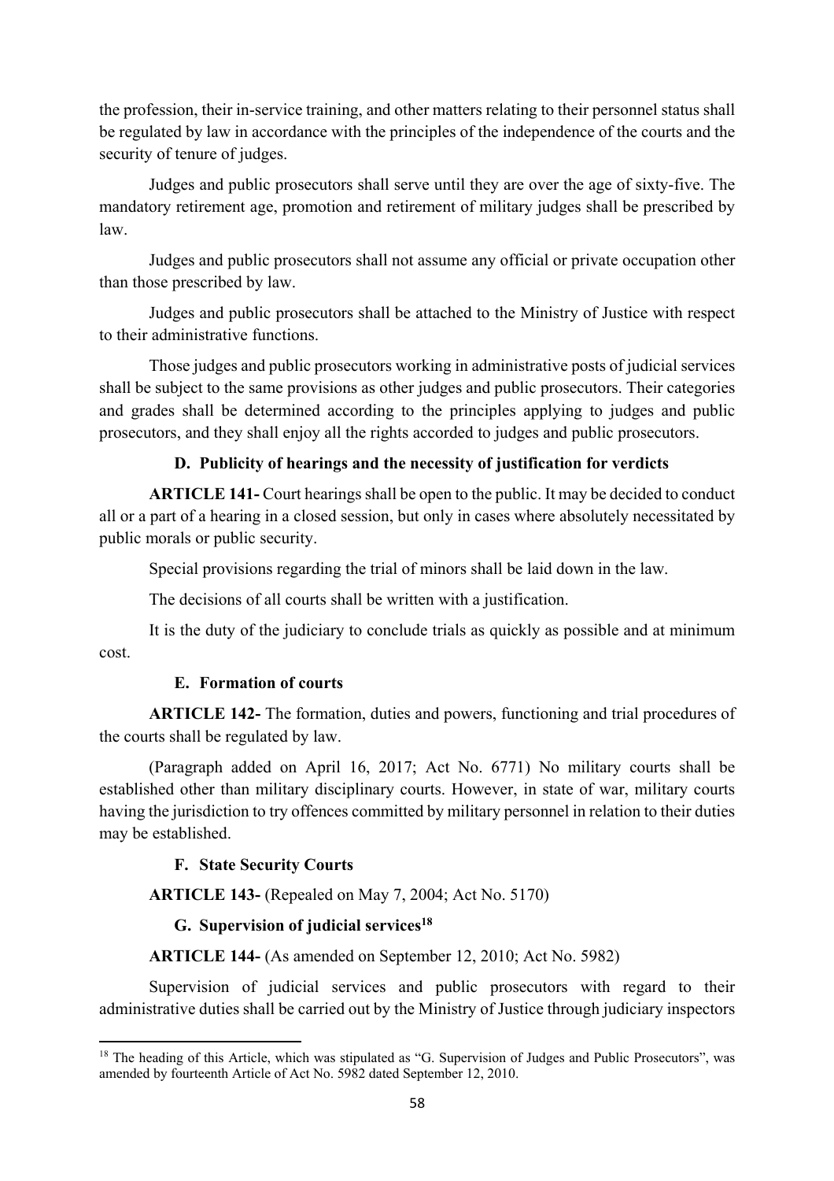the profession, their in-service training, and other matters relating to their personnel status shall be regulated by law in accordance with the principles of the independence of the courts and the security of tenure of judges.

Judges and public prosecutors shall serve until they are over the age of sixty-five. The mandatory retirement age, promotion and retirement of military judges shall be prescribed by law.

Judges and public prosecutors shall not assume any official or private occupation other than those prescribed by law.

Judges and public prosecutors shall be attached to the Ministry of Justice with respect to their administrative functions.

Those judges and public prosecutors working in administrative posts of judicial services shall be subject to the same provisions as other judges and public prosecutors. Their categories and grades shall be determined according to the principles applying to judges and public prosecutors, and they shall enjoy all the rights accorded to judges and public prosecutors.

#### D. Publicity of hearings and the necessity of justification for verdicts

**ARTICLE 141-** Court hearings shall be open to the public. It may be decided to conduct all or a part of a hearing in a closed session, but only in cases where absolutely necessitated by public morals or public security.

Special provisions regarding the trial of minors shall be laid down in the law.

The decisions of all courts shall be written with a justification.

It is the duty of the judiciary to conclude trials as quickly as possible and at minimum cost.

#### E. Formation of courts

**ARTICLE 142-** The formation, duties and powers, functioning and trial procedures of the courts shall be regulated by law.

(Paragraph added on April 16, 2017; Act No. 6771) No military courts shall be established other than military disciplinary courts. However, in state of war, military courts having the jurisdiction to try offences committed by military personnel in relation to their duties may be established.

#### F. State Security Courts

**ARTICLE 143-** (Repealed on May 7, 2004; Act No. 5170)

#### G. Supervision of judicial services[18]

**ARTICLE 144-** (As amended on September 12, 2010; Act No. 5982)

Supervision of judicial services and public prosecutors with regard to their administrative duties shall be carried out by the Ministry of Justice through judiciary inspectors

---

[18] The heading of this Article, which was stipulated as "G. Supervision of Judges and Public Prosecutors", was amended by fourteenth Article of Act No. 5982 dated September 12, 2010.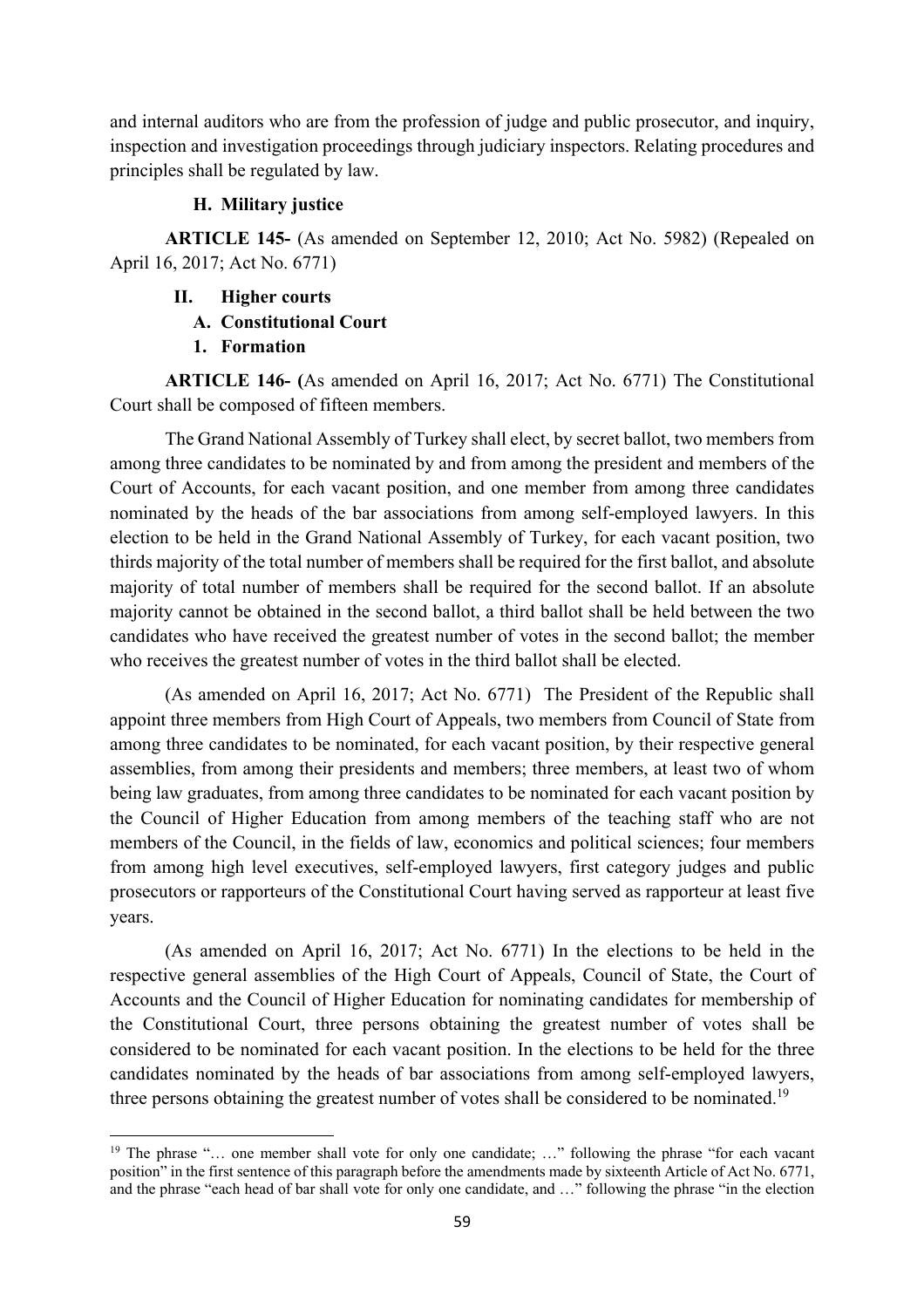and internal auditors who are from the profession of judge and public prosecutor, and inquiry, inspection and investigation proceedings through judiciary inspectors. Relating procedures and principles shall be regulated by law.

#### H. Military justice

**ARTICLE 145-** (As amended on September 12, 2010; Act No. 5982) (Repealed on April 16, 2017; Act No. 6771)

### II. Higher courts

#### A. Constitutional Court

##### 1. Formation

**ARTICLE 146- (**As amended on April 16, 2017; Act No. 6771) The Constitutional Court shall be composed of fifteen members.

The Grand National Assembly of Turkey shall elect, by secret ballot, two members from among three candidates to be nominated by and from among the president and members of the Court of Accounts, for each vacant position, and one member from among three candidates nominated by the heads of the bar associations from among self-employed lawyers. In this election to be held in the Grand National Assembly of Turkey, for each vacant position, two thirds majority of the total number of members shall be required for the first ballot, and absolute majority of total number of members shall be required for the second ballot. If an absolute majority cannot be obtained in the second ballot, a third ballot shall be held between the two candidates who have received the greatest number of votes in the second ballot; the member who receives the greatest number of votes in the third ballot shall be elected.

(As amended on April 16, 2017; Act No. 6771) The President of the Republic shall appoint three members from High Court of Appeals, two members from Council of State from among three candidates to be nominated, for each vacant position, by their respective general assemblies, from among their presidents and members; three members, at least two of whom being law graduates, from among three candidates to be nominated for each vacant position by the Council of Higher Education from among members of the teaching staff who are not members of the Council, in the fields of law, economics and political sciences; four members from among high level executives, self-employed lawyers, first category judges and public prosecutors or rapporteurs of the Constitutional Court having served as rapporteur at least five years.

(As amended on April 16, 2017; Act No. 6771) In the elections to be held in the respective general assemblies of the High Court of Appeals, Council of State, the Court of Accounts and the Council of Higher Education for nominating candidates for membership of the Constitutional Court, three persons obtaining the greatest number of votes shall be considered to be nominated for each vacant position. In the elections to be held for the three candidates nominated by the heads of bar associations from among self-employed lawyers, three persons obtaining the greatest number of votes shall be considered to be nominated.[19]

---

[19] The phrase "… one member shall vote for only one candidate; …" following the phrase "for each vacant position" in the first sentence of this paragraph before the amendments made by sixteenth Article of Act No. 6771, and the phrase "each head of bar shall vote for only one candidate, and …" following the phrase "in the election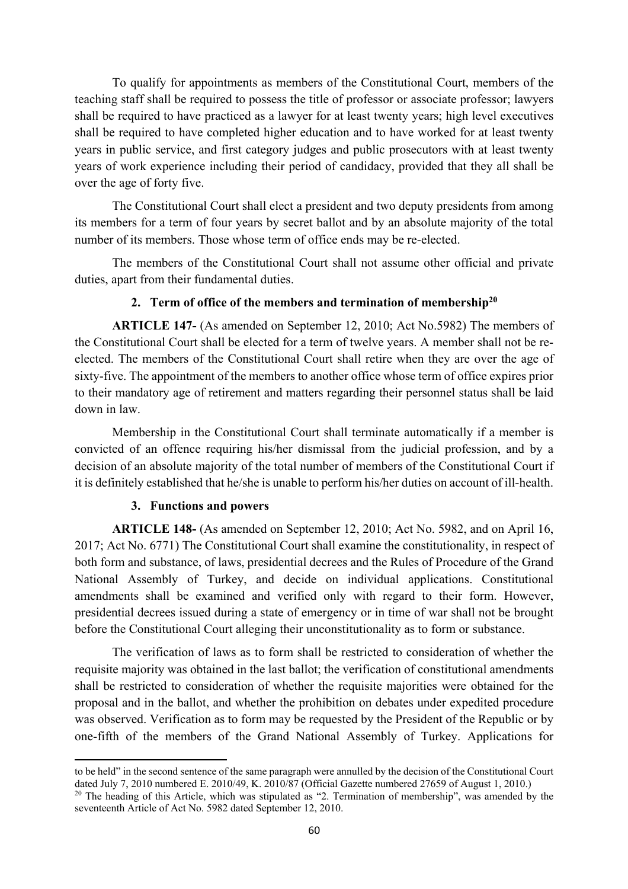To qualify for appointments as members of the Constitutional Court, members of the teaching staff shall be required to possess the title of professor or associate professor; lawyers shall be required to have practiced as a lawyer for at least twenty years; high level executives shall be required to have completed higher education and to have worked for at least twenty years in public service, and first category judges and public prosecutors with at least twenty years of work experience including their period of candidacy, provided that they all shall be over the age of forty five.

The Constitutional Court shall elect a president and two deputy presidents from among its members for a term of four years by secret ballot and by an absolute majority of the total number of its members. Those whose term of office ends may be re-elected.

The members of the Constitutional Court shall not assume other official and private duties, apart from their fundamental duties.

### 2. Term of office of the members and termination of membership[20]

**ARTICLE 147-** (As amended on September 12, 2010; Act No.5982) The members of the Constitutional Court shall be elected for a term of twelve years. A member shall not be re-elected. The members of the Constitutional Court shall retire when they are over the age of sixty-five. The appointment of the members to another office whose term of office expires prior to their mandatory age of retirement and matters regarding their personnel status shall be laid down in law.

Membership in the Constitutional Court shall terminate automatically if a member is convicted of an offence requiring his/her dismissal from the judicial profession, and by a decision of an absolute majority of the total number of members of the Constitutional Court if it is definitely established that he/she is unable to perform his/her duties on account of ill-health.

### 3. Functions and powers

**ARTICLE 148-** (As amended on September 12, 2010; Act No. 5982, and on April 16, 2017; Act No. 6771) The Constitutional Court shall examine the constitutionality, in respect of both form and substance, of laws, presidential decrees and the Rules of Procedure of the Grand National Assembly of Turkey, and decide on individual applications. Constitutional amendments shall be examined and verified only with regard to their form. However, presidential decrees issued during a state of emergency or in time of war shall not be brought before the Constitutional Court alleging their unconstitutionality as to form or substance.

The verification of laws as to form shall be restricted to consideration of whether the requisite majority was obtained in the last ballot; the verification of constitutional amendments shall be restricted to consideration of whether the requisite majorities were obtained for the proposal and in the ballot, and whether the prohibition on debates under expedited procedure was observed. Verification as to form may be requested by the President of the Republic or by one-fifth of the members of the Grand National Assembly of Turkey. Applications for

---

to be held" in the second sentence of the same paragraph were annulled by the decision of the Constitutional Court dated July 7, 2010 numbered E. 2010/49, K. 2010/87 (Official Gazette numbered 27659 of August 1, 2010.)

[20] The heading of this Article, which was stipulated as "2. Termination of membership", was amended by the seventeenth Article of Act No. 5982 dated September 12, 2010.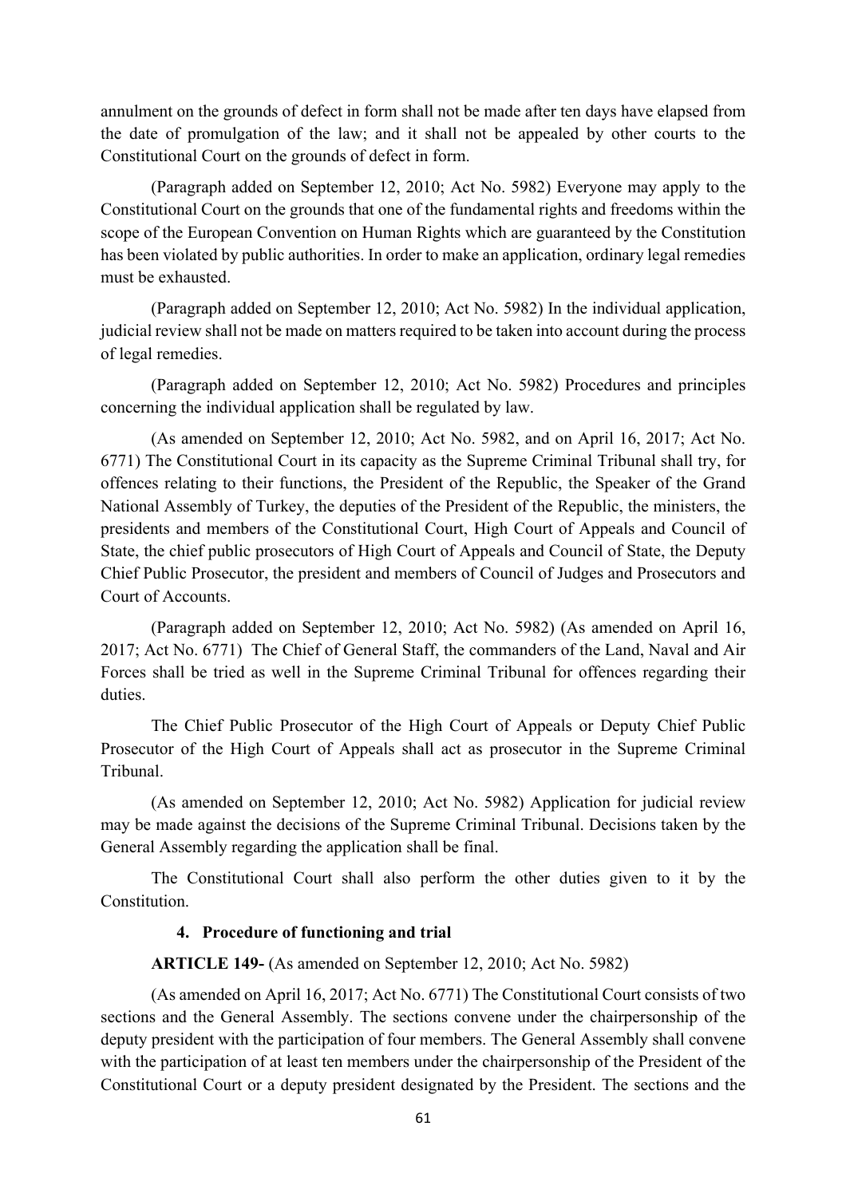annulment on the grounds of defect in form shall not be made after ten days have elapsed from the date of promulgation of the law; and it shall not be appealed by other courts to the Constitutional Court on the grounds of defect in form.

(Paragraph added on September 12, 2010; Act No. 5982) Everyone may apply to the Constitutional Court on the grounds that one of the fundamental rights and freedoms within the scope of the European Convention on Human Rights which are guaranteed by the Constitution has been violated by public authorities. In order to make an application, ordinary legal remedies must be exhausted.

(Paragraph added on September 12, 2010; Act No. 5982) In the individual application, judicial review shall not be made on matters required to be taken into account during the process of legal remedies.

(Paragraph added on September 12, 2010; Act No. 5982) Procedures and principles concerning the individual application shall be regulated by law.

(As amended on September 12, 2010; Act No. 5982, and on April 16, 2017; Act No. 6771) The Constitutional Court in its capacity as the Supreme Criminal Tribunal shall try, for offences relating to their functions, the President of the Republic, the Speaker of the Grand National Assembly of Turkey, the deputies of the President of the Republic, the ministers, the presidents and members of the Constitutional Court, High Court of Appeals and Council of State, the chief public prosecutors of High Court of Appeals and Council of State, the Deputy Chief Public Prosecutor, the president and members of Council of Judges and Prosecutors and Court of Accounts.

(Paragraph added on September 12, 2010; Act No. 5982) (As amended on April 16, 2017; Act No. 6771) The Chief of General Staff, the commanders of the Land, Naval and Air Forces shall be tried as well in the Supreme Criminal Tribunal for offences regarding their duties.

The Chief Public Prosecutor of the High Court of Appeals or Deputy Chief Public Prosecutor of the High Court of Appeals shall act as prosecutor in the Supreme Criminal Tribunal.

(As amended on September 12, 2010; Act No. 5982) Application for judicial review may be made against the decisions of the Supreme Criminal Tribunal. Decisions taken by the General Assembly regarding the application shall be final.

The Constitutional Court shall also perform the other duties given to it by the Constitution.

#### 4. Procedure of functioning and trial

**ARTICLE 149-** (As amended on September 12, 2010; Act No. 5982)

(As amended on April 16, 2017; Act No. 6771) The Constitutional Court consists of two sections and the General Assembly. The sections convene under the chairpersonship of the deputy president with the participation of four members. The General Assembly shall convene with the participation of at least ten members under the chairpersonship of the President of the Constitutional Court or a deputy president designated by the President. The sections and the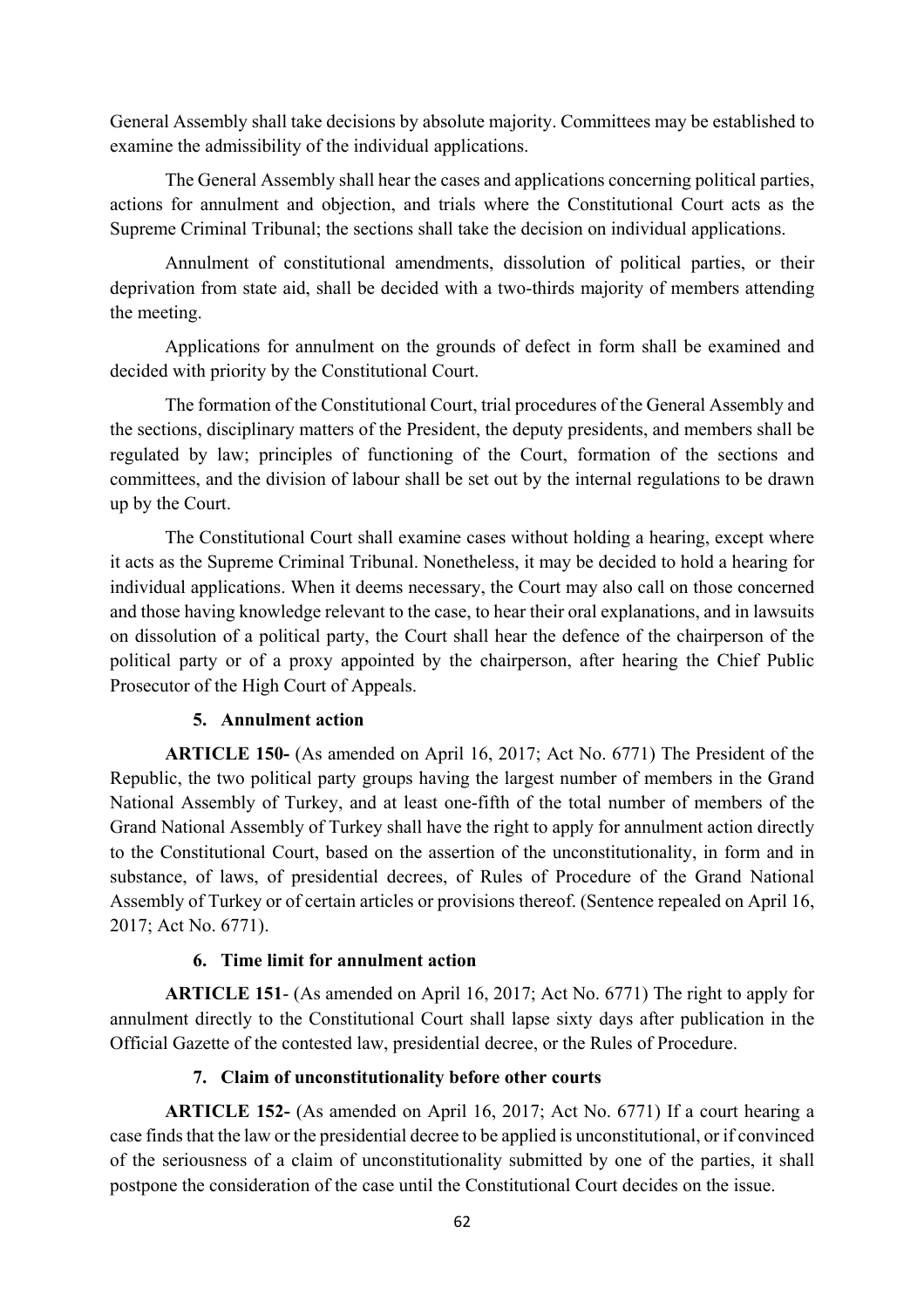General Assembly shall take decisions by absolute majority. Committees may be established to examine the admissibility of the individual applications.

The General Assembly shall hear the cases and applications concerning political parties, actions for annulment and objection, and trials where the Constitutional Court acts as the Supreme Criminal Tribunal; the sections shall take the decision on individual applications.

Annulment of constitutional amendments, dissolution of political parties, or their deprivation from state aid, shall be decided with a two-thirds majority of members attending the meeting.

Applications for annulment on the grounds of defect in form shall be examined and decided with priority by the Constitutional Court.

The formation of the Constitutional Court, trial procedures of the General Assembly and the sections, disciplinary matters of the President, the deputy presidents, and members shall be regulated by law; principles of functioning of the Court, formation of the sections and committees, and the division of labour shall be set out by the internal regulations to be drawn up by the Court.

The Constitutional Court shall examine cases without holding a hearing, except where it acts as the Supreme Criminal Tribunal. Nonetheless, it may be decided to hold a hearing for individual applications. When it deems necessary, the Court may also call on those concerned and those having knowledge relevant to the case, to hear their oral explanations, and in lawsuits on dissolution of a political party, the Court shall hear the defence of the chairperson of the political party or of a proxy appointed by the chairperson, after hearing the Chief Public Prosecutor of the High Court of Appeals.

#### 5. Annulment action

**ARTICLE 150-** (As amended on April 16, 2017; Act No. 6771) The President of the Republic, the two political party groups having the largest number of members in the Grand National Assembly of Turkey, and at least one-fifth of the total number of members of the Grand National Assembly of Turkey shall have the right to apply for annulment action directly to the Constitutional Court, based on the assertion of the unconstitutionality, in form and in substance, of laws, of presidential decrees, of Rules of Procedure of the Grand National Assembly of Turkey or of certain articles or provisions thereof. (Sentence repealed on April 16, 2017; Act No. 6771).

#### 6. Time limit for annulment action

**ARTICLE 151**- (As amended on April 16, 2017; Act No. 6771) The right to apply for annulment directly to the Constitutional Court shall lapse sixty days after publication in the Official Gazette of the contested law, presidential decree, or the Rules of Procedure.

#### 7. Claim of unconstitutionality before other courts

**ARTICLE 152-** (As amended on April 16, 2017; Act No. 6771) If a court hearing a case finds that the law or the presidential decree to be applied is unconstitutional, or if convinced of the seriousness of a claim of unconstitutionality submitted by one of the parties, it shall postpone the consideration of the case until the Constitutional Court decides on the issue.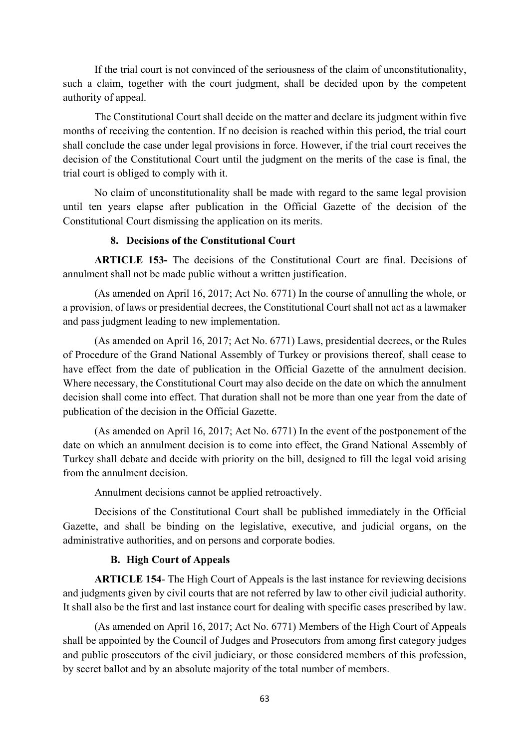If the trial court is not convinced of the seriousness of the claim of unconstitutionality, such a claim, together with the court judgment, shall be decided upon by the competent authority of appeal.

The Constitutional Court shall decide on the matter and declare its judgment within five months of receiving the contention. If no decision is reached within this period, the trial court shall conclude the case under legal provisions in force. However, if the trial court receives the decision of the Constitutional Court until the judgment on the merits of the case is final, the trial court is obliged to comply with it.

No claim of unconstitutionality shall be made with regard to the same legal provision until ten years elapse after publication in the Official Gazette of the decision of the Constitutional Court dismissing the application on its merits.

### 8. Decisions of the Constitutional Court

**ARTICLE 153-** The decisions of the Constitutional Court are final. Decisions of annulment shall not be made public without a written justification.

(As amended on April 16, 2017; Act No. 6771) In the course of annulling the whole, or a provision, of laws or presidential decrees, the Constitutional Court shall not act as a lawmaker and pass judgment leading to new implementation.

(As amended on April 16, 2017; Act No. 6771) Laws, presidential decrees, or the Rules of Procedure of the Grand National Assembly of Turkey or provisions thereof, shall cease to have effect from the date of publication in the Official Gazette of the annulment decision. Where necessary, the Constitutional Court may also decide on the date on which the annulment decision shall come into effect. That duration shall not be more than one year from the date of publication of the decision in the Official Gazette.

(As amended on April 16, 2017; Act No. 6771) In the event of the postponement of the date on which an annulment decision is to come into effect, the Grand National Assembly of Turkey shall debate and decide with priority on the bill, designed to fill the legal void arising from the annulment decision.

Annulment decisions cannot be applied retroactively.

Decisions of the Constitutional Court shall be published immediately in the Official Gazette, and shall be binding on the legislative, executive, and judicial organs, on the administrative authorities, and on persons and corporate bodies.

### B. High Court of Appeals

**ARTICLE 154**- The High Court of Appeals is the last instance for reviewing decisions and judgments given by civil courts that are not referred by law to other civil judicial authority. It shall also be the first and last instance court for dealing with specific cases prescribed by law.

(As amended on April 16, 2017; Act No. 6771) Members of the High Court of Appeals shall be appointed by the Council of Judges and Prosecutors from among first category judges and public prosecutors of the civil judiciary, or those considered members of this profession, by secret ballot and by an absolute majority of the total number of members.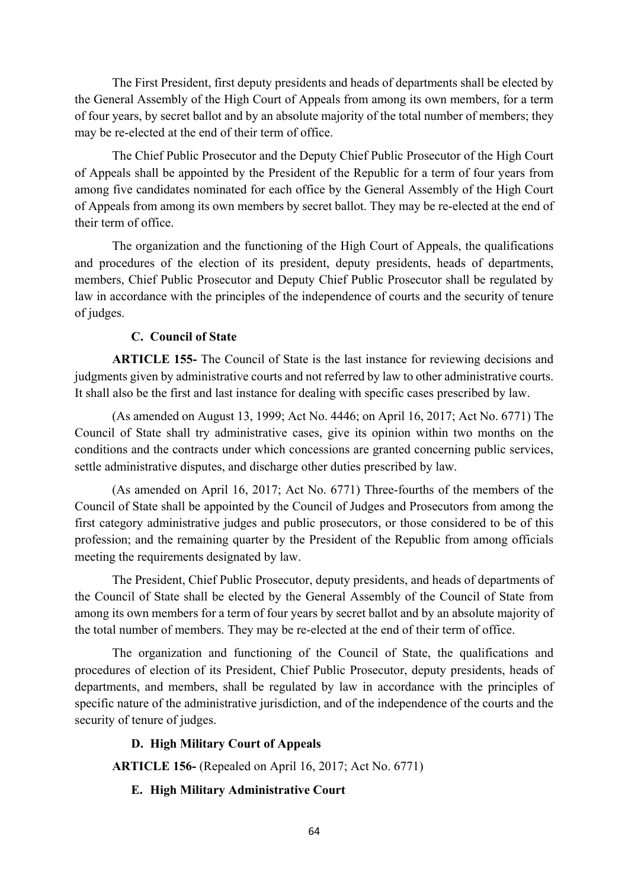The First President, first deputy presidents and heads of departments shall be elected by the General Assembly of the High Court of Appeals from among its own members, for a term of four years, by secret ballot and by an absolute majority of the total number of members; they may be re-elected at the end of their term of office.

The Chief Public Prosecutor and the Deputy Chief Public Prosecutor of the High Court of Appeals shall be appointed by the President of the Republic for a term of four years from among five candidates nominated for each office by the General Assembly of the High Court of Appeals from among its own members by secret ballot. They may be re-elected at the end of their term of office.

The organization and the functioning of the High Court of Appeals, the qualifications and procedures of the election of its president, deputy presidents, heads of departments, members, Chief Public Prosecutor and Deputy Chief Public Prosecutor shall be regulated by law in accordance with the principles of the independence of courts and the security of tenure of judges.

#### C. Council of State

**ARTICLE 155-** The Council of State is the last instance for reviewing decisions and judgments given by administrative courts and not referred by law to other administrative courts. It shall also be the first and last instance for dealing with specific cases prescribed by law.

(As amended on August 13, 1999; Act No. 4446; on April 16, 2017; Act No. 6771) The Council of State shall try administrative cases, give its opinion within two months on the conditions and the contracts under which concessions are granted concerning public services, settle administrative disputes, and discharge other duties prescribed by law.

(As amended on April 16, 2017; Act No. 6771) Three-fourths of the members of the Council of State shall be appointed by the Council of Judges and Prosecutors from among the first category administrative judges and public prosecutors, or those considered to be of this profession; and the remaining quarter by the President of the Republic from among officials meeting the requirements designated by law.

The President, Chief Public Prosecutor, deputy presidents, and heads of departments of the Council of State shall be elected by the General Assembly of the Council of State from among its own members for a term of four years by secret ballot and by an absolute majority of the total number of members. They may be re-elected at the end of their term of office.

The organization and functioning of the Council of State, the qualifications and procedures of election of its President, Chief Public Prosecutor, deputy presidents, heads of departments, and members, shall be regulated by law in accordance with the principles of specific nature of the administrative jurisdiction, and of the independence of the courts and the security of tenure of judges.

#### D. High Military Court of Appeals

**ARTICLE 156-** (Repealed on April 16, 2017; Act No. 6771)

#### E. High Military Administrative Court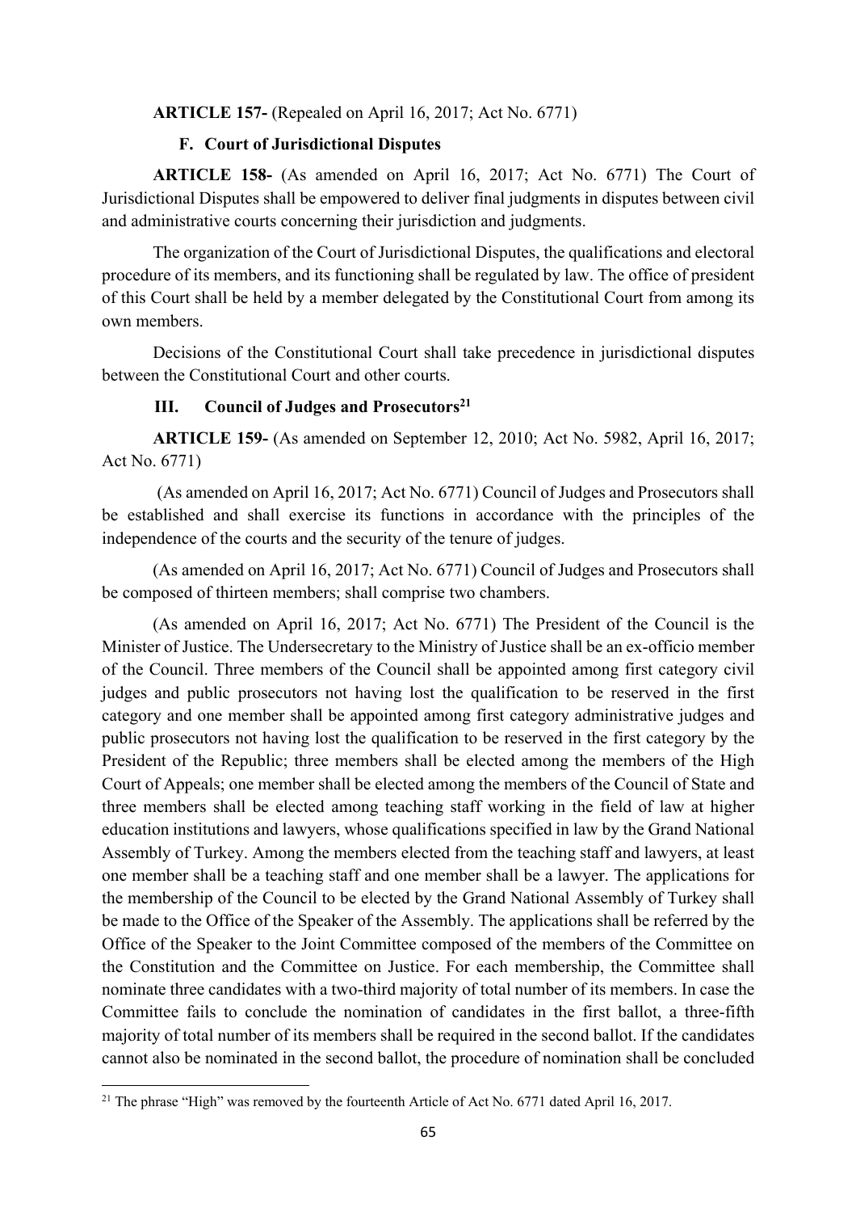**ARTICLE 157-** (Repealed on April 16, 2017; Act No. 6771)

### F. Court of Jurisdictional Disputes

**ARTICLE 158-** (As amended on April 16, 2017; Act No. 6771) The Court of Jurisdictional Disputes shall be empowered to deliver final judgments in disputes between civil and administrative courts concerning their jurisdiction and judgments.

The organization of the Court of Jurisdictional Disputes, the qualifications and electoral procedure of its members, and its functioning shall be regulated by law. The office of president of this Court shall be held by a member delegated by the Constitutional Court from among its own members.

Decisions of the Constitutional Court shall take precedence in jurisdictional disputes between the Constitutional Court and other courts.

## III. Council of Judges and Prosecutors[21]

**ARTICLE 159-** (As amended on September 12, 2010; Act No. 5982, April 16, 2017; Act No. 6771)

(As amended on April 16, 2017; Act No. 6771) Council of Judges and Prosecutors shall be established and shall exercise its functions in accordance with the principles of the independence of the courts and the security of the tenure of judges.

(As amended on April 16, 2017; Act No. 6771) Council of Judges and Prosecutors shall be composed of thirteen members; shall comprise two chambers.

(As amended on April 16, 2017; Act No. 6771) The President of the Council is the Minister of Justice. The Undersecretary to the Ministry of Justice shall be an ex-officio member of the Council. Three members of the Council shall be appointed among first category civil judges and public prosecutors not having lost the qualification to be reserved in the first category and one member shall be appointed among first category administrative judges and public prosecutors not having lost the qualification to be reserved in the first category by the President of the Republic; three members shall be elected among the members of the High Court of Appeals; one member shall be elected among the members of the Council of State and three members shall be elected among teaching staff working in the field of law at higher education institutions and lawyers, whose qualifications specified in law by the Grand National Assembly of Turkey. Among the members elected from the teaching staff and lawyers, at least one member shall be a teaching staff and one member shall be a lawyer. The applications for the membership of the Council to be elected by the Grand National Assembly of Turkey shall be made to the Office of the Speaker of the Assembly. The applications shall be referred by the Office of the Speaker to the Joint Committee composed of the members of the Committee on the Constitution and the Committee on Justice. For each membership, the Committee shall nominate three candidates with a two-third majority of total number of its members. In case the Committee fails to conclude the nomination of candidates in the first ballot, a three-fifth majority of total number of its members shall be required in the second ballot. If the candidates cannot also be nominated in the second ballot, the procedure of nomination shall be concluded

[21] The phrase "High" was removed by the fourteenth Article of Act No. 6771 dated April 16, 2017.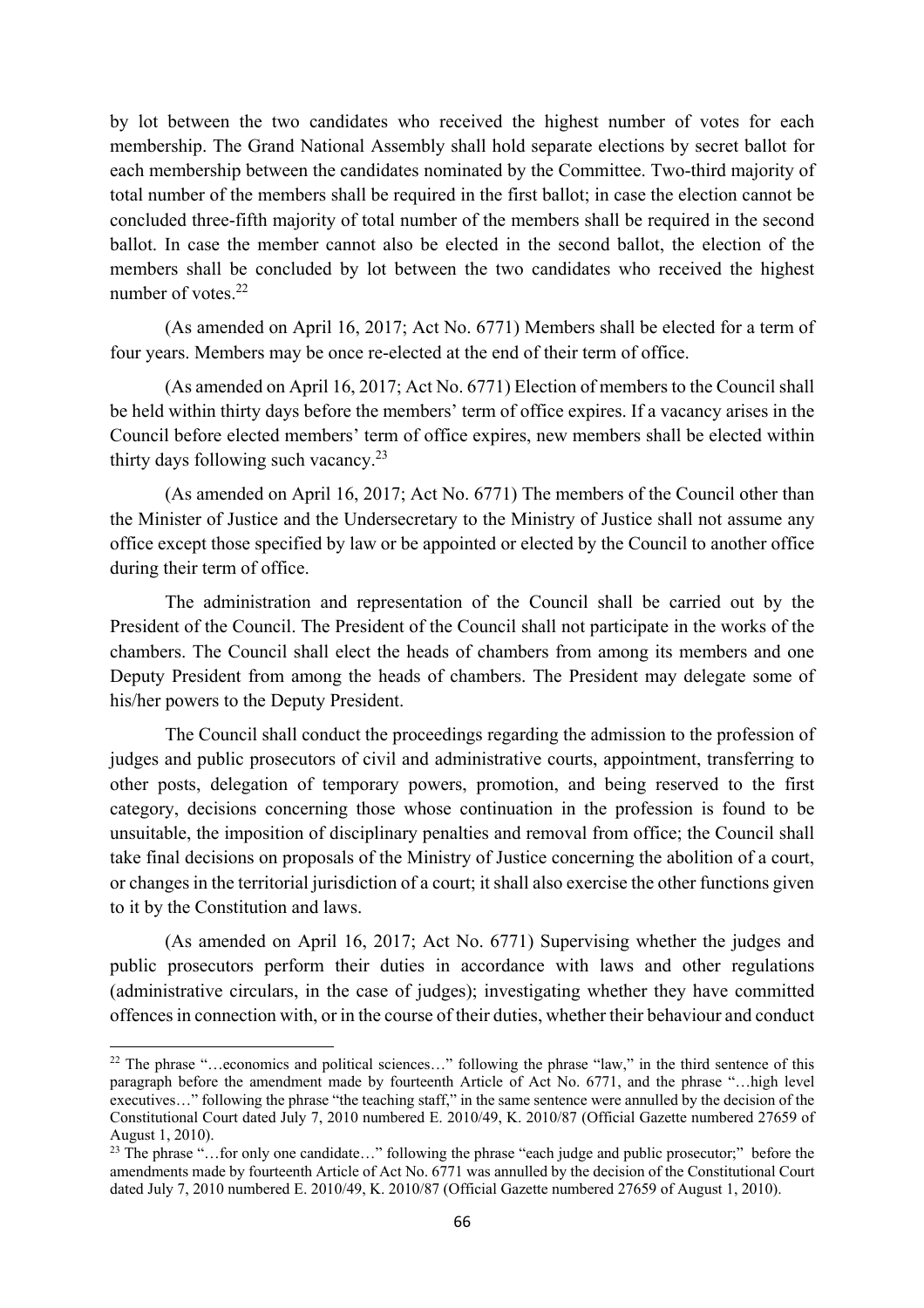by lot between the two candidates who received the highest number of votes for each membership. The Grand National Assembly shall hold separate elections by secret ballot for each membership between the candidates nominated by the Committee. Two-third majority of total number of the members shall be required in the first ballot; in case the election cannot be concluded three-fifth majority of total number of the members shall be required in the second ballot. In case the member cannot also be elected in the second ballot, the election of the members shall be concluded by lot between the two candidates who received the highest number of votes.[22]

(As amended on April 16, 2017; Act No. 6771) Members shall be elected for a term of four years. Members may be once re-elected at the end of their term of office.

(As amended on April 16, 2017; Act No. 6771) Election of members to the Council shall be held within thirty days before the members' term of office expires. If a vacancy arises in the Council before elected members' term of office expires, new members shall be elected within thirty days following such vacancy.[23]

(As amended on April 16, 2017; Act No. 6771) The members of the Council other than the Minister of Justice and the Undersecretary to the Ministry of Justice shall not assume any office except those specified by law or be appointed or elected by the Council to another office during their term of office.

The administration and representation of the Council shall be carried out by the President of the Council. The President of the Council shall not participate in the works of the chambers. The Council shall elect the heads of chambers from among its members and one Deputy President from among the heads of chambers. The President may delegate some of his/her powers to the Deputy President.

The Council shall conduct the proceedings regarding the admission to the profession of judges and public prosecutors of civil and administrative courts, appointment, transferring to other posts, delegation of temporary powers, promotion, and being reserved to the first category, decisions concerning those whose continuation in the profession is found to be unsuitable, the imposition of disciplinary penalties and removal from office; the Council shall take final decisions on proposals of the Ministry of Justice concerning the abolition of a court, or changes in the territorial jurisdiction of a court; it shall also exercise the other functions given to it by the Constitution and laws.

(As amended on April 16, 2017; Act No. 6771) Supervising whether the judges and public prosecutors perform their duties in accordance with laws and other regulations (administrative circulars, in the case of judges); investigating whether they have committed offences in connection with, or in the course of their duties, whether their behaviour and conduct

---

[22] The phrase "…economics and political sciences…" following the phrase "law," in the third sentence of this paragraph before the amendment made by fourteenth Article of Act No. 6771, and the phrase "…high level executives…" following the phrase "the teaching staff," in the same sentence were annulled by the decision of the Constitutional Court dated July 7, 2010 numbered E. 2010/49, K. 2010/87 (Official Gazette numbered 27659 of August 1, 2010).

[23] The phrase "…for only one candidate…" following the phrase "each judge and public prosecutor;" before the amendments made by fourteenth Article of Act No. 6771 was annulled by the decision of the Constitutional Court dated July 7, 2010 numbered E. 2010/49, K. 2010/87 (Official Gazette numbered 27659 of August 1, 2010).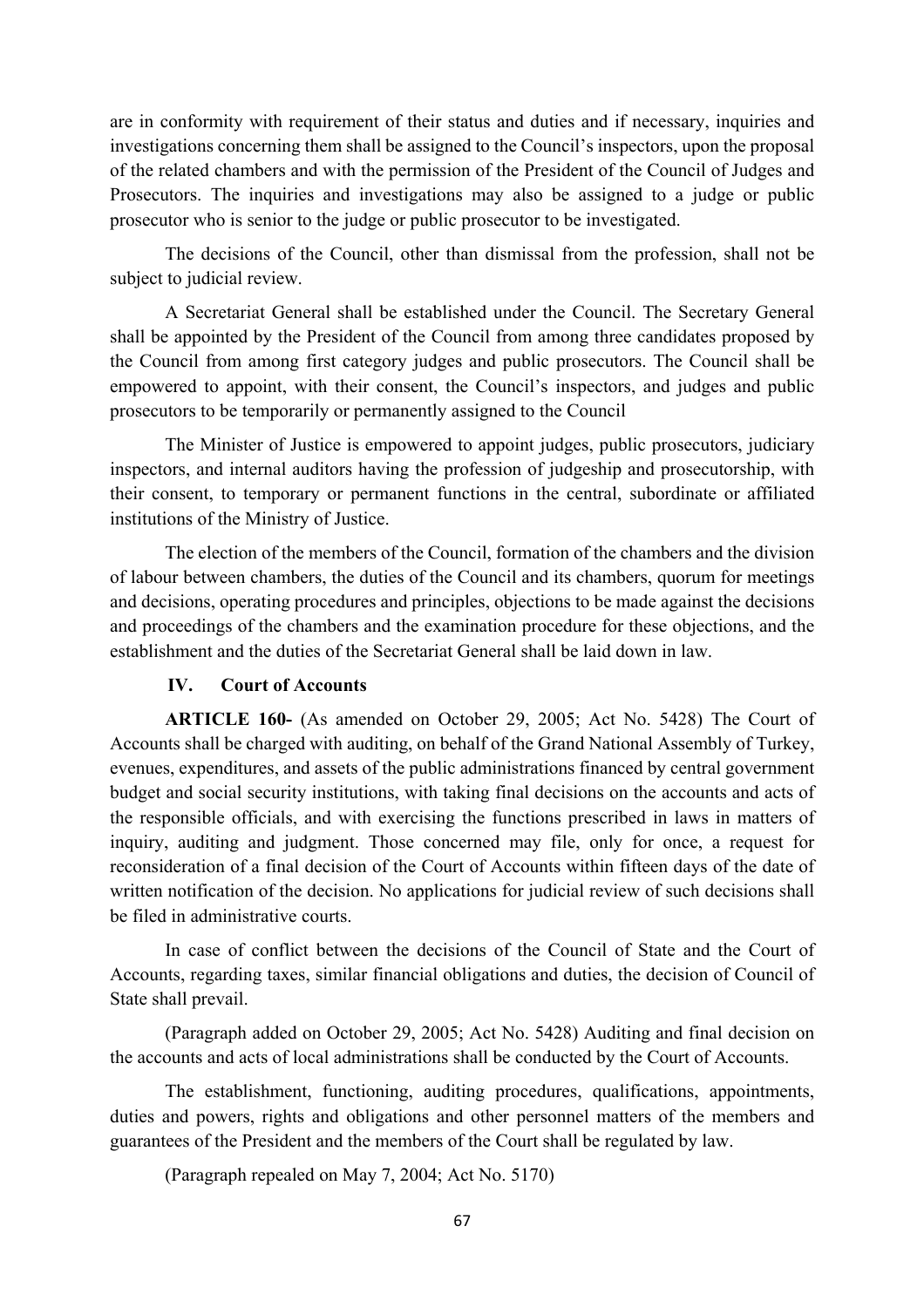are in conformity with requirement of their status and duties and if necessary, inquiries and investigations concerning them shall be assigned to the Council's inspectors, upon the proposal of the related chambers and with the permission of the President of the Council of Judges and Prosecutors. The inquiries and investigations may also be assigned to a judge or public prosecutor who is senior to the judge or public prosecutor to be investigated.

The decisions of the Council, other than dismissal from the profession, shall not be subject to judicial review.

A Secretariat General shall be established under the Council. The Secretary General shall be appointed by the President of the Council from among three candidates proposed by the Council from among first category judges and public prosecutors. The Council shall be empowered to appoint, with their consent, the Council's inspectors, and judges and public prosecutors to be temporarily or permanently assigned to the Council

The Minister of Justice is empowered to appoint judges, public prosecutors, judiciary inspectors, and internal auditors having the profession of judgeship and prosecutorship, with their consent, to temporary or permanent functions in the central, subordinate or affiliated institutions of the Ministry of Justice.

The election of the members of the Council, formation of the chambers and the division of labour between chambers, the duties of the Council and its chambers, quorum for meetings and decisions, operating procedures and principles, objections to be made against the decisions and proceedings of the chambers and the examination procedure for these objections, and the establishment and the duties of the Secretariat General shall be laid down in law.

### IV. Court of Accounts

**ARTICLE 160-** (As amended on October 29, 2005; Act No. 5428) The Court of Accounts shall be charged with auditing, on behalf of the Grand National Assembly of Turkey, evenues, expenditures, and assets of the public administrations financed by central government budget and social security institutions, with taking final decisions on the accounts and acts of the responsible officials, and with exercising the functions prescribed in laws in matters of inquiry, auditing and judgment. Those concerned may file, only for once, a request for reconsideration of a final decision of the Court of Accounts within fifteen days of the date of written notification of the decision. No applications for judicial review of such decisions shall be filed in administrative courts.

In case of conflict between the decisions of the Council of State and the Court of Accounts, regarding taxes, similar financial obligations and duties, the decision of Council of State shall prevail.

(Paragraph added on October 29, 2005; Act No. 5428) Auditing and final decision on the accounts and acts of local administrations shall be conducted by the Court of Accounts.

The establishment, functioning, auditing procedures, qualifications, appointments, duties and powers, rights and obligations and other personnel matters of the members and guarantees of the President and the members of the Court shall be regulated by law.

(Paragraph repealed on May 7, 2004; Act No. 5170)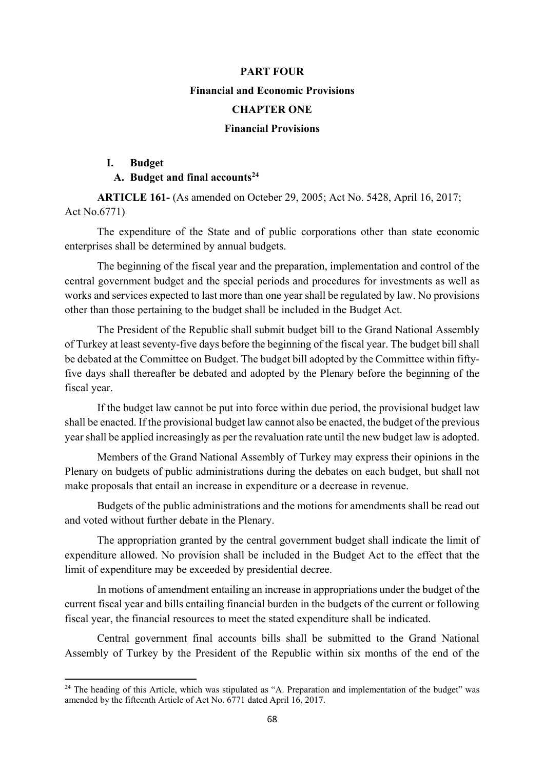# PART FOUR

# Financial and Economic Provisions

## CHAPTER ONE

## Financial Provisions

### I. Budget

#### A. Budget and final accounts[24]

**ARTICLE 161-** (As amended on Octeber 29, 2005; Act No. 5428, April 16, 2017; Act No.6771)

The expenditure of the State and of public corporations other than state economic enterprises shall be determined by annual budgets.

The beginning of the fiscal year and the preparation, implementation and control of the central government budget and the special periods and procedures for investments as well as works and services expected to last more than one year shall be regulated by law. No provisions other than those pertaining to the budget shall be included in the Budget Act.

The President of the Republic shall submit budget bill to the Grand National Assembly of Turkey at least seventy-five days before the beginning of the fiscal year. The budget bill shall be debated at the Committee on Budget. The budget bill adopted by the Committee within fifty-five days shall thereafter be debated and adopted by the Plenary before the beginning of the fiscal year.

If the budget law cannot be put into force within due period, the provisional budget law shall be enacted. If the provisional budget law cannot also be enacted, the budget of the previous year shall be applied increasingly as per the revaluation rate until the new budget law is adopted.

Members of the Grand National Assembly of Turkey may express their opinions in the Plenary on budgets of public administrations during the debates on each budget, but shall not make proposals that entail an increase in expenditure or a decrease in revenue.

Budgets of the public administrations and the motions for amendments shall be read out and voted without further debate in the Plenary.

The appropriation granted by the central government budget shall indicate the limit of expenditure allowed. No provision shall be included in the Budget Act to the effect that the limit of expenditure may be exceeded by presidential decree.

In motions of amendment entailing an increase in appropriations under the budget of the current fiscal year and bills entailing financial burden in the budgets of the current or following fiscal year, the financial resources to meet the stated expenditure shall be indicated.

Central government final accounts bills shall be submitted to the Grand National Assembly of Turkey by the President of the Republic within six months of the end of the

---

[24] The heading of this Article, which was stipulated as "A. Preparation and implementation of the budget" was amended by the fifteenth Article of Act No. 6771 dated April 16, 2017.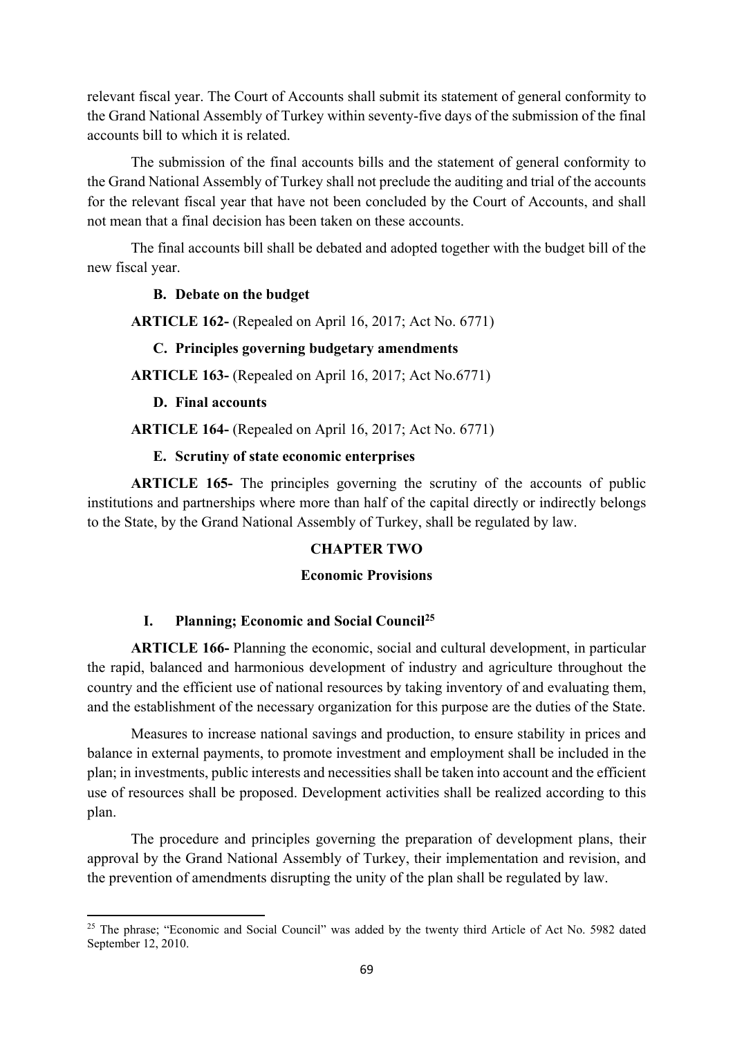relevant fiscal year. The Court of Accounts shall submit its statement of general conformity to the Grand National Assembly of Turkey within seventy-five days of the submission of the final accounts bill to which it is related.

The submission of the final accounts bills and the statement of general conformity to the Grand National Assembly of Turkey shall not preclude the auditing and trial of the accounts for the relevant fiscal year that have not been concluded by the Court of Accounts, and shall not mean that a final decision has been taken on these accounts.

The final accounts bill shall be debated and adopted together with the budget bill of the new fiscal year.

**B. Debate on the budget**

**ARTICLE 162-** (Repealed on April 16, 2017; Act No. 6771)

**C. Principles governing budgetary amendments**

**ARTICLE 163-** (Repealed on April 16, 2017; Act No.6771)

**D. Final accounts**

**ARTICLE 164-** (Repealed on April 16, 2017; Act No. 6771)

**E. Scrutiny of state economic enterprises**

**ARTICLE 165-** The principles governing the scrutiny of the accounts of public institutions and partnerships where more than half of the capital directly or indirectly belongs to the State, by the Grand National Assembly of Turkey, shall be regulated by law.

## CHAPTER TWO

## Economic Provisions

### I. Planning; Economic and Social Council[25]

**ARTICLE 166-** Planning the economic, social and cultural development, in particular the rapid, balanced and harmonious development of industry and agriculture throughout the country and the efficient use of national resources by taking inventory of and evaluating them, and the establishment of the necessary organization for this purpose are the duties of the State.

Measures to increase national savings and production, to ensure stability in prices and balance in external payments, to promote investment and employment shall be included in the plan; in investments, public interests and necessities shall be taken into account and the efficient use of resources shall be proposed. Development activities shall be realized according to this plan.

The procedure and principles governing the preparation of development plans, their approval by the Grand National Assembly of Turkey, their implementation and revision, and the prevention of amendments disrupting the unity of the plan shall be regulated by law.

---

[25] The phrase; "Economic and Social Council" was added by the twenty third Article of Act No. 5982 dated September 12, 2010.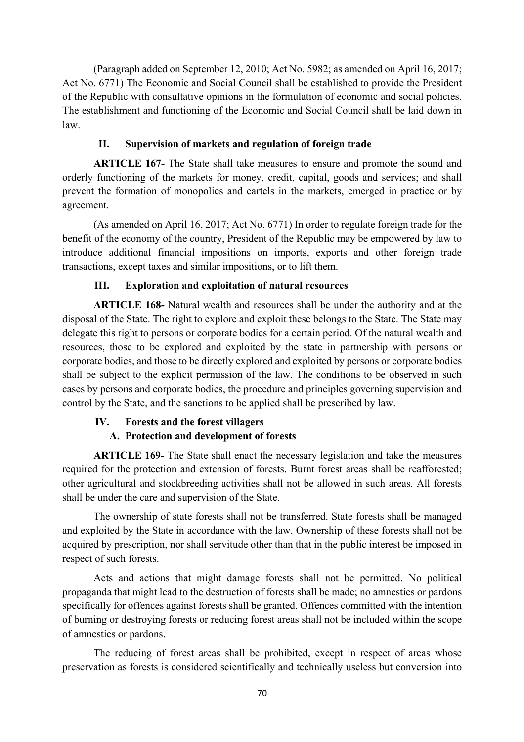(Paragraph added on September 12, 2010; Act No. 5982; as amended on April 16, 2017; Act No. 6771) The Economic and Social Council shall be established to provide the President of the Republic with consultative opinions in the formulation of economic and social policies. The establishment and functioning of the Economic and Social Council shall be laid down in law.

### II. Supervision of markets and regulation of foreign trade

**ARTICLE 167-** The State shall take measures to ensure and promote the sound and orderly functioning of the markets for money, credit, capital, goods and services; and shall prevent the formation of monopolies and cartels in the markets, emerged in practice or by agreement.

(As amended on April 16, 2017; Act No. 6771) In order to regulate foreign trade for the benefit of the economy of the country, President of the Republic may be empowered by law to introduce additional financial impositions on imports, exports and other foreign trade transactions, except taxes and similar impositions, or to lift them.

### III. Exploration and exploitation of natural resources

**ARTICLE 168-** Natural wealth and resources shall be under the authority and at the disposal of the State. The right to explore and exploit these belongs to the State. The State may delegate this right to persons or corporate bodies for a certain period. Of the natural wealth and resources, those to be explored and exploited by the state in partnership with persons or corporate bodies, and those to be directly explored and exploited by persons or corporate bodies shall be subject to the explicit permission of the law. The conditions to be observed in such cases by persons and corporate bodies, the procedure and principles governing supervision and control by the State, and the sanctions to be applied shall be prescribed by law.

### IV. Forests and the forest villagers

#### A. Protection and development of forests

**ARTICLE 169-** The State shall enact the necessary legislation and take the measures required for the protection and extension of forests. Burnt forest areas shall be reafforested; other agricultural and stockbreeding activities shall not be allowed in such areas. All forests shall be under the care and supervision of the State.

The ownership of state forests shall not be transferred. State forests shall be managed and exploited by the State in accordance with the law. Ownership of these forests shall not be acquired by prescription, nor shall servitude other than that in the public interest be imposed in respect of such forests.

Acts and actions that might damage forests shall not be permitted. No political propaganda that might lead to the destruction of forests shall be made; no amnesties or pardons specifically for offences against forests shall be granted. Offences committed with the intention of burning or destroying forests or reducing forest areas shall not be included within the scope of amnesties or pardons.

The reducing of forest areas shall be prohibited, except in respect of areas whose preservation as forests is considered scientifically and technically useless but conversion into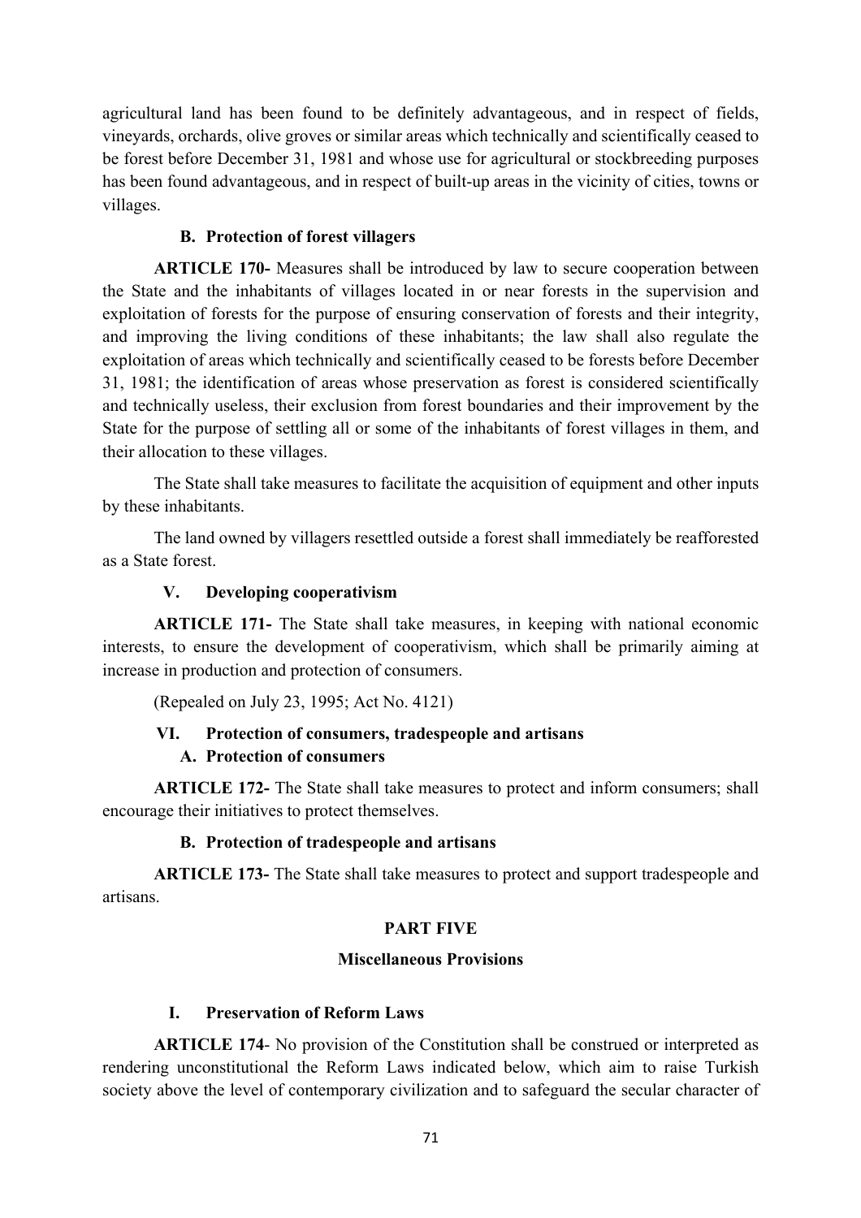agricultural land has been found to be definitely advantageous, and in respect of fields, vineyards, orchards, olive groves or similar areas which technically and scientifically ceased to be forest before December 31, 1981 and whose use for agricultural or stockbreeding purposes has been found advantageous, and in respect of built-up areas in the vicinity of cities, towns or villages.

#### B. Protection of forest villagers

**ARTICLE 170-** Measures shall be introduced by law to secure cooperation between the State and the inhabitants of villages located in or near forests in the supervision and exploitation of forests for the purpose of ensuring conservation of forests and their integrity, and improving the living conditions of these inhabitants; the law shall also regulate the exploitation of areas which technically and scientifically ceased to be forests before December 31, 1981; the identification of areas whose preservation as forest is considered scientifically and technically useless, their exclusion from forest boundaries and their improvement by the State for the purpose of settling all or some of the inhabitants of forest villages in them, and their allocation to these villages.

The State shall take measures to facilitate the acquisition of equipment and other inputs by these inhabitants.

The land owned by villagers resettled outside a forest shall immediately be reafforested as a State forest.

### V. Developing cooperativism

**ARTICLE 171-** The State shall take measures, in keeping with national economic interests, to ensure the development of cooperativism, which shall be primarily aiming at increase in production and protection of consumers.

(Repealed on July 23, 1995; Act No. 4121)

### VI. Protection of consumers, tradespeople and artisans

#### A. Protection of consumers

**ARTICLE 172-** The State shall take measures to protect and inform consumers; shall encourage their initiatives to protect themselves.

#### B. Protection of tradespeople and artisans

**ARTICLE 173-** The State shall take measures to protect and support tradespeople and artisans.

## PART FIVE

## Miscellaneous Provisions

### I. Preservation of Reform Laws

**ARTICLE 174**- No provision of the Constitution shall be construed or interpreted as rendering unconstitutional the Reform Laws indicated below, which aim to raise Turkish society above the level of contemporary civilization and to safeguard the secular character of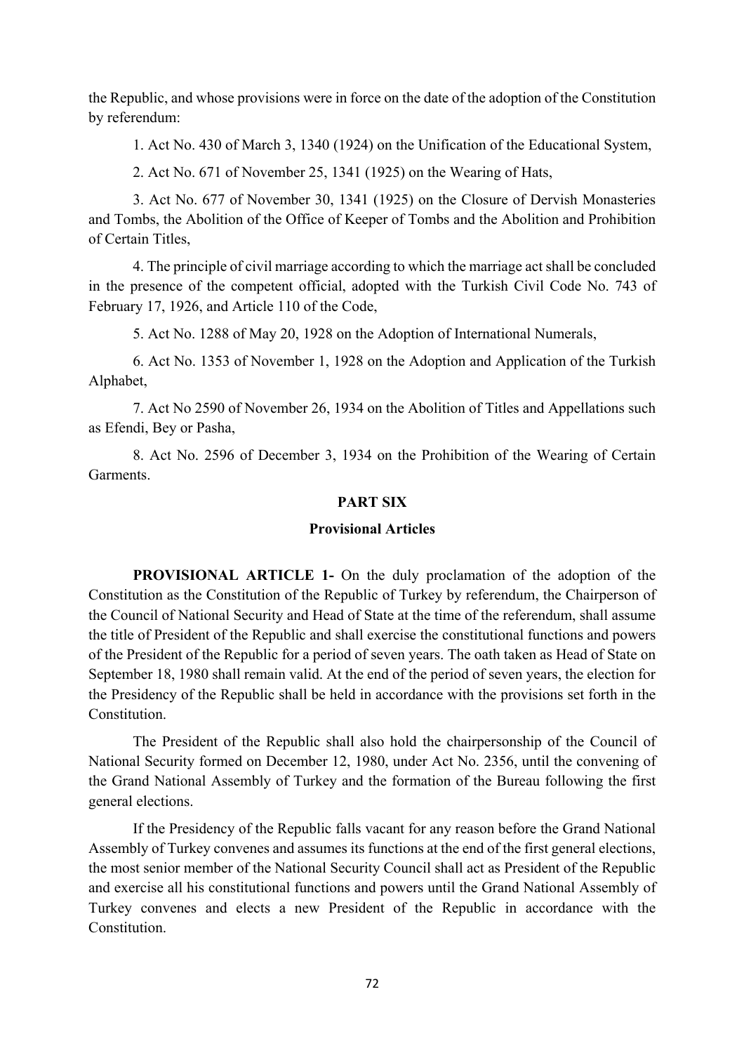the Republic, and whose provisions were in force on the date of the adoption of the Constitution by referendum:

1. Act No. 430 of March 3, 1340 (1924) on the Unification of the Educational System,

2. Act No. 671 of November 25, 1341 (1925) on the Wearing of Hats,

3. Act No. 677 of November 30, 1341 (1925) on the Closure of Dervish Monasteries and Tombs, the Abolition of the Office of Keeper of Tombs and the Abolition and Prohibition of Certain Titles,

4. The principle of civil marriage according to which the marriage act shall be concluded in the presence of the competent official, adopted with the Turkish Civil Code No. 743 of February 17, 1926, and Article 110 of the Code,

5. Act No. 1288 of May 20, 1928 on the Adoption of International Numerals,

6. Act No. 1353 of November 1, 1928 on the Adoption and Application of the Turkish Alphabet,

7. Act No 2590 of November 26, 1934 on the Abolition of Titles and Appellations such as Efendi, Bey or Pasha,

8. Act No. 2596 of December 3, 1934 on the Prohibition of the Wearing of Certain Garments.

## PART SIX

### Provisional Articles

**PROVISIONAL ARTICLE 1-** On the duly proclamation of the adoption of the Constitution as the Constitution of the Republic of Turkey by referendum, the Chairperson of the Council of National Security and Head of State at the time of the referendum, shall assume the title of President of the Republic and shall exercise the constitutional functions and powers of the President of the Republic for a period of seven years. The oath taken as Head of State on September 18, 1980 shall remain valid. At the end of the period of seven years, the election for the Presidency of the Republic shall be held in accordance with the provisions set forth in the Constitution.

The President of the Republic shall also hold the chairpersonship of the Council of National Security formed on December 12, 1980, under Act No. 2356, until the convening of the Grand National Assembly of Turkey and the formation of the Bureau following the first general elections.

If the Presidency of the Republic falls vacant for any reason before the Grand National Assembly of Turkey convenes and assumes its functions at the end of the first general elections, the most senior member of the National Security Council shall act as President of the Republic and exercise all his constitutional functions and powers until the Grand National Assembly of Turkey convenes and elects a new President of the Republic in accordance with the Constitution.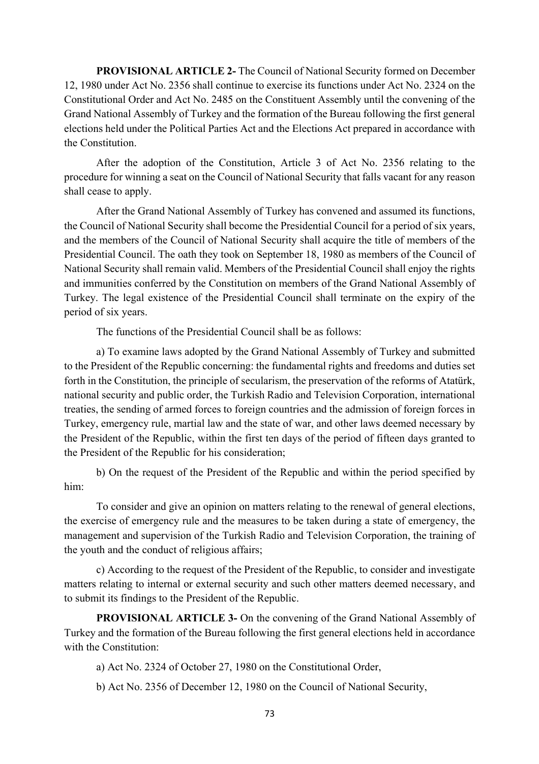**PROVISIONAL ARTICLE 2-** The Council of National Security formed on December 12, 1980 under Act No. 2356 shall continue to exercise its functions under Act No. 2324 on the Constitutional Order and Act No. 2485 on the Constituent Assembly until the convening of the Grand National Assembly of Turkey and the formation of the Bureau following the first general elections held under the Political Parties Act and the Elections Act prepared in accordance with the Constitution.

After the adoption of the Constitution, Article 3 of Act No. 2356 relating to the procedure for winning a seat on the Council of National Security that falls vacant for any reason shall cease to apply.

After the Grand National Assembly of Turkey has convened and assumed its functions, the Council of National Security shall become the Presidential Council for a period of six years, and the members of the Council of National Security shall acquire the title of members of the Presidential Council. The oath they took on September 18, 1980 as members of the Council of National Security shall remain valid. Members of the Presidential Council shall enjoy the rights and immunities conferred by the Constitution on members of the Grand National Assembly of Turkey. The legal existence of the Presidential Council shall terminate on the expiry of the period of six years.

The functions of the Presidential Council shall be as follows:

a) To examine laws adopted by the Grand National Assembly of Turkey and submitted to the President of the Republic concerning: the fundamental rights and freedoms and duties set forth in the Constitution, the principle of secularism, the preservation of the reforms of Atatürk, national security and public order, the Turkish Radio and Television Corporation, international treaties, the sending of armed forces to foreign countries and the admission of foreign forces in Turkey, emergency rule, martial law and the state of war, and other laws deemed necessary by the President of the Republic, within the first ten days of the period of fifteen days granted to the President of the Republic for his consideration;

b) On the request of the President of the Republic and within the period specified by him:

To consider and give an opinion on matters relating to the renewal of general elections, the exercise of emergency rule and the measures to be taken during a state of emergency, the management and supervision of the Turkish Radio and Television Corporation, the training of the youth and the conduct of religious affairs;

c) According to the request of the President of the Republic, to consider and investigate matters relating to internal or external security and such other matters deemed necessary, and to submit its findings to the President of the Republic.

**PROVISIONAL ARTICLE 3-** On the convening of the Grand National Assembly of Turkey and the formation of the Bureau following the first general elections held in accordance with the Constitution:

a) Act No. 2324 of October 27, 1980 on the Constitutional Order,

b) Act No. 2356 of December 12, 1980 on the Council of National Security,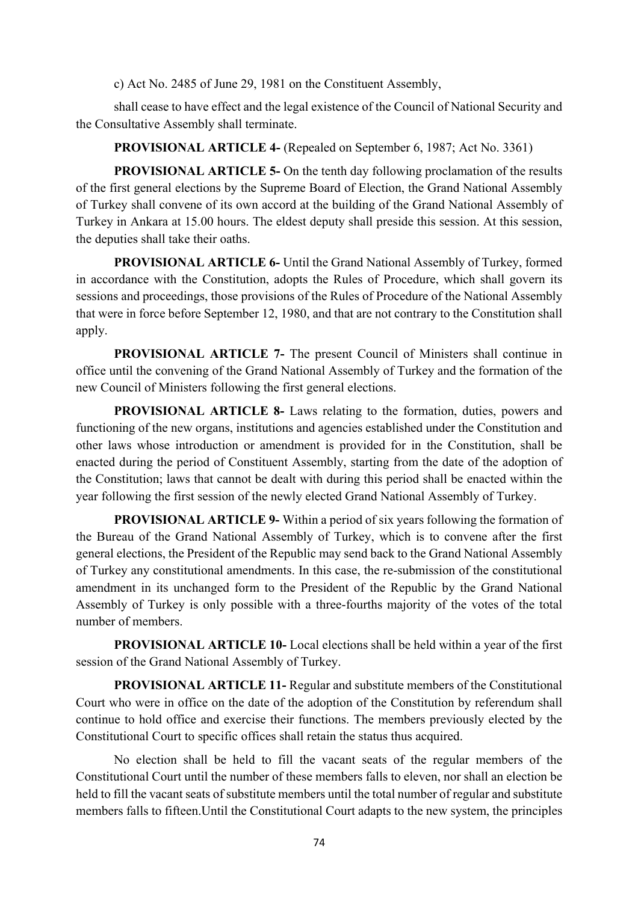c) Act No. 2485 of June 29, 1981 on the Constituent Assembly,

shall cease to have effect and the legal existence of the Council of National Security and the Consultative Assembly shall terminate.

**PROVISIONAL ARTICLE 4-** (Repealed on September 6, 1987; Act No. 3361)

**PROVISIONAL ARTICLE 5-** On the tenth day following proclamation of the results of the first general elections by the Supreme Board of Election, the Grand National Assembly of Turkey shall convene of its own accord at the building of the Grand National Assembly of Turkey in Ankara at 15.00 hours. The eldest deputy shall preside this session. At this session, the deputies shall take their oaths.

**PROVISIONAL ARTICLE 6-** Until the Grand National Assembly of Turkey, formed in accordance with the Constitution, adopts the Rules of Procedure, which shall govern its sessions and proceedings, those provisions of the Rules of Procedure of the National Assembly that were in force before September 12, 1980, and that are not contrary to the Constitution shall apply.

**PROVISIONAL ARTICLE 7-** The present Council of Ministers shall continue in office until the convening of the Grand National Assembly of Turkey and the formation of the new Council of Ministers following the first general elections.

**PROVISIONAL ARTICLE 8-** Laws relating to the formation, duties, powers and functioning of the new organs, institutions and agencies established under the Constitution and other laws whose introduction or amendment is provided for in the Constitution, shall be enacted during the period of Constituent Assembly, starting from the date of the adoption of the Constitution; laws that cannot be dealt with during this period shall be enacted within the year following the first session of the newly elected Grand National Assembly of Turkey.

**PROVISIONAL ARTICLE 9-** Within a period of six years following the formation of the Bureau of the Grand National Assembly of Turkey, which is to convene after the first general elections, the President of the Republic may send back to the Grand National Assembly of Turkey any constitutional amendments. In this case, the re-submission of the constitutional amendment in its unchanged form to the President of the Republic by the Grand National Assembly of Turkey is only possible with a three-fourths majority of the votes of the total number of members.

**PROVISIONAL ARTICLE 10-** Local elections shall be held within a year of the first session of the Grand National Assembly of Turkey.

**PROVISIONAL ARTICLE 11-** Regular and substitute members of the Constitutional Court who were in office on the date of the adoption of the Constitution by referendum shall continue to hold office and exercise their functions. The members previously elected by the Constitutional Court to specific offices shall retain the status thus acquired.

No election shall be held to fill the vacant seats of the regular members of the Constitutional Court until the number of these members falls to eleven, nor shall an election be held to fill the vacant seats of substitute members until the total number of regular and substitute members falls to fifteen.Until the Constitutional Court adapts to the new system, the principles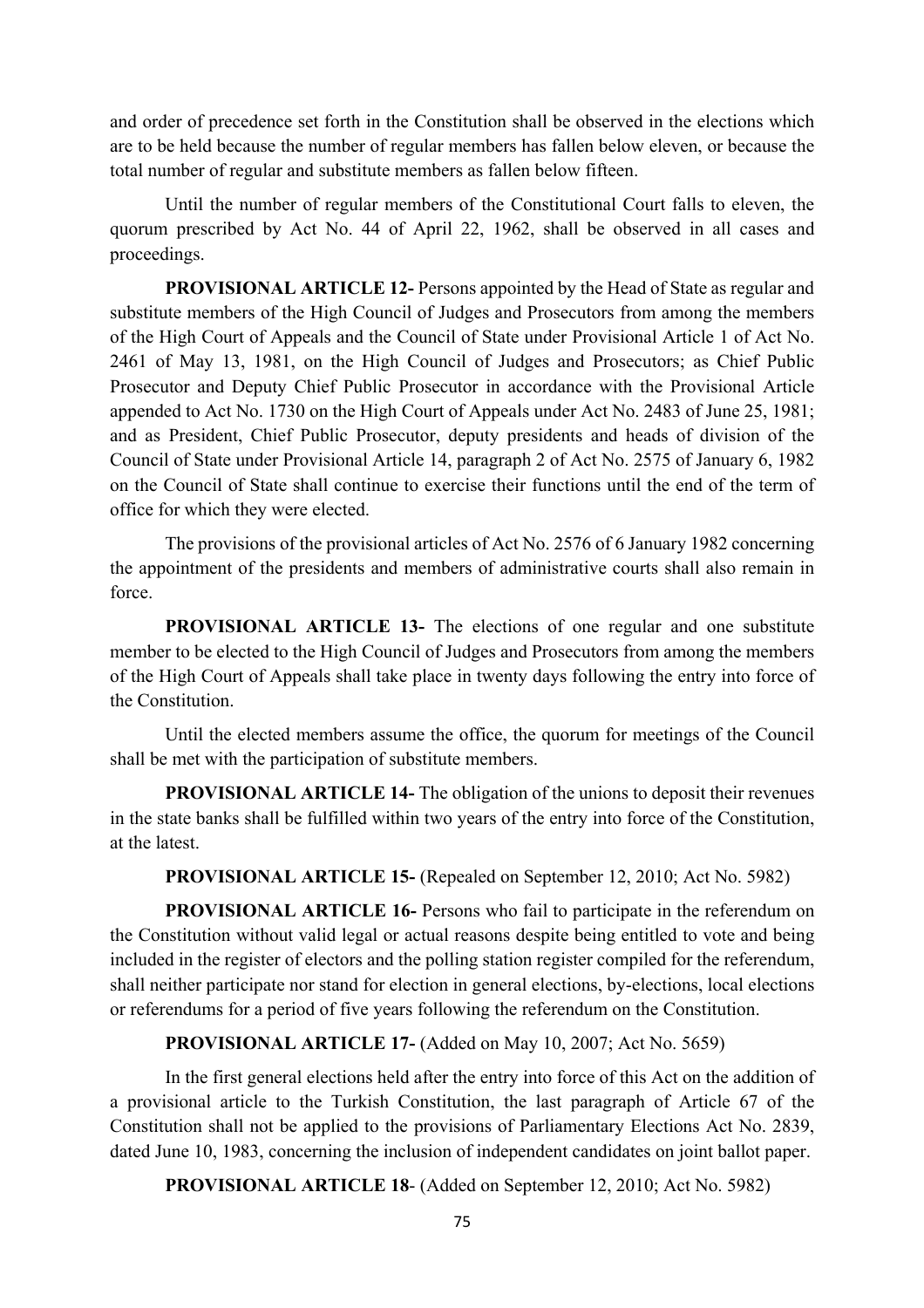and order of precedence set forth in the Constitution shall be observed in the elections which are to be held because the number of regular members has fallen below eleven, or because the total number of regular and substitute members as fallen below fifteen.

Until the number of regular members of the Constitutional Court falls to eleven, the quorum prescribed by Act No. 44 of April 22, 1962, shall be observed in all cases and proceedings.

**PROVISIONAL ARTICLE 12-** Persons appointed by the Head of State as regular and substitute members of the High Council of Judges and Prosecutors from among the members of the High Court of Appeals and the Council of State under Provisional Article 1 of Act No. 2461 of May 13, 1981, on the High Council of Judges and Prosecutors; as Chief Public Prosecutor and Deputy Chief Public Prosecutor in accordance with the Provisional Article appended to Act No. 1730 on the High Court of Appeals under Act No. 2483 of June 25, 1981; and as President, Chief Public Prosecutor, deputy presidents and heads of division of the Council of State under Provisional Article 14, paragraph 2 of Act No. 2575 of January 6, 1982 on the Council of State shall continue to exercise their functions until the end of the term of office for which they were elected.

The provisions of the provisional articles of Act No. 2576 of 6 January 1982 concerning the appointment of the presidents and members of administrative courts shall also remain in force.

**PROVISIONAL ARTICLE 13-** The elections of one regular and one substitute member to be elected to the High Council of Judges and Prosecutors from among the members of the High Court of Appeals shall take place in twenty days following the entry into force of the Constitution.

Until the elected members assume the office, the quorum for meetings of the Council shall be met with the participation of substitute members.

**PROVISIONAL ARTICLE 14-** The obligation of the unions to deposit their revenues in the state banks shall be fulfilled within two years of the entry into force of the Constitution, at the latest.

**PROVISIONAL ARTICLE 15-** (Repealed on September 12, 2010; Act No. 5982)

**PROVISIONAL ARTICLE 16-** Persons who fail to participate in the referendum on the Constitution without valid legal or actual reasons despite being entitled to vote and being included in the register of electors and the polling station register compiled for the referendum, shall neither participate nor stand for election in general elections, by-elections, local elections or referendums for a period of five years following the referendum on the Constitution.

**PROVISIONAL ARTICLE 17-** (Added on May 10, 2007; Act No. 5659)

In the first general elections held after the entry into force of this Act on the addition of a provisional article to the Turkish Constitution, the last paragraph of Article 67 of the Constitution shall not be applied to the provisions of Parliamentary Elections Act No. 2839, dated June 10, 1983, concerning the inclusion of independent candidates on joint ballot paper.

**PROVISIONAL ARTICLE 18**- (Added on September 12, 2010; Act No. 5982)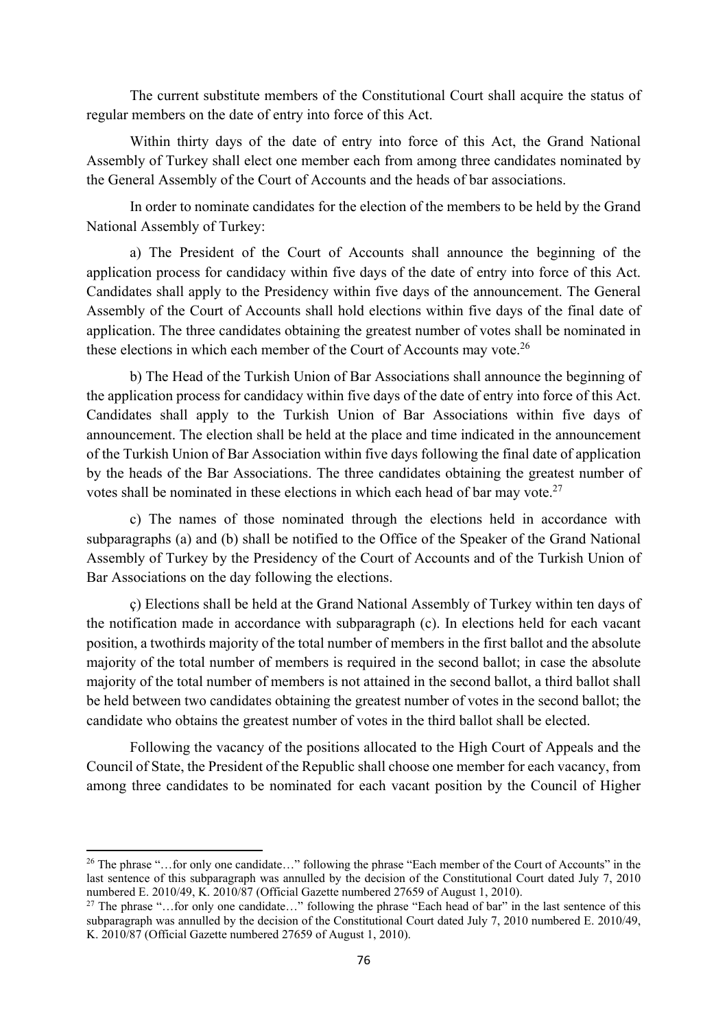The current substitute members of the Constitutional Court shall acquire the status of regular members on the date of entry into force of this Act.

Within thirty days of the date of entry into force of this Act, the Grand National Assembly of Turkey shall elect one member each from among three candidates nominated by the General Assembly of the Court of Accounts and the heads of bar associations.

In order to nominate candidates for the election of the members to be held by the Grand National Assembly of Turkey:

a) The President of the Court of Accounts shall announce the beginning of the application process for candidacy within five days of the date of entry into force of this Act. Candidates shall apply to the Presidency within five days of the announcement. The General Assembly of the Court of Accounts shall hold elections within five days of the final date of application. The three candidates obtaining the greatest number of votes shall be nominated in these elections in which each member of the Court of Accounts may vote.[26]

b) The Head of the Turkish Union of Bar Associations shall announce the beginning of the application process for candidacy within five days of the date of entry into force of this Act. Candidates shall apply to the Turkish Union of Bar Associations within five days of announcement. The election shall be held at the place and time indicated in the announcement of the Turkish Union of Bar Association within five days following the final date of application by the heads of the Bar Associations. The three candidates obtaining the greatest number of votes shall be nominated in these elections in which each head of bar may vote.[27]

c) The names of those nominated through the elections held in accordance with subparagraphs (a) and (b) shall be notified to the Office of the Speaker of the Grand National Assembly of Turkey by the Presidency of the Court of Accounts and of the Turkish Union of Bar Associations on the day following the elections.

ç) Elections shall be held at the Grand National Assembly of Turkey within ten days of the notification made in accordance with subparagraph (c). In elections held for each vacant position, a twothirds majority of the total number of members in the first ballot and the absolute majority of the total number of members is required in the second ballot; in case the absolute majority of the total number of members is not attained in the second ballot, a third ballot shall be held between two candidates obtaining the greatest number of votes in the second ballot; the candidate who obtains the greatest number of votes in the third ballot shall be elected.

Following the vacancy of the positions allocated to the High Court of Appeals and the Council of State, the President of the Republic shall choose one member for each vacancy, from among three candidates to be nominated for each vacant position by the Council of Higher

---

[26] The phrase "…for only one candidate…" following the phrase "Each member of the Court of Accounts" in the last sentence of this subparagraph was annulled by the decision of the Constitutional Court dated July 7, 2010 numbered E. 2010/49, K. 2010/87 (Official Gazette numbered 27659 of August 1, 2010).

[27] The phrase "…for only one candidate…" following the phrase "Each head of bar" in the last sentence of this subparagraph was annulled by the decision of the Constitutional Court dated July 7, 2010 numbered E. 2010/49, K. 2010/87 (Official Gazette numbered 27659 of August 1, 2010).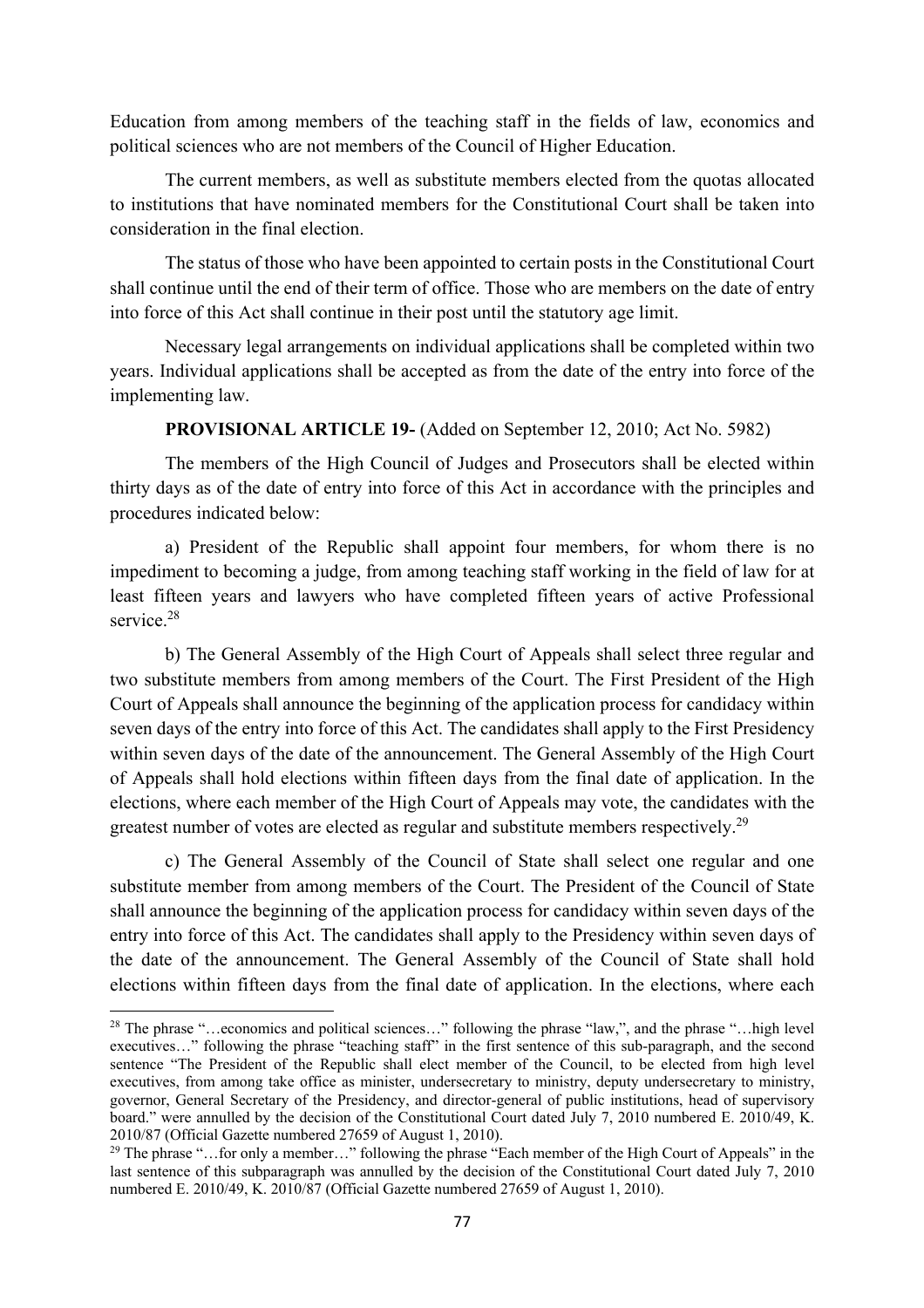Education from among members of the teaching staff in the fields of law, economics and political sciences who are not members of the Council of Higher Education.

The current members, as well as substitute members elected from the quotas allocated to institutions that have nominated members for the Constitutional Court shall be taken into consideration in the final election.

The status of those who have been appointed to certain posts in the Constitutional Court shall continue until the end of their term of office. Those who are members on the date of entry into force of this Act shall continue in their post until the statutory age limit.

Necessary legal arrangements on individual applications shall be completed within two years. Individual applications shall be accepted as from the date of the entry into force of the implementing law.

**PROVISIONAL ARTICLE 19-** (Added on September 12, 2010; Act No. 5982)

The members of the High Council of Judges and Prosecutors shall be elected within thirty days as of the date of entry into force of this Act in accordance with the principles and procedures indicated below:

a) President of the Republic shall appoint four members, for whom there is no impediment to becoming a judge, from among teaching staff working in the field of law for at least fifteen years and lawyers who have completed fifteen years of active Professional service.[28]

b) The General Assembly of the High Court of Appeals shall select three regular and two substitute members from among members of the Court. The First President of the High Court of Appeals shall announce the beginning of the application process for candidacy within seven days of the entry into force of this Act. The candidates shall apply to the First Presidency within seven days of the date of the announcement. The General Assembly of the High Court of Appeals shall hold elections within fifteen days from the final date of application. In the elections, where each member of the High Court of Appeals may vote, the candidates with the greatest number of votes are elected as regular and substitute members respectively.[29]

c) The General Assembly of the Council of State shall select one regular and one substitute member from among members of the Court. The President of the Council of State shall announce the beginning of the application process for candidacy within seven days of the entry into force of this Act. The candidates shall apply to the Presidency within seven days of the date of the announcement. The General Assembly of the Council of State shall hold elections within fifteen days from the final date of application. In the elections, where each

---

[28] The phrase "…economics and political sciences…" following the phrase "law,", and the phrase "…high level executives…" following the phrase "teaching staff" in the first sentence of this sub-paragraph, and the second sentence "The President of the Republic shall elect member of the Council, to be elected from high level executives, from among take office as minister, undersecretary to ministry, deputy undersecretary to ministry, governor, General Secretary of the Presidency, and director-general of public institutions, head of supervisory board." were annulled by the decision of the Constitutional Court dated July 7, 2010 numbered E. 2010/49, K. 2010/87 (Official Gazette numbered 27659 of August 1, 2010).

[29] The phrase "…for only a member…" following the phrase "Each member of the High Court of Appeals" in the last sentence of this subparagraph was annulled by the decision of the Constitutional Court dated July 7, 2010 numbered E. 2010/49, K. 2010/87 (Official Gazette numbered 27659 of August 1, 2010).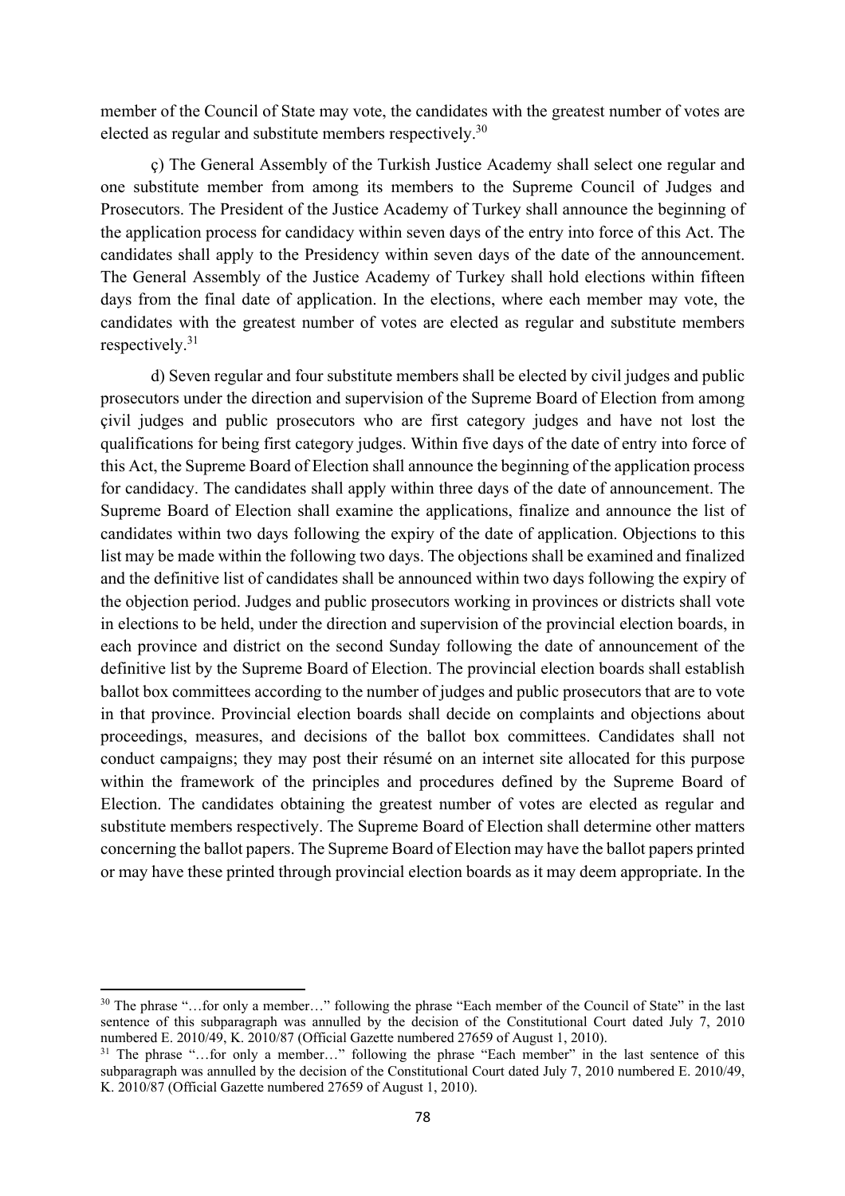member of the Council of State may vote, the candidates with the greatest number of votes are elected as regular and substitute members respectively.[30]

ç) The General Assembly of the Turkish Justice Academy shall select one regular and one substitute member from among its members to the Supreme Council of Judges and Prosecutors. The President of the Justice Academy of Turkey shall announce the beginning of the application process for candidacy within seven days of the entry into force of this Act. The candidates shall apply to the Presidency within seven days of the date of the announcement. The General Assembly of the Justice Academy of Turkey shall hold elections within fifteen days from the final date of application. In the elections, where each member may vote, the candidates with the greatest number of votes are elected as regular and substitute members respectively.[31]

d) Seven regular and four substitute members shall be elected by civil judges and public prosecutors under the direction and supervision of the Supreme Board of Election from among çivil judges and public prosecutors who are first category judges and have not lost the qualifications for being first category judges. Within five days of the date of entry into force of this Act, the Supreme Board of Election shall announce the beginning of the application process for candidacy. The candidates shall apply within three days of the date of announcement. The Supreme Board of Election shall examine the applications, finalize and announce the list of candidates within two days following the expiry of the date of application. Objections to this list may be made within the following two days. The objections shall be examined and finalized and the definitive list of candidates shall be announced within two days following the expiry of the objection period. Judges and public prosecutors working in provinces or districts shall vote in elections to be held, under the direction and supervision of the provincial election boards, in each province and district on the second Sunday following the date of announcement of the definitive list by the Supreme Board of Election. The provincial election boards shall establish ballot box committees according to the number of judges and public prosecutors that are to vote in that province. Provincial election boards shall decide on complaints and objections about proceedings, measures, and decisions of the ballot box committees. Candidates shall not conduct campaigns; they may post their résumé on an internet site allocated for this purpose within the framework of the principles and procedures defined by the Supreme Board of Election. The candidates obtaining the greatest number of votes are elected as regular and substitute members respectively. The Supreme Board of Election shall determine other matters concerning the ballot papers. The Supreme Board of Election may have the ballot papers printed or may have these printed through provincial election boards as it may deem appropriate. In the

---

[30] The phrase "…for only a member…" following the phrase "Each member of the Council of State" in the last sentence of this subparagraph was annulled by the decision of the Constitutional Court dated July 7, 2010 numbered E. 2010/49, K. 2010/87 (Official Gazette numbered 27659 of August 1, 2010).

[31] The phrase "…for only a member…" following the phrase "Each member" in the last sentence of this subparagraph was annulled by the decision of the Constitutional Court dated July 7, 2010 numbered E. 2010/49, K. 2010/87 (Official Gazette numbered 27659 of August 1, 2010).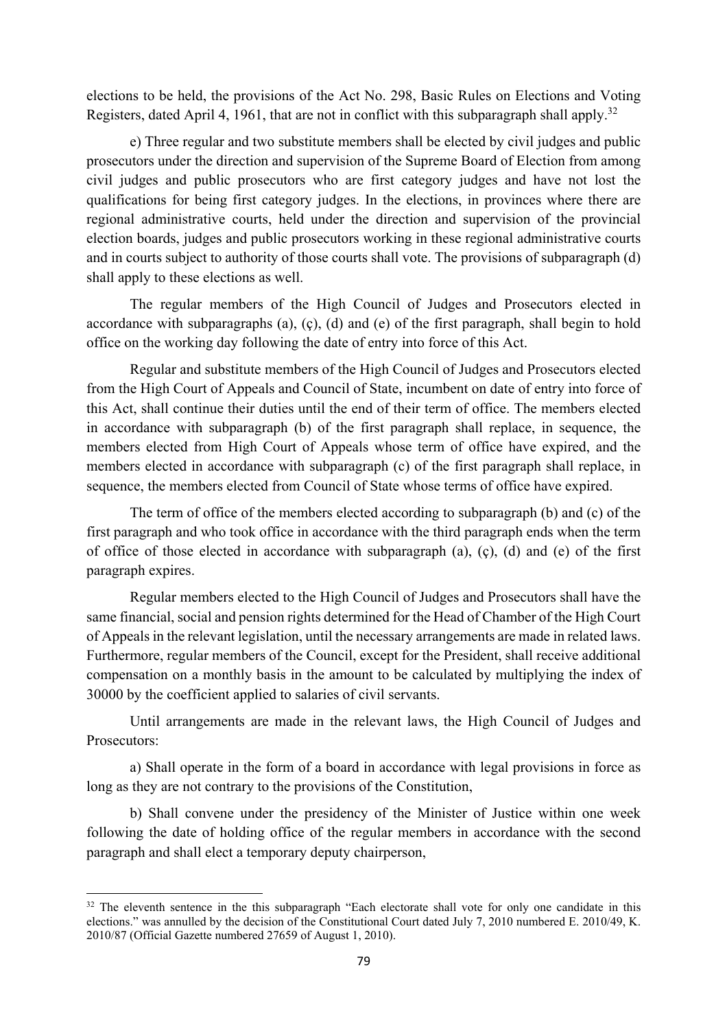elections to be held, the provisions of the Act No. 298, Basic Rules on Elections and Voting Registers, dated April 4, 1961, that are not in conflict with this subparagraph shall apply.[32]

e) Three regular and two substitute members shall be elected by civil judges and public prosecutors under the direction and supervision of the Supreme Board of Election from among civil judges and public prosecutors who are first category judges and have not lost the qualifications for being first category judges. In the elections, in provinces where there are regional administrative courts, held under the direction and supervision of the provincial election boards, judges and public prosecutors working in these regional administrative courts and in courts subject to authority of those courts shall vote. The provisions of subparagraph (d) shall apply to these elections as well.

The regular members of the High Council of Judges and Prosecutors elected in accordance with subparagraphs (a), (ç), (d) and (e) of the first paragraph, shall begin to hold office on the working day following the date of entry into force of this Act.

Regular and substitute members of the High Council of Judges and Prosecutors elected from the High Court of Appeals and Council of State, incumbent on date of entry into force of this Act, shall continue their duties until the end of their term of office. The members elected in accordance with subparagraph (b) of the first paragraph shall replace, in sequence, the members elected from High Court of Appeals whose term of office have expired, and the members elected in accordance with subparagraph (c) of the first paragraph shall replace, in sequence, the members elected from Council of State whose terms of office have expired.

The term of office of the members elected according to subparagraph (b) and (c) of the first paragraph and who took office in accordance with the third paragraph ends when the term of office of those elected in accordance with subparagraph (a), (ç), (d) and (e) of the first paragraph expires.

Regular members elected to the High Council of Judges and Prosecutors shall have the same financial, social and pension rights determined for the Head of Chamber of the High Court of Appeals in the relevant legislation, until the necessary arrangements are made in related laws. Furthermore, regular members of the Council, except for the President, shall receive additional compensation on a monthly basis in the amount to be calculated by multiplying the index of 30000 by the coefficient applied to salaries of civil servants.

Until arrangements are made in the relevant laws, the High Council of Judges and Prosecutors:

a) Shall operate in the form of a board in accordance with legal provisions in force as long as they are not contrary to the provisions of the Constitution,

b) Shall convene under the presidency of the Minister of Justice within one week following the date of holding office of the regular members in accordance with the second paragraph and shall elect a temporary deputy chairperson,

---

[32] The eleventh sentence in the this subparagraph "Each electorate shall vote for only one candidate in this elections." was annulled by the decision of the Constitutional Court dated July 7, 2010 numbered E. 2010/49, K. 2010/87 (Official Gazette numbered 27659 of August 1, 2010).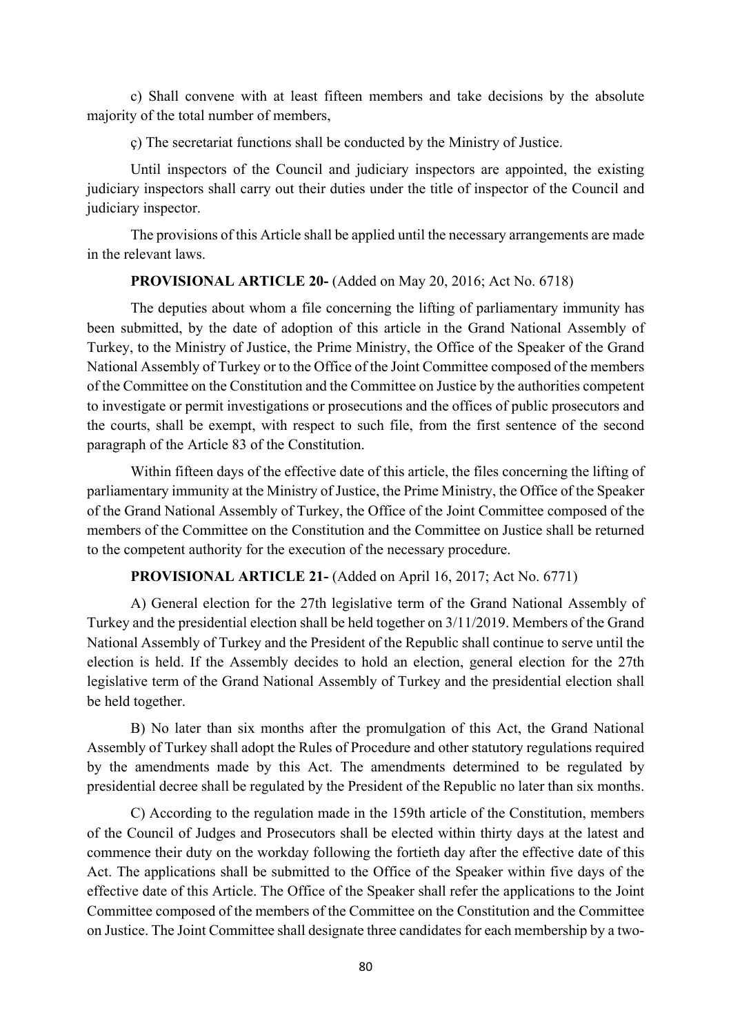c) Shall convene with at least fifteen members and take decisions by the absolute majority of the total number of members,

ç) The secretariat functions shall be conducted by the Ministry of Justice.

Until inspectors of the Council and judiciary inspectors are appointed, the existing judiciary inspectors shall carry out their duties under the title of inspector of the Council and judiciary inspector.

The provisions of this Article shall be applied until the necessary arrangements are made in the relevant laws.

**PROVISIONAL ARTICLE 20-** (Added on May 20, 2016; Act No. 6718)

The deputies about whom a file concerning the lifting of parliamentary immunity has been submitted, by the date of adoption of this article in the Grand National Assembly of Turkey, to the Ministry of Justice, the Prime Ministry, the Office of the Speaker of the Grand National Assembly of Turkey or to the Office of the Joint Committee composed of the members of the Committee on the Constitution and the Committee on Justice by the authorities competent to investigate or permit investigations or prosecutions and the offices of public prosecutors and the courts, shall be exempt, with respect to such file, from the first sentence of the second paragraph of the Article 83 of the Constitution.

Within fifteen days of the effective date of this article, the files concerning the lifting of parliamentary immunity at the Ministry of Justice, the Prime Ministry, the Office of the Speaker of the Grand National Assembly of Turkey, the Office of the Joint Committee composed of the members of the Committee on the Constitution and the Committee on Justice shall be returned to the competent authority for the execution of the necessary procedure.

**PROVISIONAL ARTICLE 21-** (Added on April 16, 2017; Act No. 6771)

A) General election for the 27th legislative term of the Grand National Assembly of Turkey and the presidential election shall be held together on 3/11/2019. Members of the Grand National Assembly of Turkey and the President of the Republic shall continue to serve until the election is held. If the Assembly decides to hold an election, general election for the 27th legislative term of the Grand National Assembly of Turkey and the presidential election shall be held together.

B) No later than six months after the promulgation of this Act, the Grand National Assembly of Turkey shall adopt the Rules of Procedure and other statutory regulations required by the amendments made by this Act. The amendments determined to be regulated by presidential decree shall be regulated by the President of the Republic no later than six months.

C) According to the regulation made in the 159th article of the Constitution, members of the Council of Judges and Prosecutors shall be elected within thirty days at the latest and commence their duty on the workday following the fortieth day after the effective date of this Act. The applications shall be submitted to the Office of the Speaker within five days of the effective date of this Article. The Office of the Speaker shall refer the applications to the Joint Committee composed of the members of the Committee on the Constitution and the Committee on Justice. The Joint Committee shall designate three candidates for each membership by a two-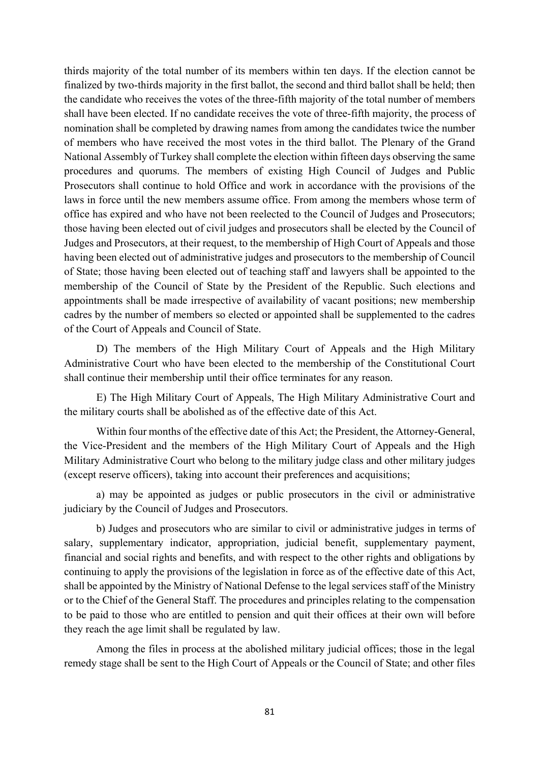thirds majority of the total number of its members within ten days. If the election cannot be finalized by two-thirds majority in the first ballot, the second and third ballot shall be held; then the candidate who receives the votes of the three-fifth majority of the total number of members shall have been elected. If no candidate receives the vote of three-fifth majority, the process of nomination shall be completed by drawing names from among the candidates twice the number of members who have received the most votes in the third ballot. The Plenary of the Grand National Assembly of Turkey shall complete the election within fifteen days observing the same procedures and quorums. The members of existing High Council of Judges and Public Prosecutors shall continue to hold Office and work in accordance with the provisions of the laws in force until the new members assume office. From among the members whose term of office has expired and who have not been reelected to the Council of Judges and Prosecutors; those having been elected out of civil judges and prosecutors shall be elected by the Council of Judges and Prosecutors, at their request, to the membership of High Court of Appeals and those having been elected out of administrative judges and prosecutors to the membership of Council of State; those having been elected out of teaching staff and lawyers shall be appointed to the membership of the Council of State by the President of the Republic. Such elections and appointments shall be made irrespective of availability of vacant positions; new membership cadres by the number of members so elected or appointed shall be supplemented to the cadres of the Court of Appeals and Council of State.

D) The members of the High Military Court of Appeals and the High Military Administrative Court who have been elected to the membership of the Constitutional Court shall continue their membership until their office terminates for any reason.

E) The High Military Court of Appeals, The High Military Administrative Court and the military courts shall be abolished as of the effective date of this Act.

Within four months of the effective date of this Act; the President, the Attorney-General, the Vice-President and the members of the High Military Court of Appeals and the High Military Administrative Court who belong to the military judge class and other military judges (except reserve officers), taking into account their preferences and acquisitions;

a) may be appointed as judges or public prosecutors in the civil or administrative judiciary by the Council of Judges and Prosecutors.

b) Judges and prosecutors who are similar to civil or administrative judges in terms of salary, supplementary indicator, appropriation, judicial benefit, supplementary payment, financial and social rights and benefits, and with respect to the other rights and obligations by continuing to apply the provisions of the legislation in force as of the effective date of this Act, shall be appointed by the Ministry of National Defense to the legal services staff of the Ministry or to the Chief of the General Staff. The procedures and principles relating to the compensation to be paid to those who are entitled to pension and quit their offices at their own will before they reach the age limit shall be regulated by law.

Among the files in process at the abolished military judicial offices; those in the legal remedy stage shall be sent to the High Court of Appeals or the Council of State; and other files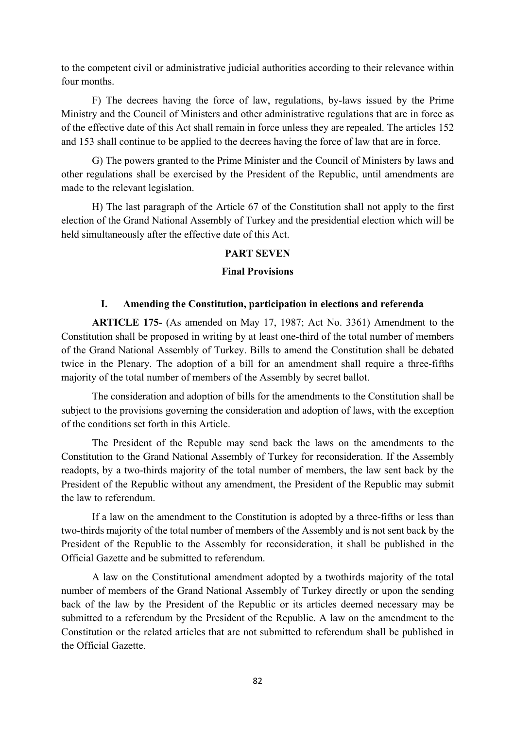to the competent civil or administrative judicial authorities according to their relevance within four months.

F) The decrees having the force of law, regulations, by-laws issued by the Prime Ministry and the Council of Ministers and other administrative regulations that are in force as of the effective date of this Act shall remain in force unless they are repealed. The articles 152 and 153 shall continue to be applied to the decrees having the force of law that are in force.

G) The powers granted to the Prime Minister and the Council of Ministers by laws and other regulations shall be exercised by the President of the Republic, until amendments are made to the relevant legislation.

H) The last paragraph of the Article 67 of the Constitution shall not apply to the first election of the Grand National Assembly of Turkey and the presidential election which will be held simultaneously after the effective date of this Act.

## PART SEVEN

## Final Provisions

### I. Amending the Constitution, participation in elections and referenda

**ARTICLE 175-** (As amended on May 17, 1987; Act No. 3361) Amendment to the Constitution shall be proposed in writing by at least one-third of the total number of members of the Grand National Assembly of Turkey. Bills to amend the Constitution shall be debated twice in the Plenary. The adoption of a bill for an amendment shall require a three-fifths majority of the total number of members of the Assembly by secret ballot.

The consideration and adoption of bills for the amendments to the Constitution shall be subject to the provisions governing the consideration and adoption of laws, with the exception of the conditions set forth in this Article.

The President of the Republc may send back the laws on the amendments to the Constitution to the Grand National Assembly of Turkey for reconsideration. If the Assembly readopts, by a two-thirds majority of the total number of members, the law sent back by the President of the Republic without any amendment, the President of the Republic may submit the law to referendum.

If a law on the amendment to the Constitution is adopted by a three-fifths or less than two-thirds majority of the total number of members of the Assembly and is not sent back by the President of the Republic to the Assembly for reconsideration, it shall be published in the Official Gazette and be submitted to referendum.

A law on the Constitutional amendment adopted by a twothirds majority of the total number of members of the Grand National Assembly of Turkey directly or upon the sending back of the law by the President of the Republic or its articles deemed necessary may be submitted to a referendum by the President of the Republic. A law on the amendment to the Constitution or the related articles that are not submitted to referendum shall be published in the Official Gazette.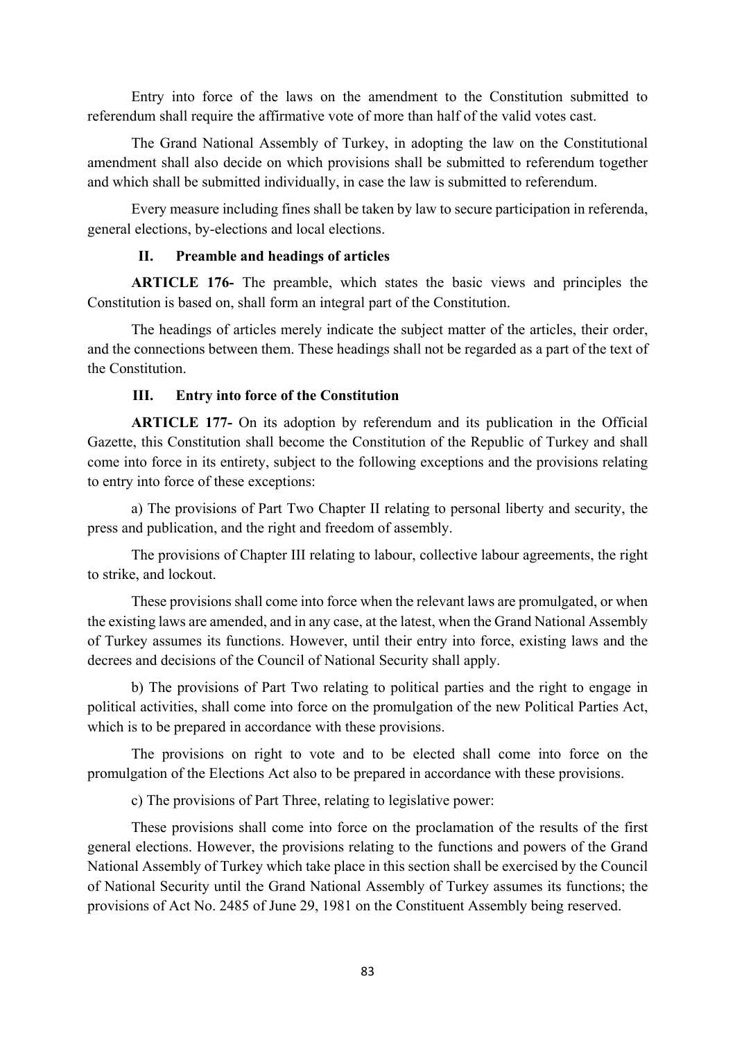Entry into force of the laws on the amendment to the Constitution submitted to referendum shall require the affirmative vote of more than half of the valid votes cast.

The Grand National Assembly of Turkey, in adopting the law on the Constitutional amendment shall also decide on which provisions shall be submitted to referendum together and which shall be submitted individually, in case the law is submitted to referendum.

Every measure including fines shall be taken by law to secure participation in referenda, general elections, by-elections and local elections.

### II. Preamble and headings of articles

**ARTICLE 176-** The preamble, which states the basic views and principles the Constitution is based on, shall form an integral part of the Constitution.

The headings of articles merely indicate the subject matter of the articles, their order, and the connections between them. These headings shall not be regarded as a part of the text of the Constitution.

### III. Entry into force of the Constitution

**ARTICLE 177-** On its adoption by referendum and its publication in the Official Gazette, this Constitution shall become the Constitution of the Republic of Turkey and shall come into force in its entirety, subject to the following exceptions and the provisions relating to entry into force of these exceptions:

a) The provisions of Part Two Chapter II relating to personal liberty and security, the press and publication, and the right and freedom of assembly.

The provisions of Chapter III relating to labour, collective labour agreements, the right to strike, and lockout.

These provisions shall come into force when the relevant laws are promulgated, or when the existing laws are amended, and in any case, at the latest, when the Grand National Assembly of Turkey assumes its functions. However, until their entry into force, existing laws and the decrees and decisions of the Council of National Security shall apply.

b) The provisions of Part Two relating to political parties and the right to engage in political activities, shall come into force on the promulgation of the new Political Parties Act, which is to be prepared in accordance with these provisions.

The provisions on right to vote and to be elected shall come into force on the promulgation of the Elections Act also to be prepared in accordance with these provisions.

c) The provisions of Part Three, relating to legislative power:

These provisions shall come into force on the proclamation of the results of the first general elections. However, the provisions relating to the functions and powers of the Grand National Assembly of Turkey which take place in this section shall be exercised by the Council of National Security until the Grand National Assembly of Turkey assumes its functions; the provisions of Act No. 2485 of June 29, 1981 on the Constituent Assembly being reserved.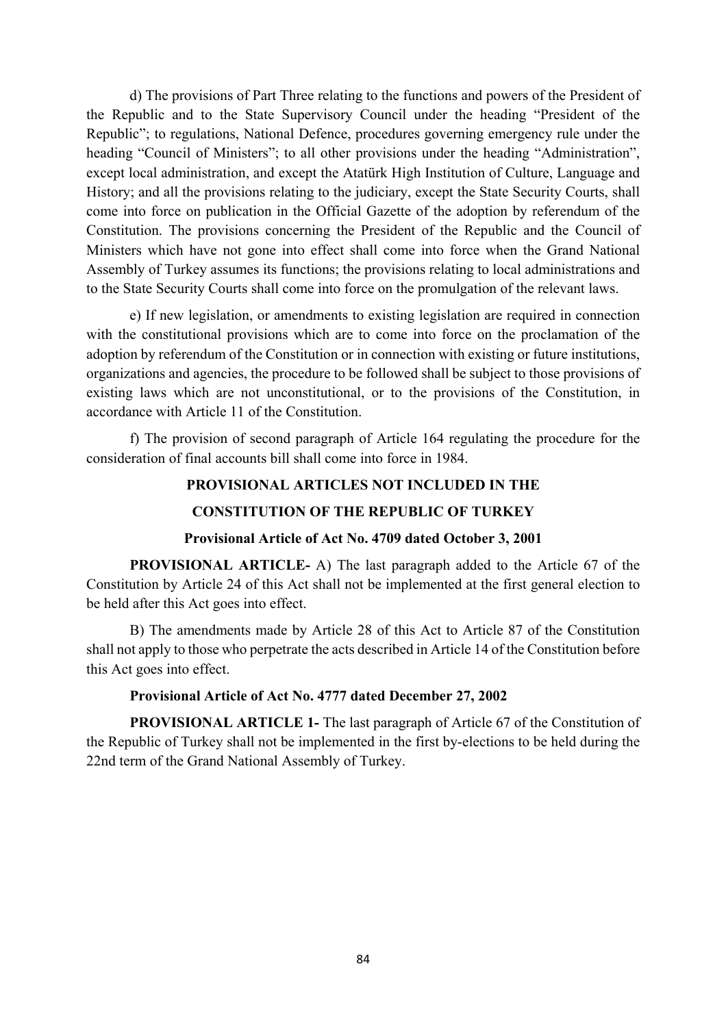d) The provisions of Part Three relating to the functions and powers of the President of the Republic and to the State Supervisory Council under the heading "President of the Republic"; to regulations, National Defence, procedures governing emergency rule under the heading "Council of Ministers"; to all other provisions under the heading "Administration", except local administration, and except the Atatürk High Institution of Culture, Language and History; and all the provisions relating to the judiciary, except the State Security Courts, shall come into force on publication in the Official Gazette of the adoption by referendum of the Constitution. The provisions concerning the President of the Republic and the Council of Ministers which have not gone into effect shall come into force when the Grand National Assembly of Turkey assumes its functions; the provisions relating to local administrations and to the State Security Courts shall come into force on the promulgation of the relevant laws.

e) If new legislation, or amendments to existing legislation are required in connection with the constitutional provisions which are to come into force on the proclamation of the adoption by referendum of the Constitution or in connection with existing or future institutions, organizations and agencies, the procedure to be followed shall be subject to those provisions of existing laws which are not unconstitutional, or to the provisions of the Constitution, in accordance with Article 11 of the Constitution.

f) The provision of second paragraph of Article 164 regulating the procedure for the consideration of final accounts bill shall come into force in 1984.

## PROVISIONAL ARTICLES NOT INCLUDED IN THE CONSTITUTION OF THE REPUBLIC OF TURKEY

### Provisional Article of Act No. 4709 dated October 3, 2001

**PROVISIONAL ARTICLE-** A) The last paragraph added to the Article 67 of the Constitution by Article 24 of this Act shall not be implemented at the first general election to be held after this Act goes into effect.

B) The amendments made by Article 28 of this Act to Article 87 of the Constitution shall not apply to those who perpetrate the acts described in Article 14 of the Constitution before this Act goes into effect.

### Provisional Article of Act No. 4777 dated December 27, 2002

**PROVISIONAL ARTICLE 1-** The last paragraph of Article 67 of the Constitution of the Republic of Turkey shall not be implemented in the first by-elections to be held during the 22nd term of the Grand National Assembly of Turkey.